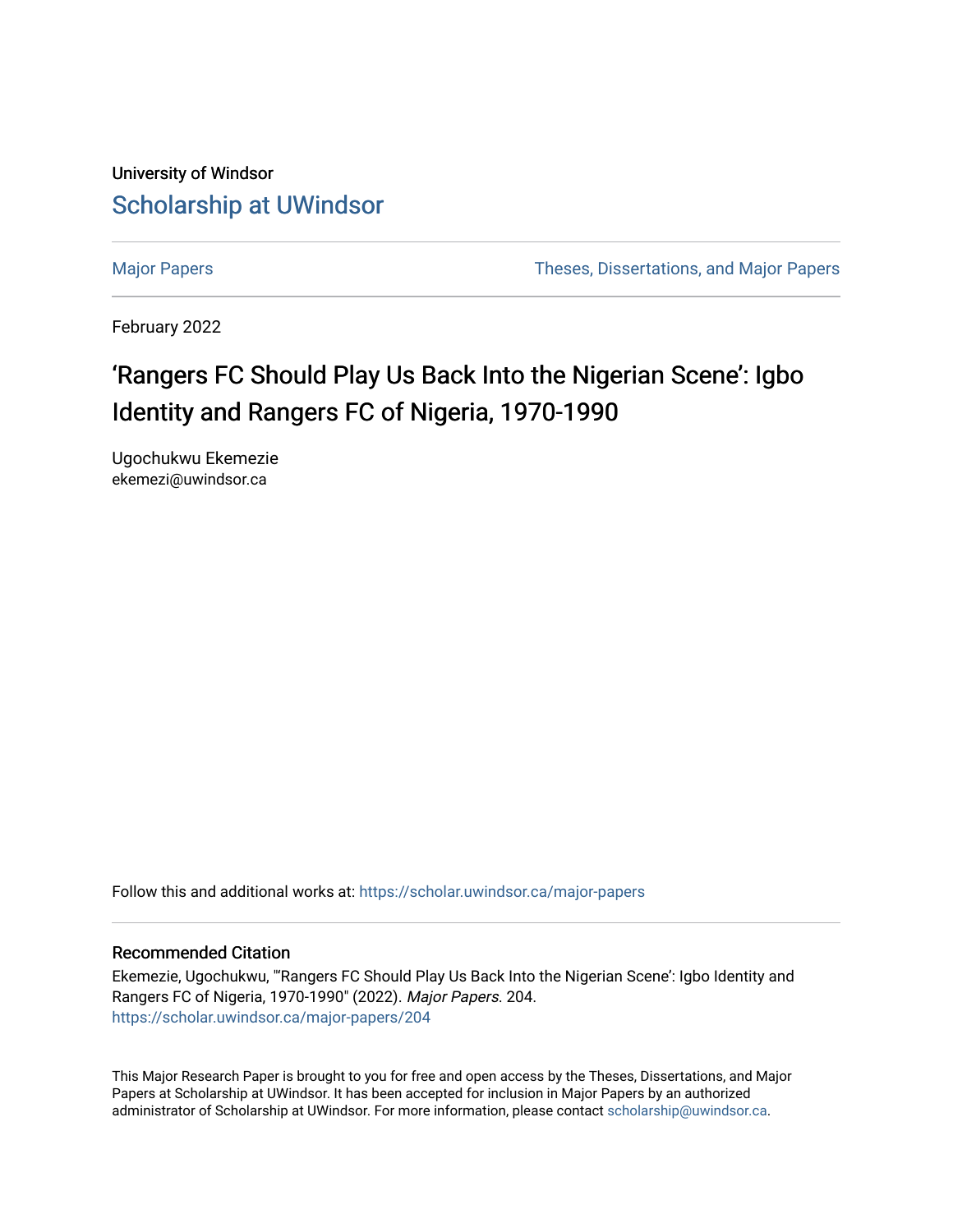University of Windsor

# Scholarship at UWindsor

Major Papers | Theses, Dissertations, and Major Papers

February 2022

## 'Rangers FC Should Play Us Back Into the Nigerian Scene': Igbo Identity and Rangers FC of Nigeria, 1970-1990

Ugochukwu Ekemezie
ekemezi@uwindsor.ca

Follow this and additional works at: https://scholar.uwindsor.ca/major-papers

### Recommended Citation

Ekemezie, Ugochukwu, "'Rangers FC Should Play Us Back Into the Nigerian Scene': Igbo Identity and Rangers FC of Nigeria, 1970-1990" (2022). *Major Papers*. 204.
https://scholar.uwindsor.ca/major-papers/204

This Major Research Paper is brought to you for free and open access by the Theses, Dissertations, and Major Papers at Scholarship at UWindsor. It has been accepted for inclusion in Major Papers by an authorized administrator of Scholarship at UWindsor. For more information, please contact scholarship@uwindsor.ca.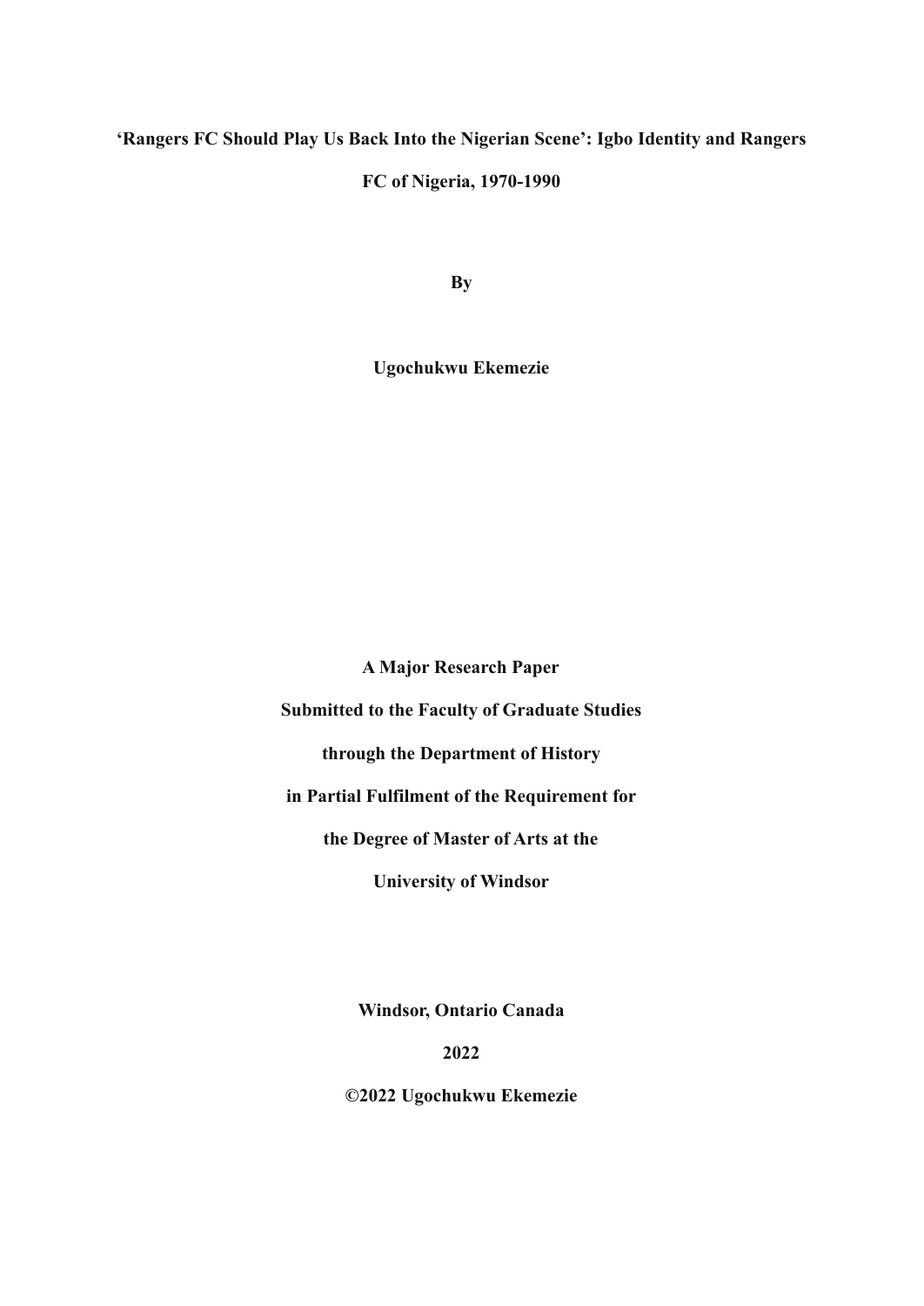**'Rangers FC Should Play Us Back Into the Nigerian Scene': Igbo Identity and Rangers FC of Nigeria, 1970-1990**

**By**

**Ugochukwu Ekemezie**

**A Major Research Paper**

**Submitted to the Faculty of Graduate Studies**

**through the Department of History**

**in Partial Fulfilment of the Requirement for**

**the Degree of Master of Arts at the**

**University of Windsor**

**Windsor, Ontario Canada**

**2022**

**©2022 Ugochukwu Ekemezie**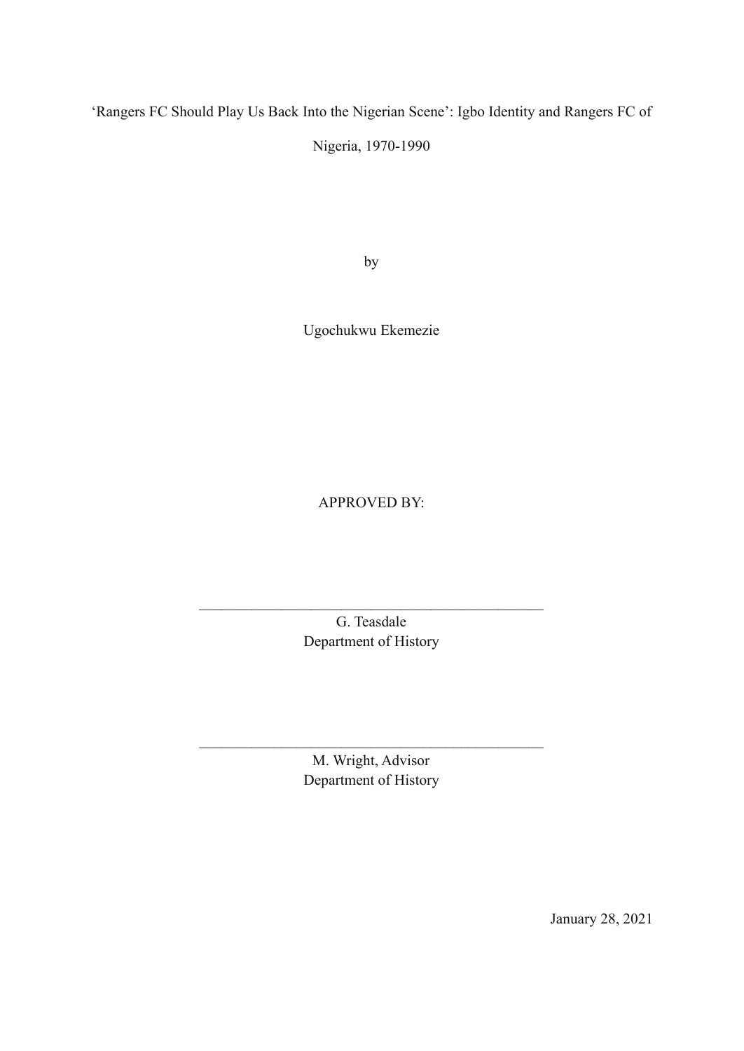# 'Rangers FC Should Play Us Back Into the Nigerian Scene': Igbo Identity and Rangers FC of Nigeria, 1970-1990

by

Ugochukwu Ekemezie

APPROVED BY:

\_\_\_\_\_\_\_\_\_\_\_\_\_\_\_\_\_\_\_\_\_\_\_\_\_\_\_\_\_\_\_\_\_\_\_\_\_\_\_\_\_\_\_\_

G. Teasdale
Department of History

\_\_\_\_\_\_\_\_\_\_\_\_\_\_\_\_\_\_\_\_\_\_\_\_\_\_\_\_\_\_\_\_\_\_\_\_\_\_\_\_\_\_\_\_

M. Wright, Advisor
Department of History

January 28, 2021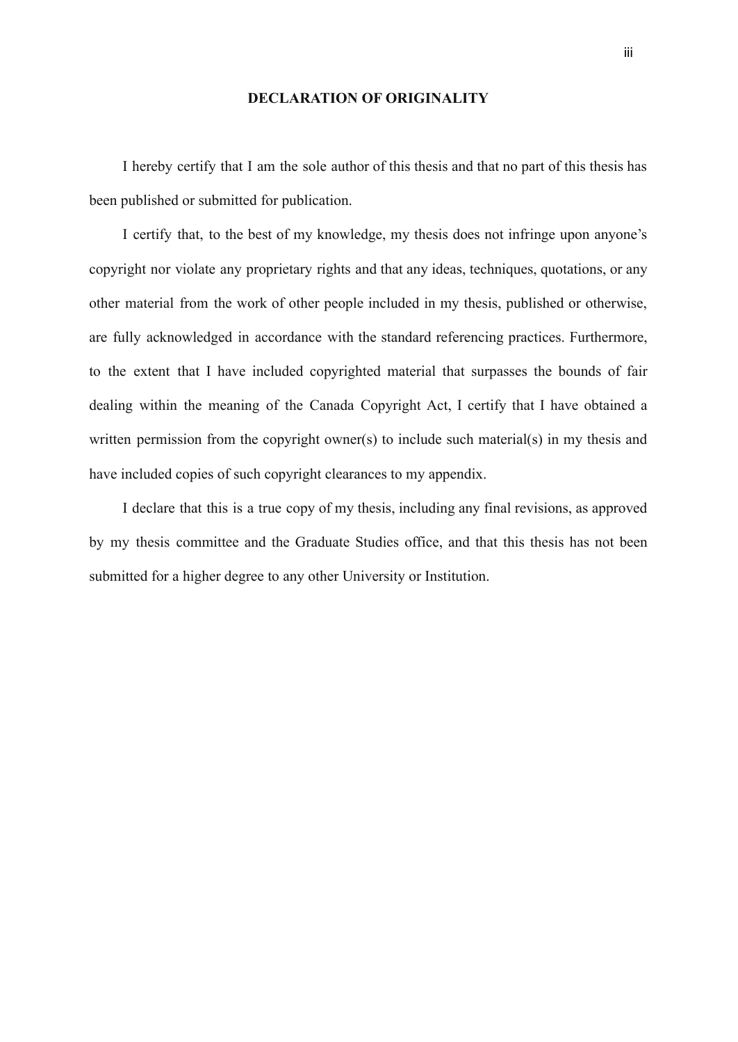# DECLARATION OF ORIGINALITY

I hereby certify that I am the sole author of this thesis and that no part of this thesis has been published or submitted for publication.

I certify that, to the best of my knowledge, my thesis does not infringe upon anyone's copyright nor violate any proprietary rights and that any ideas, techniques, quotations, or any other material from the work of other people included in my thesis, published or otherwise, are fully acknowledged in accordance with the standard referencing practices. Furthermore, to the extent that I have included copyrighted material that surpasses the bounds of fair dealing within the meaning of the Canada Copyright Act, I certify that I have obtained a written permission from the copyright owner(s) to include such material(s) in my thesis and have included copies of such copyright clearances to my appendix.

I declare that this is a true copy of my thesis, including any final revisions, as approved by my thesis committee and the Graduate Studies office, and that this thesis has not been submitted for a higher degree to any other University or Institution.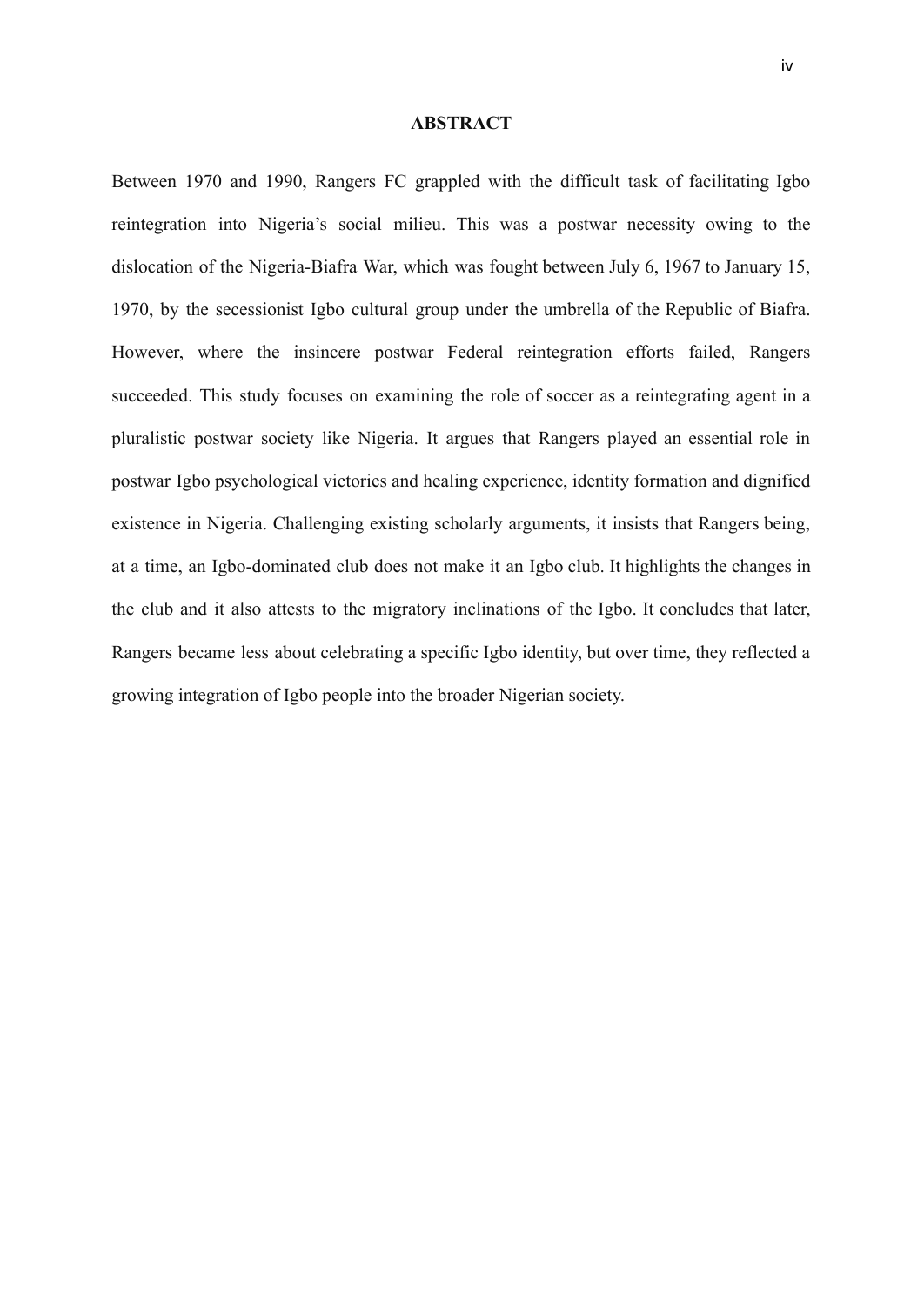# ABSTRACT

Between 1970 and 1990, Rangers FC grappled with the difficult task of facilitating Igbo reintegration into Nigeria's social milieu. This was a postwar necessity owing to the dislocation of the Nigeria-Biafra War, which was fought between July 6, 1967 to January 15, 1970, by the secessionist Igbo cultural group under the umbrella of the Republic of Biafra. However, where the insincere postwar Federal reintegration efforts failed, Rangers succeeded. This study focuses on examining the role of soccer as a reintegrating agent in a pluralistic postwar society like Nigeria. It argues that Rangers played an essential role in postwar Igbo psychological victories and healing experience, identity formation and dignified existence in Nigeria. Challenging existing scholarly arguments, it insists that Rangers being, at a time, an Igbo-dominated club does not make it an Igbo club. It highlights the changes in the club and it also attests to the migratory inclinations of the Igbo. It concludes that later, Rangers became less about celebrating a specific Igbo identity, but over time, they reflected a growing integration of Igbo people into the broader Nigerian society.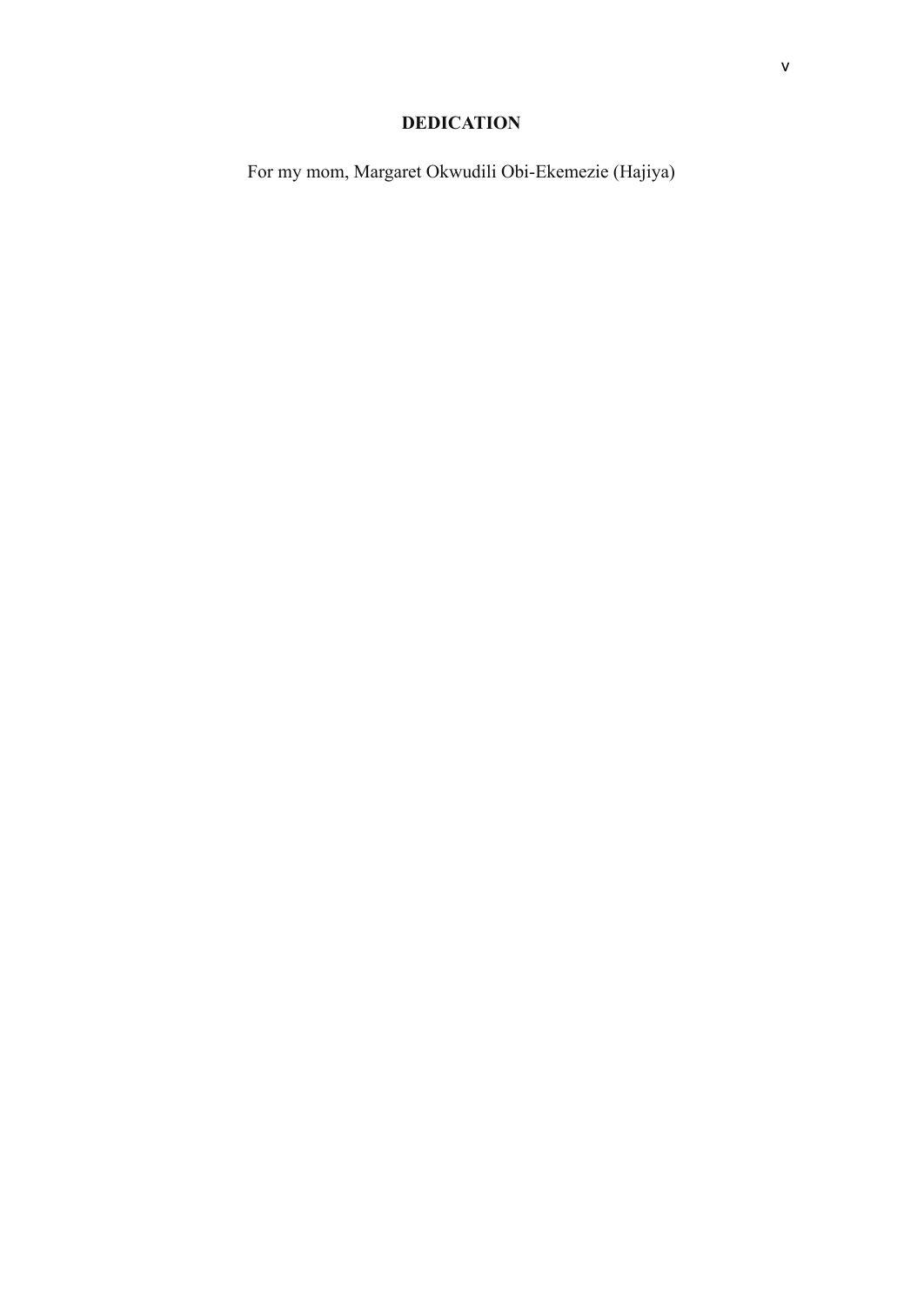## DEDICATION

For my mom, Margaret Okwudili Obi-Ekemezie (Hajiya)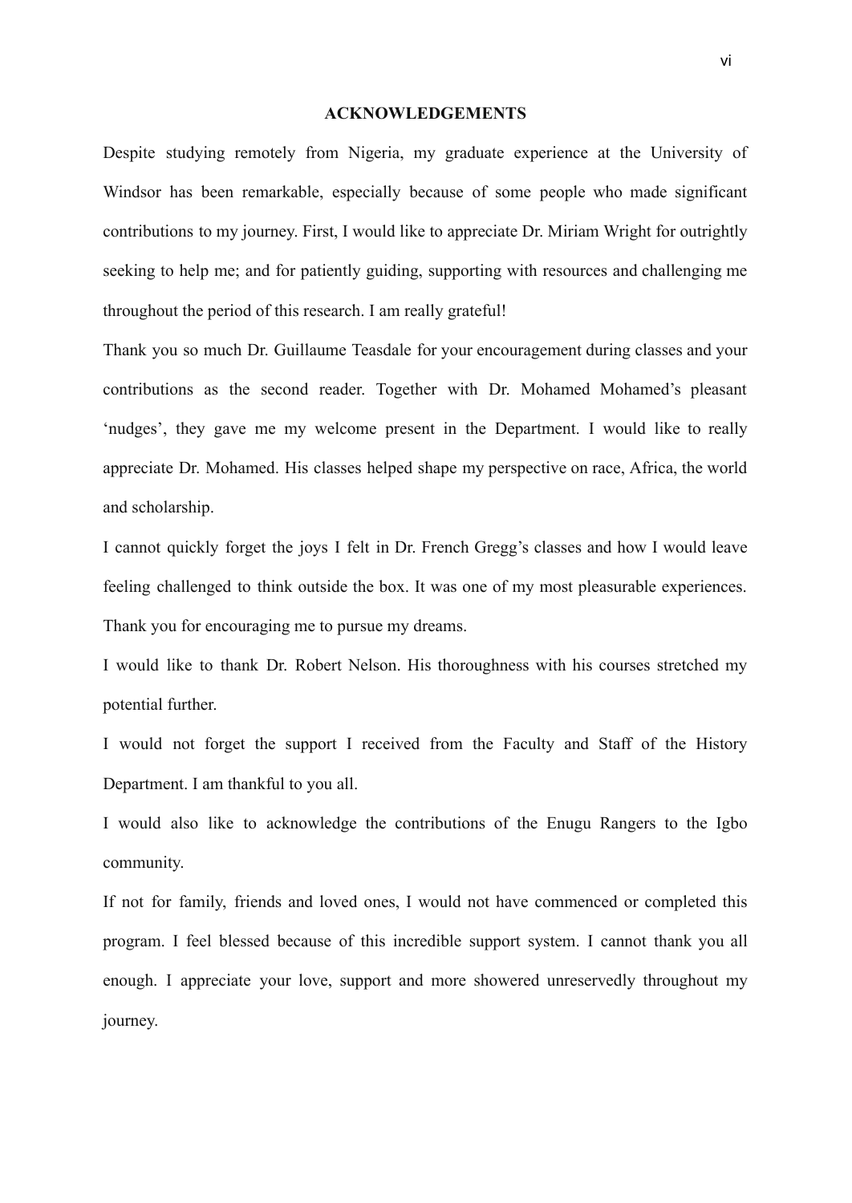# ACKNOWLEDGEMENTS

Despite studying remotely from Nigeria, my graduate experience at the University of Windsor has been remarkable, especially because of some people who made significant contributions to my journey. First, I would like to appreciate Dr. Miriam Wright for outrightly seeking to help me; and for patiently guiding, supporting with resources and challenging me throughout the period of this research. I am really grateful!

Thank you so much Dr. Guillaume Teasdale for your encouragement during classes and your contributions as the second reader. Together with Dr. Mohamed Mohamed's pleasant 'nudges', they gave me my welcome present in the Department. I would like to really appreciate Dr. Mohamed. His classes helped shape my perspective on race, Africa, the world and scholarship.

I cannot quickly forget the joys I felt in Dr. French Gregg's classes and how I would leave feeling challenged to think outside the box. It was one of my most pleasurable experiences. Thank you for encouraging me to pursue my dreams.

I would like to thank Dr. Robert Nelson. His thoroughness with his courses stretched my potential further.

I would not forget the support I received from the Faculty and Staff of the History Department. I am thankful to you all.

I would also like to acknowledge the contributions of the Enugu Rangers to the Igbo community.

If not for family, friends and loved ones, I would not have commenced or completed this program. I feel blessed because of this incredible support system. I cannot thank you all enough. I appreciate your love, support and more showered unreservedly throughout my journey.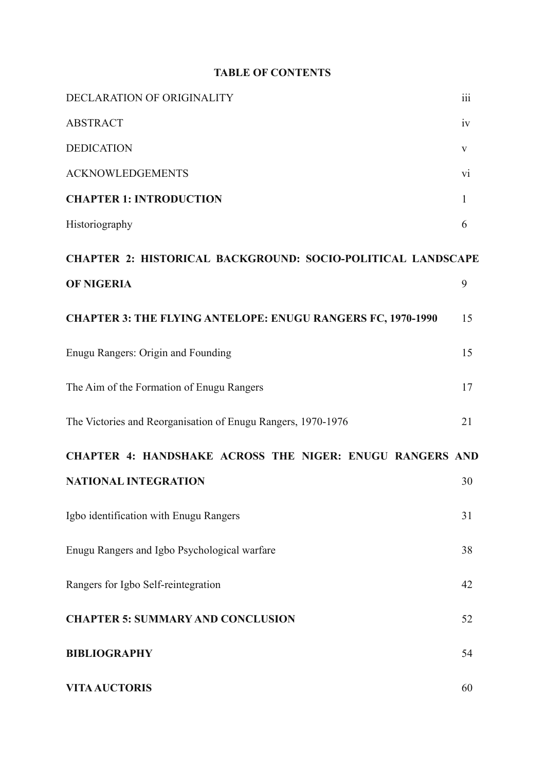# TABLE OF CONTENTS

| | |
|---|---|
| DECLARATION OF ORIGINALITY | iii |
| ABSTRACT | iv |
| DEDICATION | v |
| ACKNOWLEDGEMENTS | vi |
| **CHAPTER 1: INTRODUCTION** | 1 |
| Historiography | 6 |
| **CHAPTER 2: HISTORICAL BACKGROUND: SOCIO-POLITICAL LANDSCAPE OF NIGERIA** | 9 |
| **CHAPTER 3: THE FLYING ANTELOPE: ENUGU RANGERS FC, 1970-1990** | 15 |
| Enugu Rangers: Origin and Founding | 15 |
| The Aim of the Formation of Enugu Rangers | 17 |
| The Victories and Reorganisation of Enugu Rangers, 1970-1976 | 21 |
| **CHAPTER 4: HANDSHAKE ACROSS THE NIGER: ENUGU RANGERS AND NATIONAL INTEGRATION** | 30 |
| Igbo identification with Enugu Rangers | 31 |
| Enugu Rangers and Igbo Psychological warfare | 38 |
| Rangers for Igbo Self-reintegration | 42 |
| **CHAPTER 5: SUMMARY AND CONCLUSION** | 52 |
| **BIBLIOGRAPHY** | 54 |
| **VITA AUCTORIS** | 60 |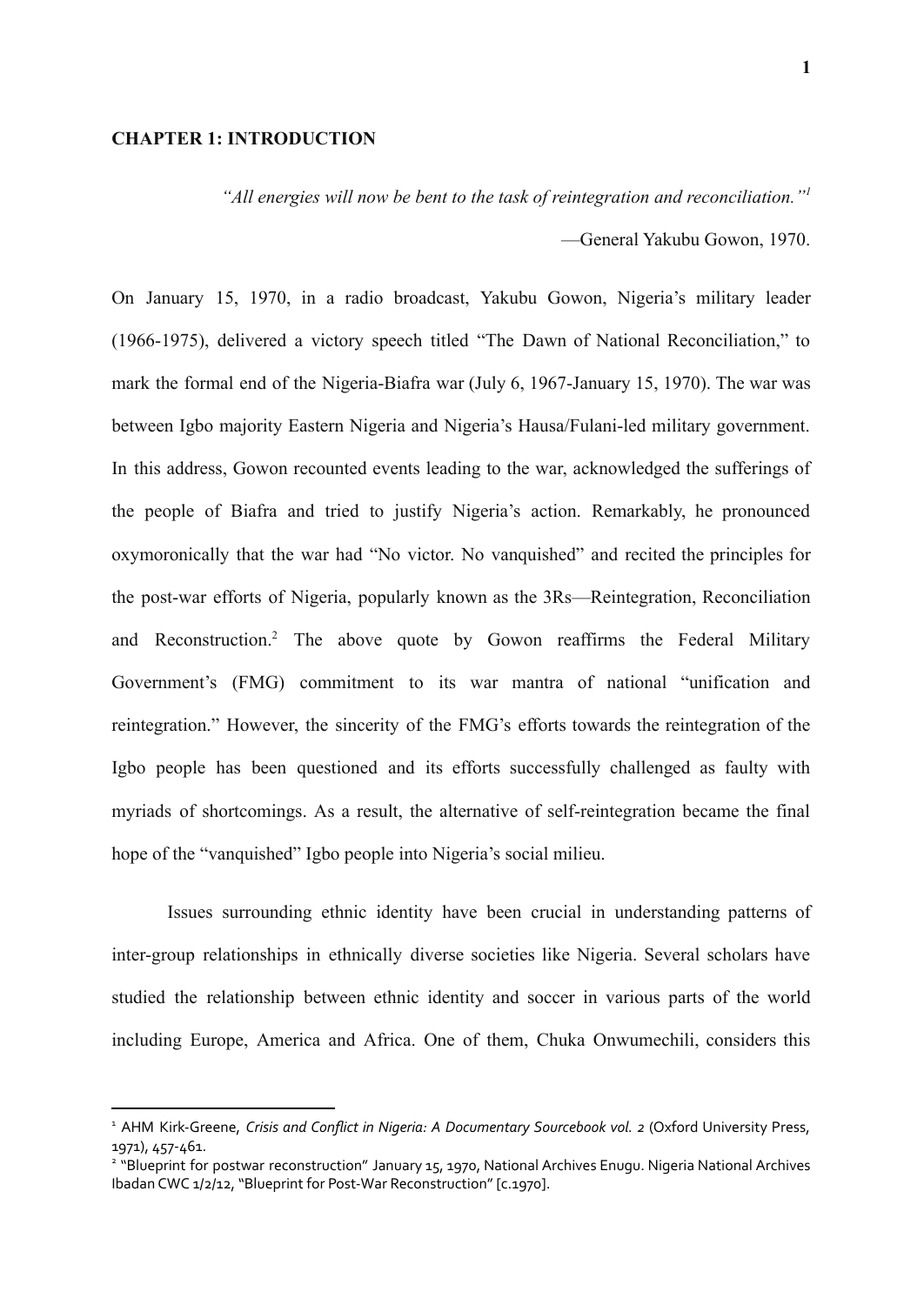## CHAPTER 1: INTRODUCTION

*"All energies will now be bent to the task of reintegration and reconciliation."*[1]

—General Yakubu Gowon, 1970.

On January 15, 1970, in a radio broadcast, Yakubu Gowon, Nigeria's military leader (1966-1975), delivered a victory speech titled "The Dawn of National Reconciliation," to mark the formal end of the Nigeria-Biafra war (July 6, 1967-January 15, 1970). The war was between Igbo majority Eastern Nigeria and Nigeria's Hausa/Fulani-led military government. In this address, Gowon recounted events leading to the war, acknowledged the sufferings of the people of Biafra and tried to justify Nigeria's action. Remarkably, he pronounced oxymoronically that the war had "No victor. No vanquished" and recited the principles for the post-war efforts of Nigeria, popularly known as the 3Rs—Reintegration, Reconciliation and Reconstruction.[2] The above quote by Gowon reaffirms the Federal Military Government's (FMG) commitment to its war mantra of national "unification and reintegration." However, the sincerity of the FMG's efforts towards the reintegration of the Igbo people has been questioned and its efforts successfully challenged as faulty with myriads of shortcomings. As a result, the alternative of self-reintegration became the final hope of the "vanquished" Igbo people into Nigeria's social milieu.

Issues surrounding ethnic identity have been crucial in understanding patterns of inter-group relationships in ethnically diverse societies like Nigeria. Several scholars have studied the relationship between ethnic identity and soccer in various parts of the world including Europe, America and Africa. One of them, Chuka Onwumechili, considers this

---

[1] AHM Kirk-Greene, *Crisis and Conflict in Nigeria: A Documentary Sourcebook vol. 2* (Oxford University Press, 1971), 457-461.

[2] "Blueprint for postwar reconstruction" January 15, 1970, National Archives Enugu. Nigeria National Archives Ibadan CWC 1/2/12, "Blueprint for Post-War Reconstruction" [c.1970].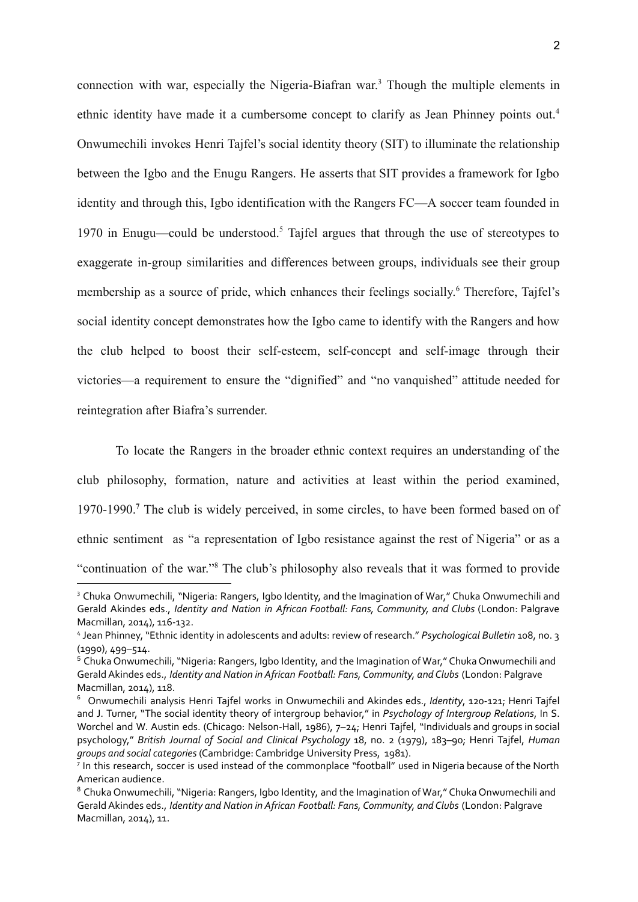connection with war, especially the Nigeria-Biafran war.[3] Though the multiple elements in ethnic identity have made it a cumbersome concept to clarify as Jean Phinney points out.[4] Onwumechili invokes Henri Tajfel's social identity theory (SIT) to illuminate the relationship between the Igbo and the Enugu Rangers. He asserts that SIT provides a framework for Igbo identity and through this, Igbo identification with the Rangers FC—A soccer team founded in 1970 in Enugu—could be understood.[5] Tajfel argues that through the use of stereotypes to exaggerate in-group similarities and differences between groups, individuals see their group membership as a source of pride, which enhances their feelings socially.[6] Therefore, Tajfel's social identity concept demonstrates how the Igbo came to identify with the Rangers and how the club helped to boost their self-esteem, self-concept and self-image through their victories—a requirement to ensure the "dignified" and "no vanquished" attitude needed for reintegration after Biafra's surrender.

To locate the Rangers in the broader ethnic context requires an understanding of the club philosophy, formation, nature and activities at least within the period examined, 1970-1990.[7] The club is widely perceived, in some circles, to have been formed based on of ethnic sentiment as "a representation of Igbo resistance against the rest of Nigeria" or as a "continuation of the war."[8] The club's philosophy also reveals that it was formed to provide

---

[3] Chuka Onwumechili, "Nigeria: Rangers, Igbo Identity, and the Imagination of War," Chuka Onwumechili and Gerald Akindes eds., *Identity and Nation in African Football: Fans, Community, and Clubs* (London: Palgrave Macmillan, 2014), 116-132.

[4] Jean Phinney, "Ethnic identity in adolescents and adults: review of research." *Psychological Bulletin* 108, no. 3 (1990), 499–514.

[5] Chuka Onwumechili, "Nigeria: Rangers, Igbo Identity, and the Imagination of War," Chuka Onwumechili and Gerald Akindes eds., *Identity and Nation in African Football: Fans, Community, and Clubs* (London: Palgrave Macmillan, 2014), 118.

[6] Onwumechili analysis Henri Tajfel works in Onwumechili and Akindes eds., *Identity*, 120-121; Henri Tajfel and J. Turner, "The social identity theory of intergroup behavior," in *Psychology of Intergroup Relations*, In S. Worchel and W. Austin eds. (Chicago: Nelson-Hall, 1986), 7–24; Henri Tajfel, "Individuals and groups in social psychology," *British Journal of Social and Clinical Psychology* 18, no. 2 (1979), 183–90; Henri Tajfel, *Human groups and social categories* (Cambridge: Cambridge University Press, 1981).

[7] In this research, soccer is used instead of the commonplace "football" used in Nigeria because of the North American audience.

[8] Chuka Onwumechili, "Nigeria: Rangers, Igbo Identity, and the Imagination of War," Chuka Onwumechili and Gerald Akindes eds., *Identity and Nation in African Football: Fans, Community, and Clubs* (London: Palgrave Macmillan, 2014), 11.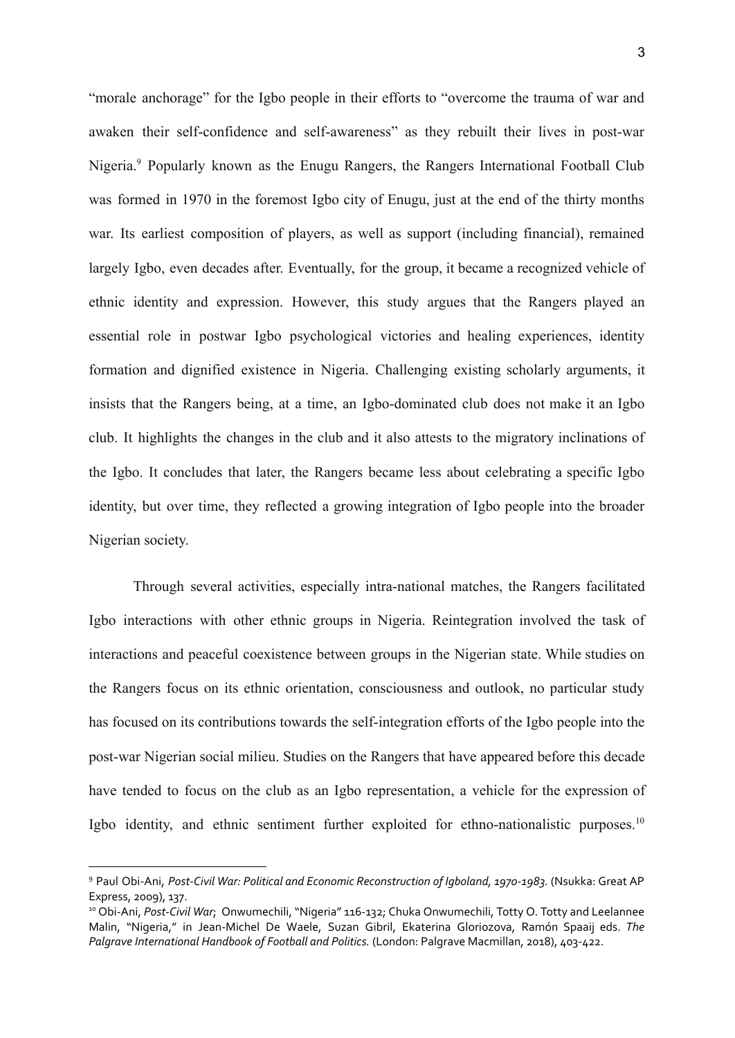"morale anchorage" for the Igbo people in their efforts to "overcome the trauma of war and awaken their self-confidence and self-awareness" as they rebuilt their lives in post-war Nigeria.[9] Popularly known as the Enugu Rangers, the Rangers International Football Club was formed in 1970 in the foremost Igbo city of Enugu, just at the end of the thirty months war. Its earliest composition of players, as well as support (including financial), remained largely Igbo, even decades after. Eventually, for the group, it became a recognized vehicle of ethnic identity and expression. However, this study argues that the Rangers played an essential role in postwar Igbo psychological victories and healing experiences, identity formation and dignified existence in Nigeria. Challenging existing scholarly arguments, it insists that the Rangers being, at a time, an Igbo-dominated club does not make it an Igbo club. It highlights the changes in the club and it also attests to the migratory inclinations of the Igbo. It concludes that later, the Rangers became less about celebrating a specific Igbo identity, but over time, they reflected a growing integration of Igbo people into the broader Nigerian society.

Through several activities, especially intra-national matches, the Rangers facilitated Igbo interactions with other ethnic groups in Nigeria. Reintegration involved the task of interactions and peaceful coexistence between groups in the Nigerian state. While studies on the Rangers focus on its ethnic orientation, consciousness and outlook, no particular study has focused on its contributions towards the self-integration efforts of the Igbo people into the post-war Nigerian social milieu. Studies on the Rangers that have appeared before this decade have tended to focus on the club as an Igbo representation, a vehicle for the expression of Igbo identity, and ethnic sentiment further exploited for ethno-nationalistic purposes.[10]

---

[9] Paul Obi-Ani, *Post-Civil War: Political and Economic Reconstruction of Igboland, 1970-1983.* (Nsukka: Great AP Express, 2009), 137.

[10] Obi-Ani, *Post-Civil War*; Onwumechili, "Nigeria" 116-132; Chuka Onwumechili, Totty O. Totty and Leelannee Malin, "Nigeria," in Jean-Michel De Waele, Suzan Gibril, Ekaterina Gloriozova, Ramón Spaaij eds. *The Palgrave International Handbook of Football and Politics.* (London: Palgrave Macmillan, 2018), 403-422.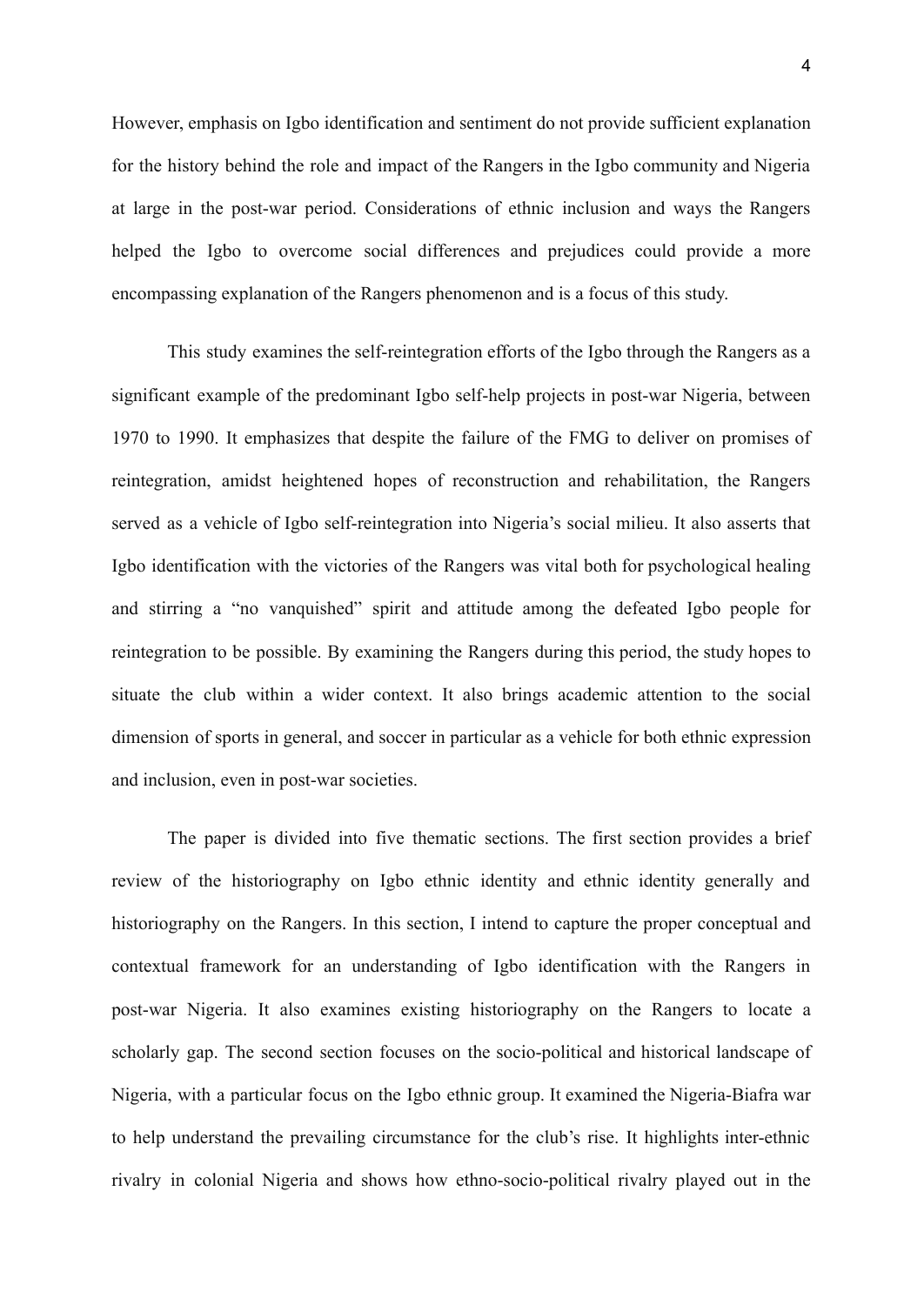However, emphasis on Igbo identification and sentiment do not provide sufficient explanation for the history behind the role and impact of the Rangers in the Igbo community and Nigeria at large in the post-war period. Considerations of ethnic inclusion and ways the Rangers helped the Igbo to overcome social differences and prejudices could provide a more encompassing explanation of the Rangers phenomenon and is a focus of this study.

This study examines the self-reintegration efforts of the Igbo through the Rangers as a significant example of the predominant Igbo self-help projects in post-war Nigeria, between 1970 to 1990. It emphasizes that despite the failure of the FMG to deliver on promises of reintegration, amidst heightened hopes of reconstruction and rehabilitation, the Rangers served as a vehicle of Igbo self-reintegration into Nigeria's social milieu. It also asserts that Igbo identification with the victories of the Rangers was vital both for psychological healing and stirring a "no vanquished" spirit and attitude among the defeated Igbo people for reintegration to be possible. By examining the Rangers during this period, the study hopes to situate the club within a wider context. It also brings academic attention to the social dimension of sports in general, and soccer in particular as a vehicle for both ethnic expression and inclusion, even in post-war societies.

The paper is divided into five thematic sections. The first section provides a brief review of the historiography on Igbo ethnic identity and ethnic identity generally and historiography on the Rangers. In this section, I intend to capture the proper conceptual and contextual framework for an understanding of Igbo identification with the Rangers in post-war Nigeria. It also examines existing historiography on the Rangers to locate a scholarly gap. The second section focuses on the socio-political and historical landscape of Nigeria, with a particular focus on the Igbo ethnic group. It examined the Nigeria-Biafra war to help understand the prevailing circumstance for the club's rise. It highlights inter-ethnic rivalry in colonial Nigeria and shows how ethno-socio-political rivalry played out in the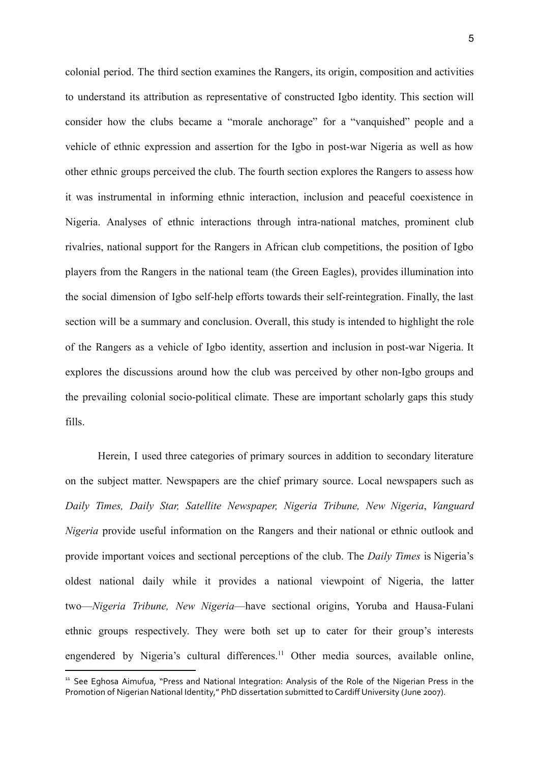colonial period. The third section examines the Rangers, its origin, composition and activities to understand its attribution as representative of constructed Igbo identity. This section will consider how the clubs became a "morale anchorage" for a "vanquished" people and a vehicle of ethnic expression and assertion for the Igbo in post-war Nigeria as well as how other ethnic groups perceived the club. The fourth section explores the Rangers to assess how it was instrumental in informing ethnic interaction, inclusion and peaceful coexistence in Nigeria. Analyses of ethnic interactions through intra-national matches, prominent club rivalries, national support for the Rangers in African club competitions, the position of Igbo players from the Rangers in the national team (the Green Eagles), provides illumination into the social dimension of Igbo self-help efforts towards their self-reintegration. Finally, the last section will be a summary and conclusion. Overall, this study is intended to highlight the role of the Rangers as a vehicle of Igbo identity, assertion and inclusion in post-war Nigeria. It explores the discussions around how the club was perceived by other non-Igbo groups and the prevailing colonial socio-political climate. These are important scholarly gaps this study fills.

Herein, I used three categories of primary sources in addition to secondary literature on the subject matter. Newspapers are the chief primary source. Local newspapers such as *Daily Times, Daily Star, Satellite Newspaper, Nigeria Tribune, New Nigeria*, *Vanguard Nigeria* provide useful information on the Rangers and their national or ethnic outlook and provide important voices and sectional perceptions of the club. The *Daily Times* is Nigeria's oldest national daily while it provides a national viewpoint of Nigeria, the latter two—*Nigeria Tribune, New Nigeria*—have sectional origins, Yoruba and Hausa-Fulani ethnic groups respectively. They were both set up to cater for their group's interests engendered by Nigeria's cultural differences.[11] Other media sources, available online,

[11] See Eghosa Aimufua, "Press and National Integration: Analysis of the Role of the Nigerian Press in the Promotion of Nigerian National Identity," PhD dissertation submitted to Cardiff University (June 2007).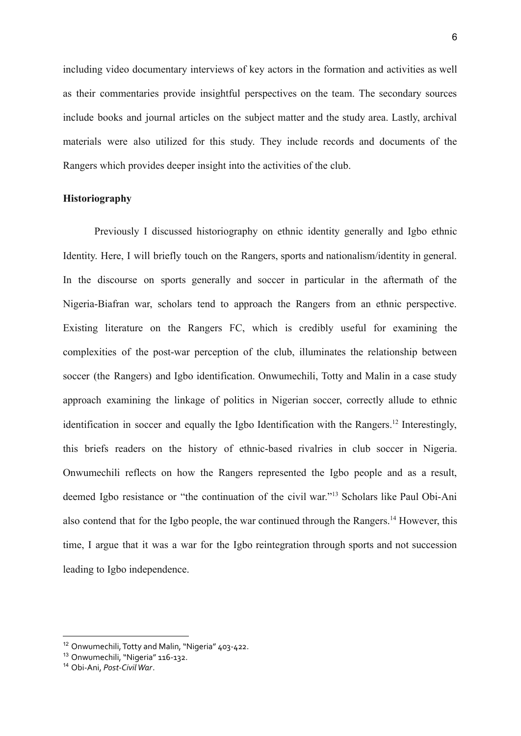including video documentary interviews of key actors in the formation and activities as well as their commentaries provide insightful perspectives on the team. The secondary sources include books and journal articles on the subject matter and the study area. Lastly, archival materials were also utilized for this study. They include records and documents of the Rangers which provides deeper insight into the activities of the club.

## Historiography

Previously I discussed historiography on ethnic identity generally and Igbo ethnic Identity. Here, I will briefly touch on the Rangers, sports and nationalism/identity in general. In the discourse on sports generally and soccer in particular in the aftermath of the Nigeria-Biafran war, scholars tend to approach the Rangers from an ethnic perspective. Existing literature on the Rangers FC, which is credibly useful for examining the complexities of the post-war perception of the club, illuminates the relationship between soccer (the Rangers) and Igbo identification. Onwumechili, Totty and Malin in a case study approach examining the linkage of politics in Nigerian soccer, correctly allude to ethnic identification in soccer and equally the Igbo Identification with the Rangers.[12] Interestingly, this briefs readers on the history of ethnic-based rivalries in club soccer in Nigeria. Onwumechili reflects on how the Rangers represented the Igbo people and as a result, deemed Igbo resistance or "the continuation of the civil war."[13] Scholars like Paul Obi-Ani also contend that for the Igbo people, the war continued through the Rangers.[14] However, this time, I argue that it was a war for the Igbo reintegration through sports and not succession leading to Igbo independence.

---

[12] Onwumechili, Totty and Malin, "Nigeria" 403-422.

[13] Onwumechili, "Nigeria" 116-132.

[14] Obi-Ani, *Post-Civil War*.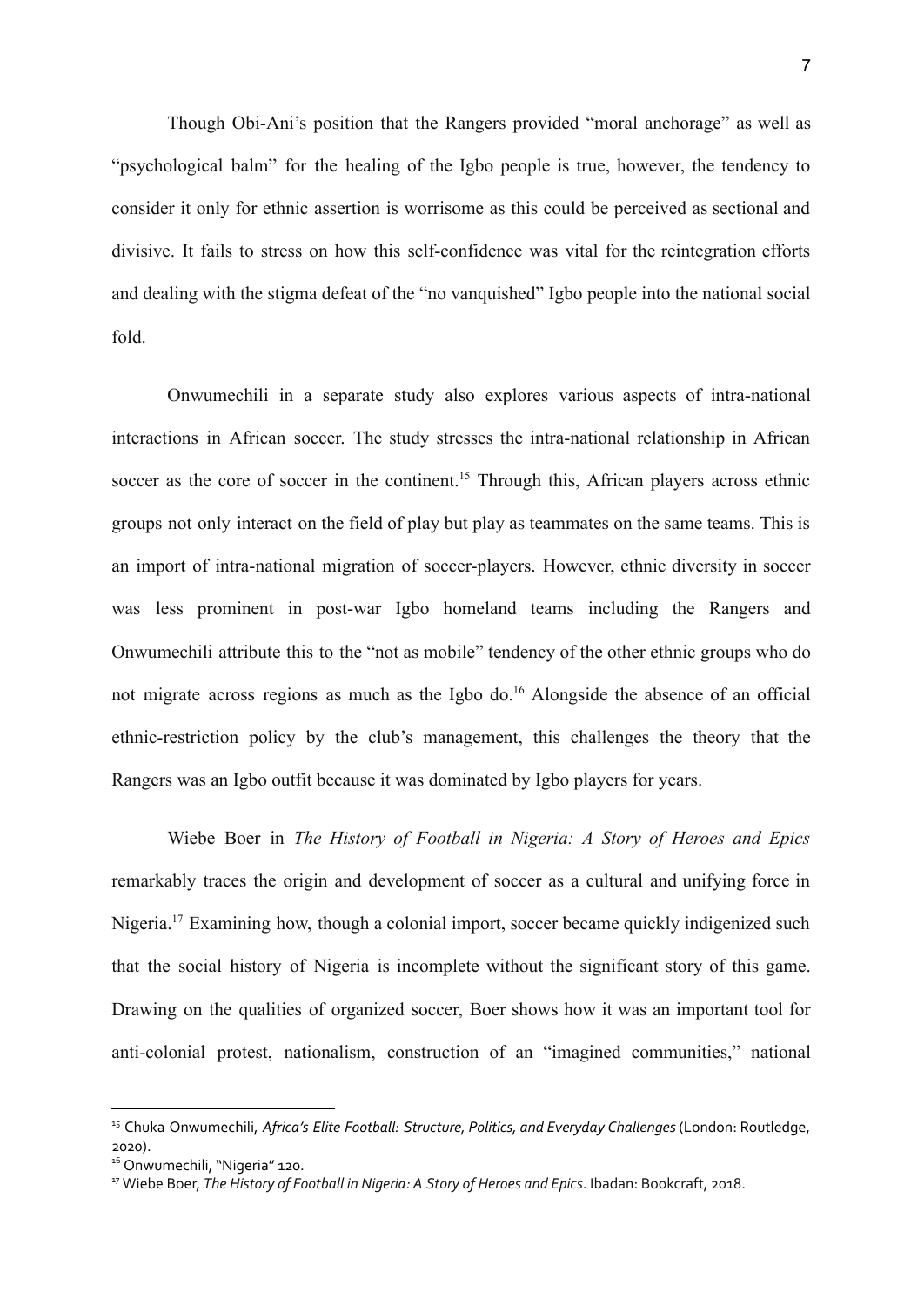Though Obi-Ani's position that the Rangers provided "moral anchorage" as well as "psychological balm" for the healing of the Igbo people is true, however, the tendency to consider it only for ethnic assertion is worrisome as this could be perceived as sectional and divisive. It fails to stress on how this self-confidence was vital for the reintegration efforts and dealing with the stigma defeat of the "no vanquished" Igbo people into the national social fold.

Onwumechili in a separate study also explores various aspects of intra-national interactions in African soccer. The study stresses the intra-national relationship in African soccer as the core of soccer in the continent.[15] Through this, African players across ethnic groups not only interact on the field of play but play as teammates on the same teams. This is an import of intra-national migration of soccer-players. However, ethnic diversity in soccer was less prominent in post-war Igbo homeland teams including the Rangers and Onwumechili attribute this to the "not as mobile" tendency of the other ethnic groups who do not migrate across regions as much as the Igbo do.[16] Alongside the absence of an official ethnic-restriction policy by the club's management, this challenges the theory that the Rangers was an Igbo outfit because it was dominated by Igbo players for years.

Wiebe Boer in *The History of Football in Nigeria: A Story of Heroes and Epics* remarkably traces the origin and development of soccer as a cultural and unifying force in Nigeria.[17] Examining how, though a colonial import, soccer became quickly indigenized such that the social history of Nigeria is incomplete without the significant story of this game. Drawing on the qualities of organized soccer, Boer shows how it was an important tool for anti-colonial protest, nationalism, construction of an "imagined communities," national

---

[15] Chuka Onwumechili, *Africa's Elite Football: Structure, Politics, and Everyday Challenges* (London: Routledge, 2020).

[16] Onwumechili, "Nigeria" 120.

[17] Wiebe Boer, *The History of Football in Nigeria: A Story of Heroes and Epics*. Ibadan: Bookcraft, 2018.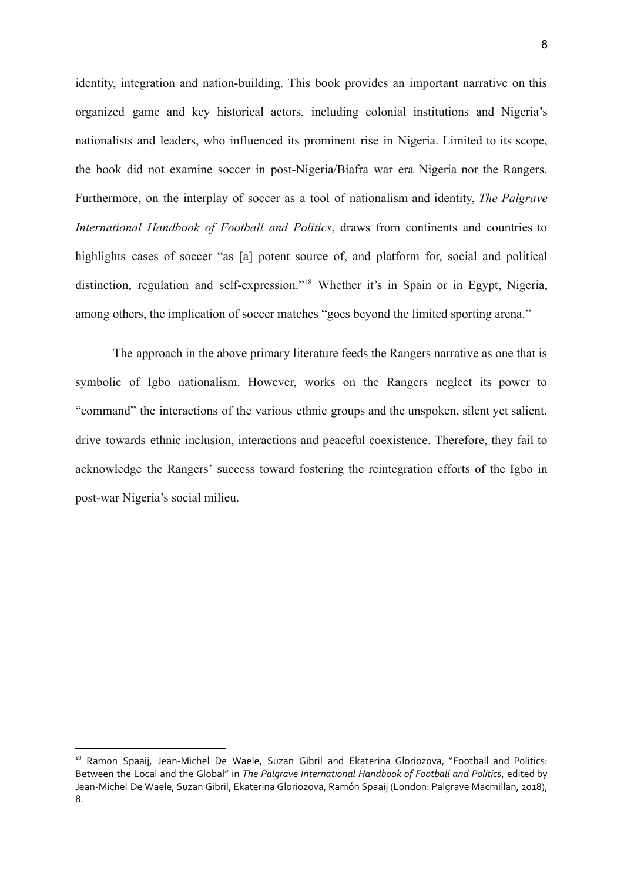identity, integration and nation-building. This book provides an important narrative on this organized game and key historical actors, including colonial institutions and Nigeria's nationalists and leaders, who influenced its prominent rise in Nigeria. Limited to its scope, the book did not examine soccer in post-Nigeria/Biafra war era Nigeria nor the Rangers. Furthermore, on the interplay of soccer as a tool of nationalism and identity, *The Palgrave International Handbook of Football and Politics*, draws from continents and countries to highlights cases of soccer "as [a] potent source of, and platform for, social and political distinction, regulation and self-expression."[18] Whether it's in Spain or in Egypt, Nigeria, among others, the implication of soccer matches "goes beyond the limited sporting arena."

The approach in the above primary literature feeds the Rangers narrative as one that is symbolic of Igbo nationalism. However, works on the Rangers neglect its power to "command" the interactions of the various ethnic groups and the unspoken, silent yet salient, drive towards ethnic inclusion, interactions and peaceful coexistence. Therefore, they fail to acknowledge the Rangers' success toward fostering the reintegration efforts of the Igbo in post-war Nigeria's social milieu.

---

[18] Ramon Spaaij, Jean-Michel De Waele, Suzan Gibril and Ekaterina Gloriozova, "Football and Politics: Between the Local and the Global" in *The Palgrave International Handbook of Football and Politics*, edited by Jean-Michel De Waele, Suzan Gibril, Ekaterina Gloriozova, Ramón Spaaij (London: Palgrave Macmillan, 2018), 8.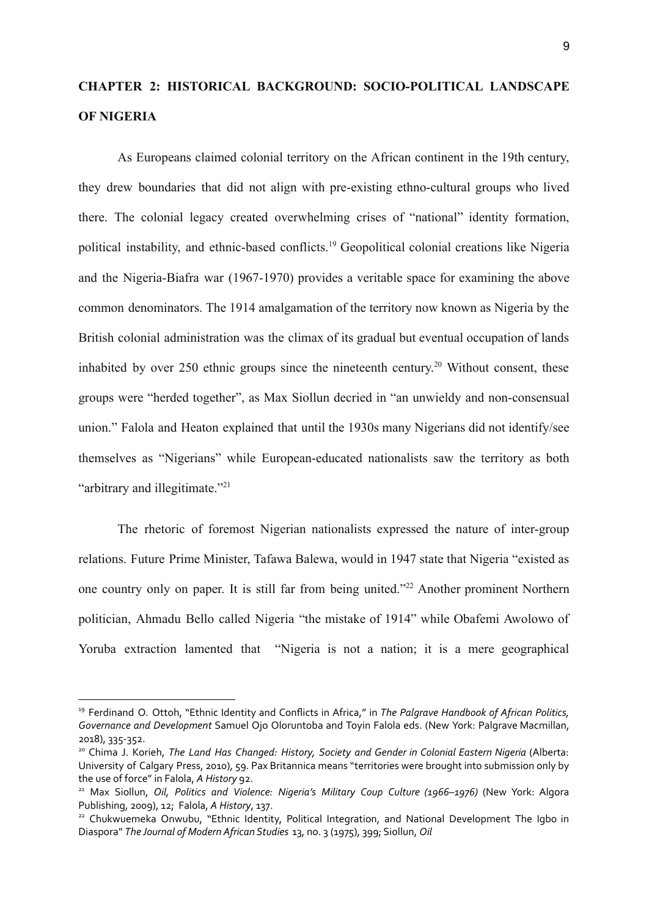## CHAPTER 2: HISTORICAL BACKGROUND: SOCIO-POLITICAL LANDSCAPE OF NIGERIA

As Europeans claimed colonial territory on the African continent in the 19th century, they drew boundaries that did not align with pre-existing ethno-cultural groups who lived there. The colonial legacy created overwhelming crises of "national" identity formation, political instability, and ethnic-based conflicts.[19] Geopolitical colonial creations like Nigeria and the Nigeria-Biafra war (1967-1970) provides a veritable space for examining the above common denominators. The 1914 amalgamation of the territory now known as Nigeria by the British colonial administration was the climax of its gradual but eventual occupation of lands inhabited by over 250 ethnic groups since the nineteenth century.[20] Without consent, these groups were "herded together", as Max Siollun decried in "an unwieldy and non-consensual union." Falola and Heaton explained that until the 1930s many Nigerians did not identify/see themselves as "Nigerians" while European-educated nationalists saw the territory as both "arbitrary and illegitimate."[21]

The rhetoric of foremost Nigerian nationalists expressed the nature of inter-group relations. Future Prime Minister, Tafawa Balewa, would in 1947 state that Nigeria "existed as one country only on paper. It is still far from being united."[22] Another prominent Northern politician, Ahmadu Bello called Nigeria "the mistake of 1914" while Obafemi Awolowo of Yoruba extraction lamented that "Nigeria is not a nation; it is a mere geographical

---

[19] Ferdinand O. Ottoh, "Ethnic Identity and Conflicts in Africa," in *The Palgrave Handbook of African Politics, Governance and Development* Samuel Ojo Oloruntoba and Toyin Falola eds. (New York: Palgrave Macmillan, 2018), 335-352.

[20] Chima J. Korieh, *The Land Has Changed: History, Society and Gender in Colonial Eastern Nigeria* (Alberta: University of Calgary Press, 2010), 59. Pax Britannica means "territories were brought into submission only by the use of force" in Falola, *A History* 92.

[21] Max Siollun, *Oil, Politics and Violence: Nigeria's Military Coup Culture (1966–1976)* (New York: Algora Publishing, 2009), 12; Falola, *A History*, 137.

[22] Chukwuemeka Onwubu, "Ethnic Identity, Political Integration, and National Development The Igbo in Diaspora" *The Journal of Modern African Studies* 13, no. 3 (1975), 399; Siollun, *Oil*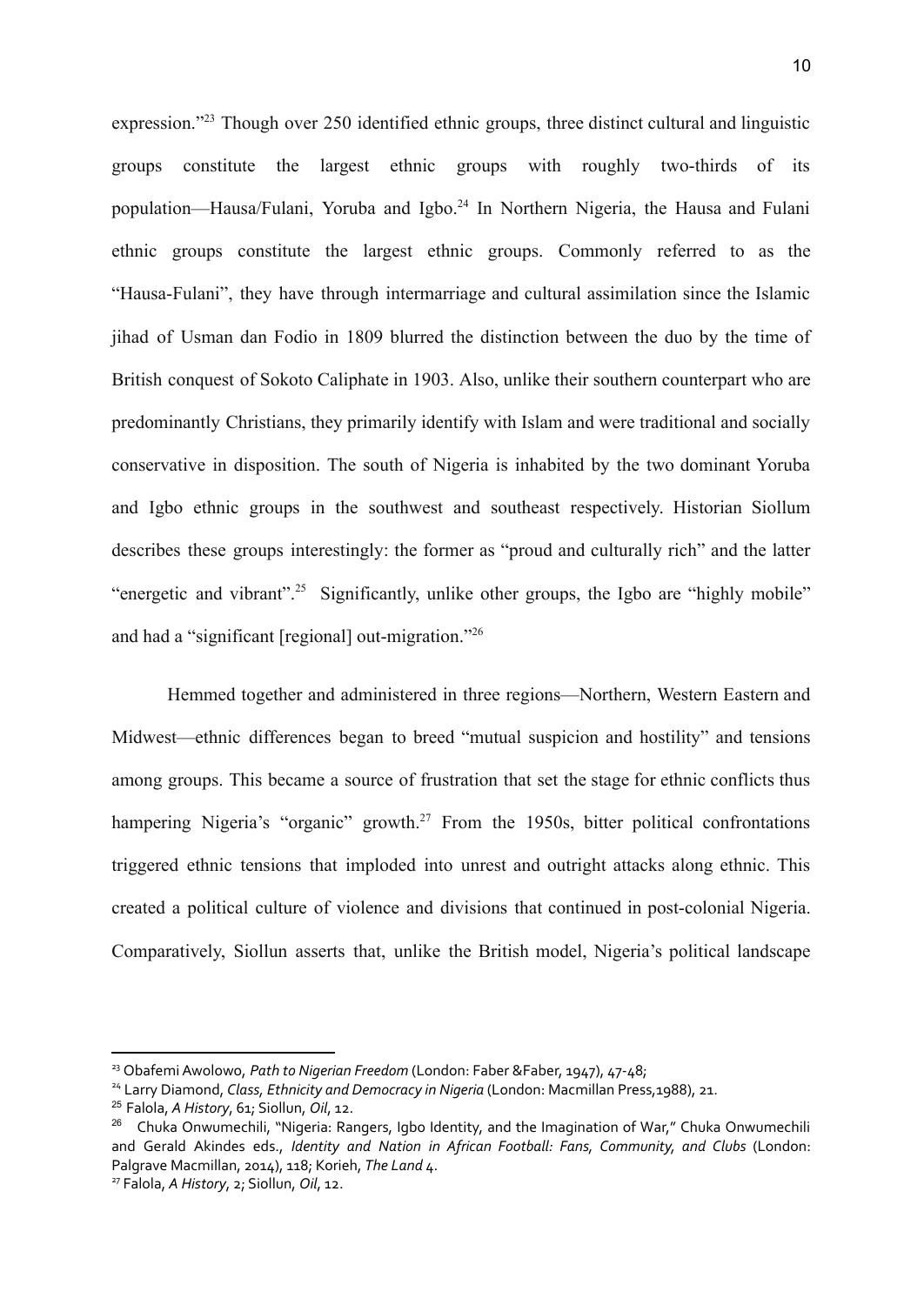expression."[23] Though over 250 identified ethnic groups, three distinct cultural and linguistic groups constitute the largest ethnic groups with roughly two-thirds of its population—Hausa/Fulani, Yoruba and Igbo.[24] In Northern Nigeria, the Hausa and Fulani ethnic groups constitute the largest ethnic groups. Commonly referred to as the "Hausa-Fulani", they have through intermarriage and cultural assimilation since the Islamic jihad of Usman dan Fodio in 1809 blurred the distinction between the duo by the time of British conquest of Sokoto Caliphate in 1903. Also, unlike their southern counterpart who are predominantly Christians, they primarily identify with Islam and were traditional and socially conservative in disposition. The south of Nigeria is inhabited by the two dominant Yoruba and Igbo ethnic groups in the southwest and southeast respectively. Historian Siollum describes these groups interestingly: the former as "proud and culturally rich" and the latter "energetic and vibrant".[25] Significantly, unlike other groups, the Igbo are "highly mobile" and had a "significant [regional] out-migration."[26]

Hemmed together and administered in three regions—Northern, Western Eastern and Midwest—ethnic differences began to breed "mutual suspicion and hostility" and tensions among groups. This became a source of frustration that set the stage for ethnic conflicts thus hampering Nigeria's "organic" growth.[27] From the 1950s, bitter political confrontations triggered ethnic tensions that imploded into unrest and outright attacks along ethnic. This created a political culture of violence and divisions that continued in post-colonial Nigeria. Comparatively, Siollun asserts that, unlike the British model, Nigeria's political landscape

---

[23] Obafemi Awolowo, *Path to Nigerian Freedom* (London: Faber &Faber, 1947), 47-48;

[24] Larry Diamond, *Class, Ethnicity and Democracy in Nigeria* (London: Macmillan Press,1988), 21.

[25] Falola, *A History*, 61; Siollun, *Oil*, 12.

[26] Chuka Onwumechili, "Nigeria: Rangers, Igbo Identity, and the Imagination of War," Chuka Onwumechili and Gerald Akindes eds., *Identity and Nation in African Football: Fans, Community, and Clubs* (London: Palgrave Macmillan, 2014), 118; Korieh, *The Land* 4.

[27] Falola, *A History*, 2; Siollun, *Oil*, 12.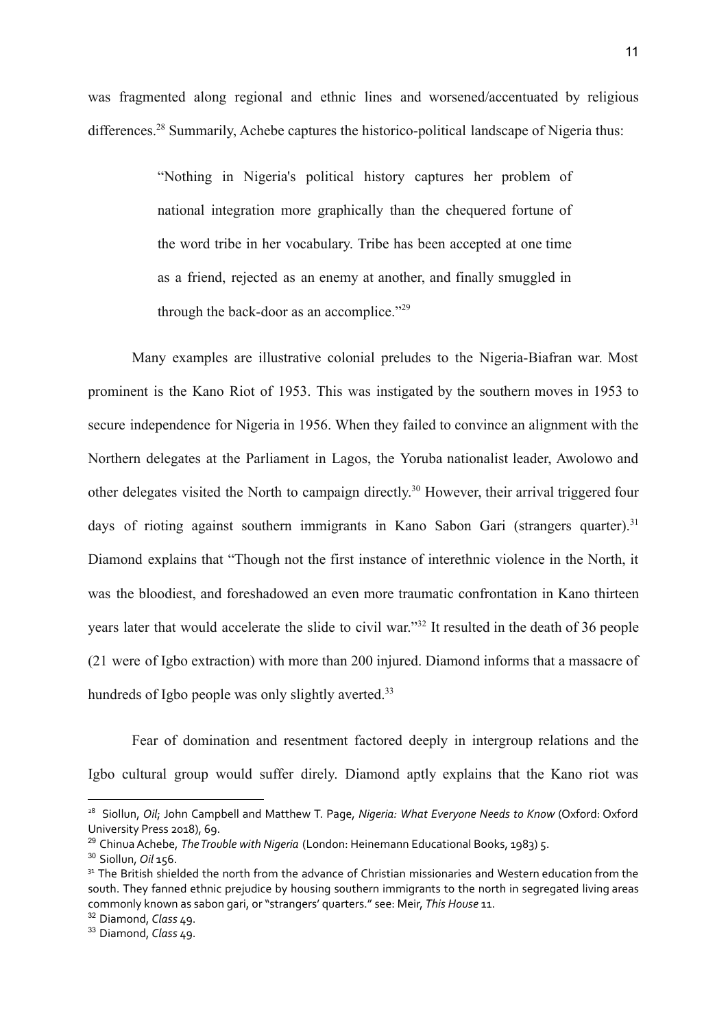was fragmented along regional and ethnic lines and worsened/accentuated by religious differences.[28] Summarily, Achebe captures the historico-political landscape of Nigeria thus:

> "Nothing in Nigeria's political history captures her problem of national integration more graphically than the chequered fortune of the word tribe in her vocabulary. Tribe has been accepted at one time as a friend, rejected as an enemy at another, and finally smuggled in through the back-door as an accomplice."[29]

Many examples are illustrative colonial preludes to the Nigeria-Biafran war. Most prominent is the Kano Riot of 1953. This was instigated by the southern moves in 1953 to secure independence for Nigeria in 1956. When they failed to convince an alignment with the Northern delegates at the Parliament in Lagos, the Yoruba nationalist leader, Awolowo and other delegates visited the North to campaign directly.[30] However, their arrival triggered four days of rioting against southern immigrants in Kano Sabon Gari (strangers quarter).[31] Diamond explains that "Though not the first instance of interethnic violence in the North, it was the bloodiest, and foreshadowed an even more traumatic confrontation in Kano thirteen years later that would accelerate the slide to civil war."[32] It resulted in the death of 36 people (21 were of Igbo extraction) with more than 200 injured. Diamond informs that a massacre of hundreds of Igbo people was only slightly averted.[33]

Fear of domination and resentment factored deeply in intergroup relations and the Igbo cultural group would suffer direly. Diamond aptly explains that the Kano riot was

---

[28] Siollun, *Oil*; John Campbell and Matthew T. Page, *Nigeria: What Everyone Needs to Know* (Oxford: Oxford University Press 2018), 69.

[29] Chinua Achebe, *The Trouble with Nigeria* (London: Heinemann Educational Books, 1983) 5.

[30] Siollun, *Oil* 156.

[31] The British shielded the north from the advance of Christian missionaries and Western education from the south. They fanned ethnic prejudice by housing southern immigrants to the north in segregated living areas commonly known as sabon gari, or "strangers' quarters." see: Meir, *This House* 11.

[32] Diamond, *Class* 49.

[33] Diamond, *Class* 49.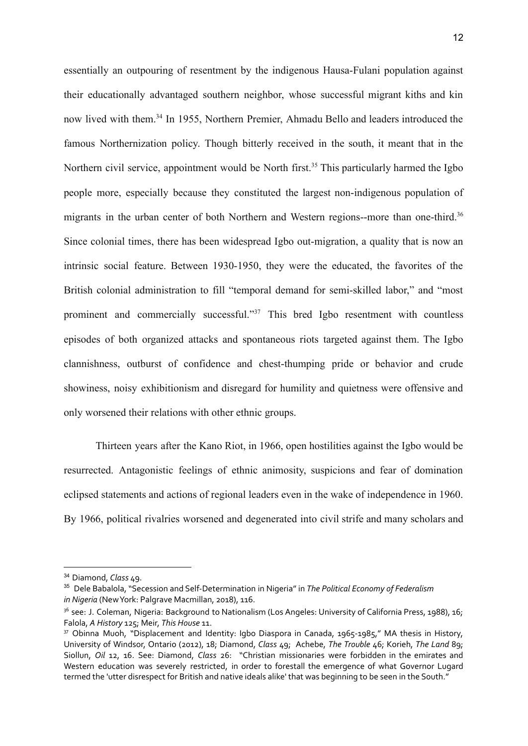essentially an outpouring of resentment by the indigenous Hausa-Fulani population against their educationally advantaged southern neighbor, whose successful migrant kiths and kin now lived with them.[34] In 1955, Northern Premier, Ahmadu Bello and leaders introduced the famous Northernization policy. Though bitterly received in the south, it meant that in the Northern civil service, appointment would be North first.[35] This particularly harmed the Igbo people more, especially because they constituted the largest non-indigenous population of migrants in the urban center of both Northern and Western regions--more than one-third.[36] Since colonial times, there has been widespread Igbo out-migration, a quality that is now an intrinsic social feature. Between 1930-1950, they were the educated, the favorites of the British colonial administration to fill "temporal demand for semi-skilled labor," and "most prominent and commercially successful."[37] This bred Igbo resentment with countless episodes of both organized attacks and spontaneous riots targeted against them. The Igbo clannishness, outburst of confidence and chest-thumping pride or behavior and crude showiness, noisy exhibitionism and disregard for humility and quietness were offensive and only worsened their relations with other ethnic groups.

Thirteen years after the Kano Riot, in 1966, open hostilities against the Igbo would be resurrected. Antagonistic feelings of ethnic animosity, suspicions and fear of domination eclipsed statements and actions of regional leaders even in the wake of independence in 1960. By 1966, political rivalries worsened and degenerated into civil strife and many scholars and

---

[34] Diamond, *Class* 49.

[35] Dele Babalola, "Secession and Self-Determination in Nigeria" in *The Political Economy of Federalism in Nigeria* (New York: Palgrave Macmillan, 2018), 116.

[36] see: J. Coleman, Nigeria: Background to Nationalism (Los Angeles: University of California Press, 1988), 16; Falola, *A History* 125; Meir, *This House* 11.

[37] Obinna Muoh, "Displacement and Identity: Igbo Diaspora in Canada, 1965-1985," MA thesis in History, University of Windsor, Ontario (2012), 18; Diamond, *Class* 49; Achebe, *The Trouble* 46; Korieh, *The Land* 89; Siollun, *Oil* 12, 16. See: Diamond, *Class* 26: "Christian missionaries were forbidden in the emirates and Western education was severely restricted, in order to forestall the emergence of what Governor Lugard termed the 'utter disrespect for British and native ideals alike' that was beginning to be seen in the South."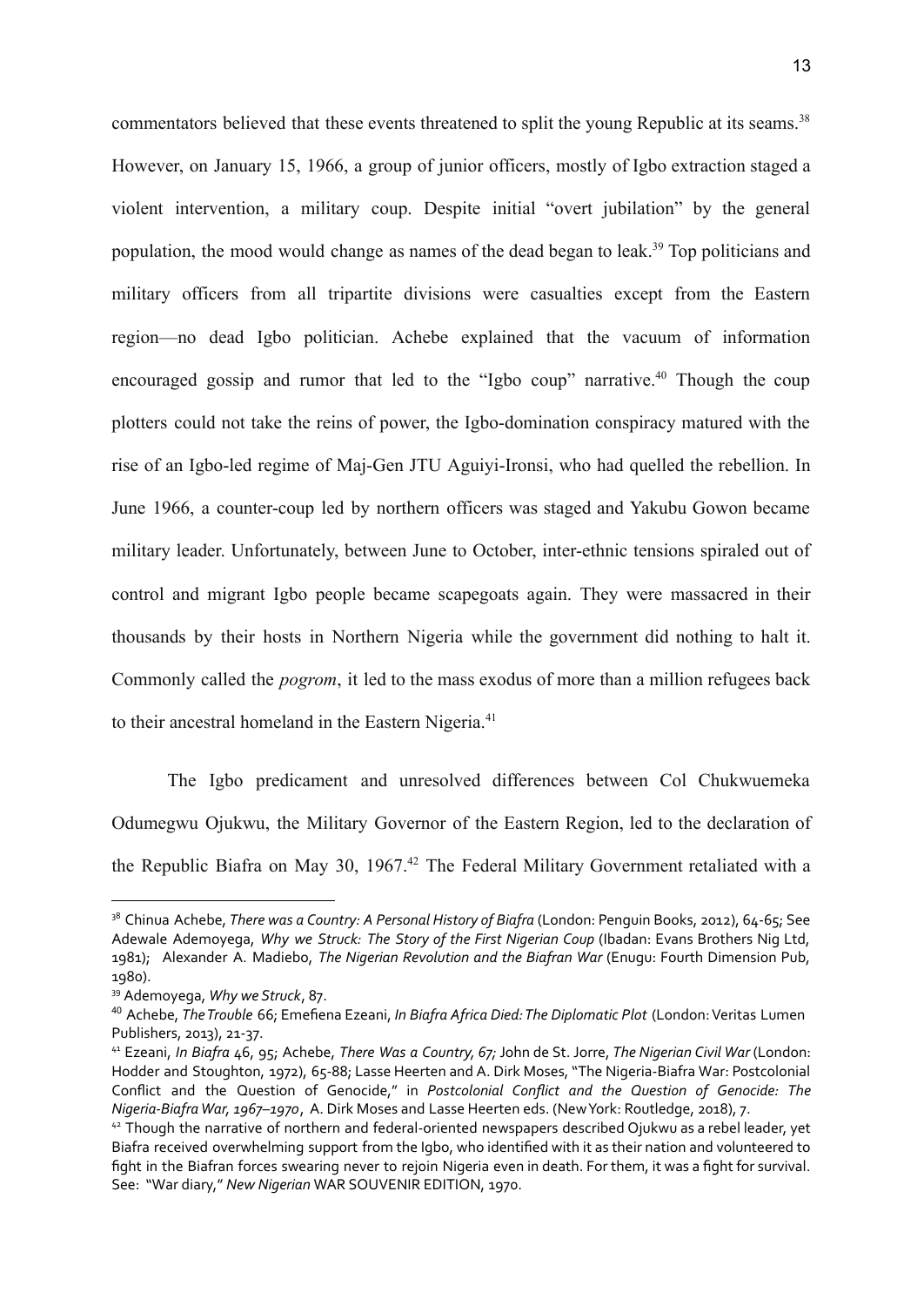commentators believed that these events threatened to split the young Republic at its seams.[38] However, on January 15, 1966, a group of junior officers, mostly of Igbo extraction staged a violent intervention, a military coup. Despite initial "overt jubilation" by the general population, the mood would change as names of the dead began to leak.[39] Top politicians and military officers from all tripartite divisions were casualties except from the Eastern region—no dead Igbo politician. Achebe explained that the vacuum of information encouraged gossip and rumor that led to the "Igbo coup" narrative.[40] Though the coup plotters could not take the reins of power, the Igbo-domination conspiracy matured with the rise of an Igbo-led regime of Maj-Gen JTU Aguiyi-Ironsi, who had quelled the rebellion. In June 1966, a counter-coup led by northern officers was staged and Yakubu Gowon became military leader. Unfortunately, between June to October, inter-ethnic tensions spiraled out of control and migrant Igbo people became scapegoats again. They were massacred in their thousands by their hosts in Northern Nigeria while the government did nothing to halt it. Commonly called the *pogrom*, it led to the mass exodus of more than a million refugees back to their ancestral homeland in the Eastern Nigeria.[41]

The Igbo predicament and unresolved differences between Col Chukwuemeka Odumegwu Ojukwu, the Military Governor of the Eastern Region, led to the declaration of the Republic Biafra on May 30, 1967.[42] The Federal Military Government retaliated with a

---

[38] Chinua Achebe, *There was a Country: A Personal History of Biafra* (London: Penguin Books, 2012), 64-65; See Adewale Ademoyega, *Why we Struck: The Story of the First Nigerian Coup* (Ibadan: Evans Brothers Nig Ltd, 1981); Alexander A. Madiebo, *The Nigerian Revolution and the Biafran War* (Enugu: Fourth Dimension Pub, 1980).

[39] Ademoyega, *Why we Struck*, 87.

[40] Achebe, *The Trouble* 66; Emefiena Ezeani, *In Biafra Africa Died: The Diplomatic Plot* (London: Veritas Lumen Publishers, 2013), 21-37.

[41] Ezeani, *In Biafra* 46, 95; Achebe, *There Was a Country, 67;* John de St. Jorre, *The Nigerian Civil War* (London: Hodder and Stoughton, 1972), 65-88; Lasse Heerten and A. Dirk Moses, "The Nigeria-Biafra War: Postcolonial Conflict and the Question of Genocide," in *Postcolonial Conflict and the Question of Genocide: The Nigeria-Biafra War, 1967–1970*, A. Dirk Moses and Lasse Heerten eds. (New York: Routledge, 2018), 7.

[42] Though the narrative of northern and federal-oriented newspapers described Ojukwu as a rebel leader, yet Biafra received overwhelming support from the Igbo, who identified with it as their nation and volunteered to fight in the Biafran forces swearing never to rejoin Nigeria even in death. For them, it was a fight for survival. See: "War diary," *New Nigerian* WAR SOUVENIR EDITION, 1970.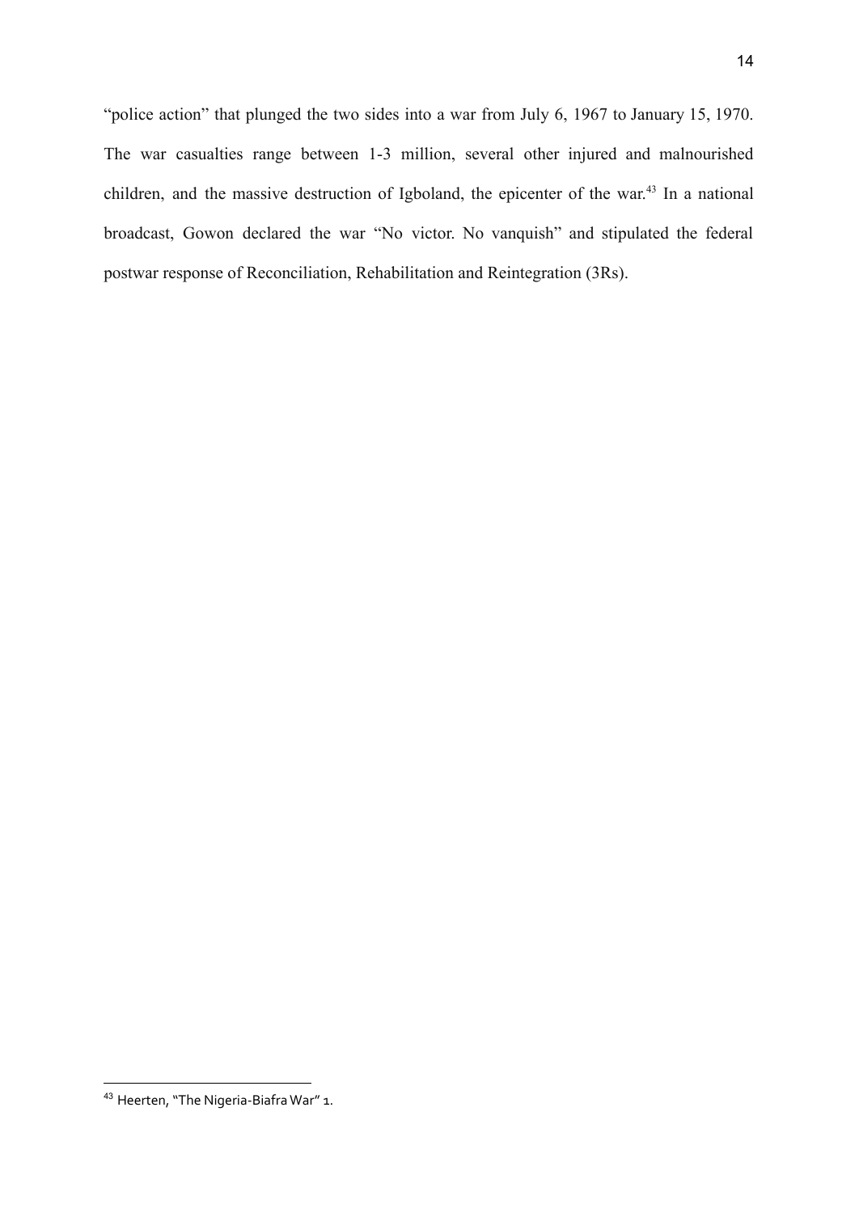"police action" that plunged the two sides into a war from July 6, 1967 to January 15, 1970. The war casualties range between 1-3 million, several other injured and malnourished children, and the massive destruction of Igboland, the epicenter of the war.[43] In a national broadcast, Gowon declared the war "No victor. No vanquish" and stipulated the federal postwar response of Reconciliation, Rehabilitation and Reintegration (3Rs).

---

[43] Heerten, "The Nigeria-Biafra War" 1.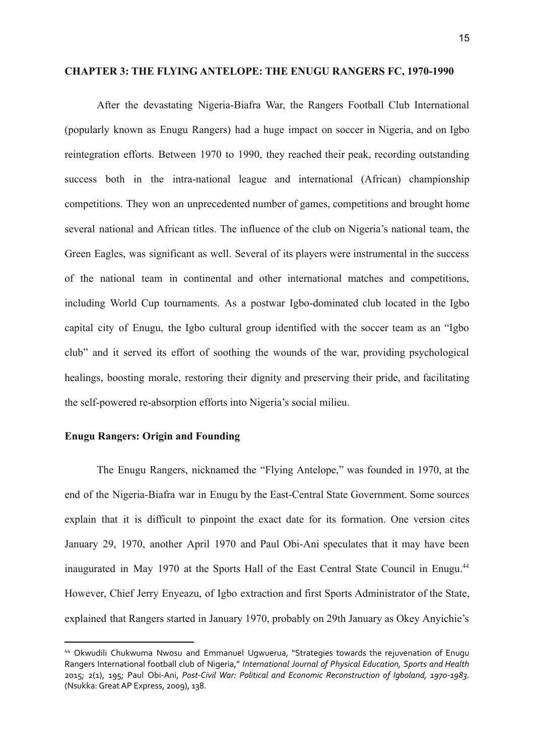## CHAPTER 3: THE FLYING ANTELOPE: THE ENUGU RANGERS FC, 1970-1990

After the devastating Nigeria-Biafra War, the Rangers Football Club International (popularly known as Enugu Rangers) had a huge impact on soccer in Nigeria, and on Igbo reintegration efforts. Between 1970 to 1990, they reached their peak, recording outstanding success both in the intra-national league and international (African) championship competitions. They won an unprecedented number of games, competitions and brought home several national and African titles. The influence of the club on Nigeria's national team, the Green Eagles, was significant as well. Several of its players were instrumental in the success of the national team in continental and other international matches and competitions, including World Cup tournaments. As a postwar Igbo-dominated club located in the Igbo capital city of Enugu, the Igbo cultural group identified with the soccer team as an "Igbo club" and it served its effort of soothing the wounds of the war, providing psychological healings, boosting morale, restoring their dignity and preserving their pride, and facilitating the self-powered re-absorption efforts into Nigeria's social milieu.

### Enugu Rangers: Origin and Founding

The Enugu Rangers, nicknamed the "Flying Antelope," was founded in 1970, at the end of the Nigeria-Biafra war in Enugu by the East-Central State Government. Some sources explain that it is difficult to pinpoint the exact date for its formation. One version cites January 29, 1970, another April 1970 and Paul Obi-Ani speculates that it may have been inaugurated in May 1970 at the Sports Hall of the East Central State Council in Enugu.[44] However, Chief Jerry Enyeazu, of Igbo extraction and first Sports Administrator of the State, explained that Rangers started in January 1970, probably on 29th January as Okey Anyichie's

---

[44] Okwudili Chukwuma Nwosu and Emmanuel Ugwuerua, "Strategies towards the rejuvenation of Enugu Rangers International football club of Nigeria," *International Journal of Physical Education, Sports and Health* 2015; 2(1), 195; Paul Obi-Ani, *Post-Civil War: Political and Economic Reconstruction of Igboland, 1970-1983.* (Nsukka: Great AP Express, 2009), 138.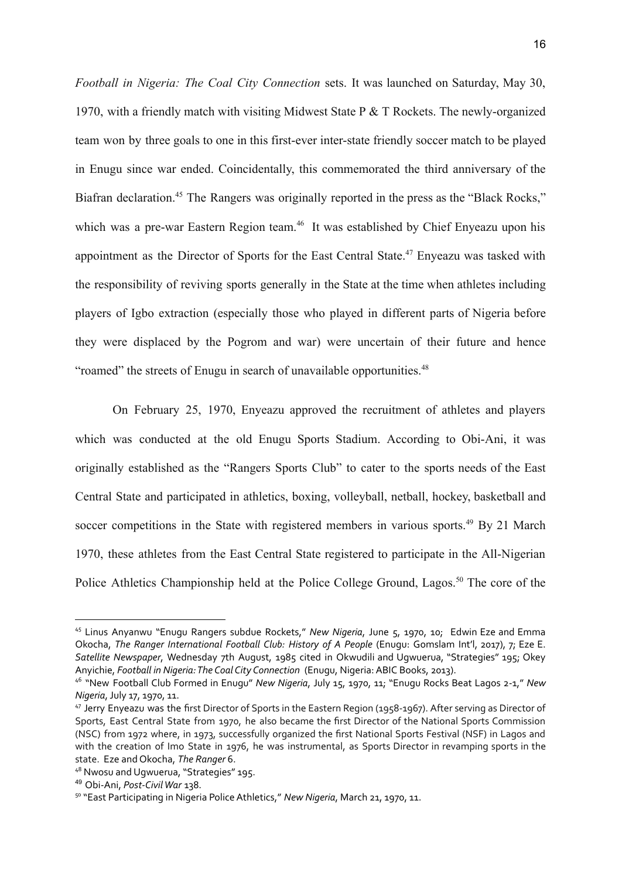*Football in Nigeria: The Coal City Connection* sets. It was launched on Saturday, May 30, 1970, with a friendly match with visiting Midwest State P & T Rockets. The newly-organized team won by three goals to one in this first-ever inter-state friendly soccer match to be played in Enugu since war ended. Coincidentally, this commemorated the third anniversary of the Biafran declaration.[45] The Rangers was originally reported in the press as the "Black Rocks," which was a pre-war Eastern Region team.[46] It was established by Chief Enyeazu upon his appointment as the Director of Sports for the East Central State.[47] Enyeazu was tasked with the responsibility of reviving sports generally in the State at the time when athletes including players of Igbo extraction (especially those who played in different parts of Nigeria before they were displaced by the Pogrom and war) were uncertain of their future and hence "roamed" the streets of Enugu in search of unavailable opportunities.[48]

On February 25, 1970, Enyeazu approved the recruitment of athletes and players which was conducted at the old Enugu Sports Stadium. According to Obi-Ani, it was originally established as the "Rangers Sports Club" to cater to the sports needs of the East Central State and participated in athletics, boxing, volleyball, netball, hockey, basketball and soccer competitions in the State with registered members in various sports.[49] By 21 March 1970, these athletes from the East Central State registered to participate in the All-Nigerian Police Athletics Championship held at the Police College Ground, Lagos.[50] The core of the

---

[45] Linus Anyanwu "Enugu Rangers subdue Rockets," *New Nigeria*, June 5, 1970, 10; Edwin Eze and Emma Okocha, *The Ranger International Football Club: History of A People* (Enugu: Gomslam Int'l, 2017), 7; Eze E. *Satellite Newspaper*, Wednesday 7th August, 1985 cited in Okwudili and Ugwuerua, "Strategies" 195; Okey Anyichie, *Football in Nigeria: The Coal City Connection* (Enugu, Nigeria: ABIC Books, 2013).

[46] "New Football Club Formed in Enugu" *New Nigeria*, July 15, 1970, 11; "Enugu Rocks Beat Lagos 2-1," *New Nigeria*, July 17, 1970, 11.

[47] Jerry Enyeazu was the first Director of Sports in the Eastern Region (1958-1967). After serving as Director of Sports, East Central State from 1970, he also became the first Director of the National Sports Commission (NSC) from 1972 where, in 1973, successfully organized the first National Sports Festival (NSF) in Lagos and with the creation of Imo State in 1976, he was instrumental, as Sports Director in revamping sports in the state. Eze and Okocha, *The Ranger* 6.

[48] Nwosu and Ugwuerua, "Strategies" 195.

[49] Obi-Ani, *Post-Civil War* 138.

[50] "East Participating in Nigeria Police Athletics," *New Nigeria*, March 21, 1970, 11.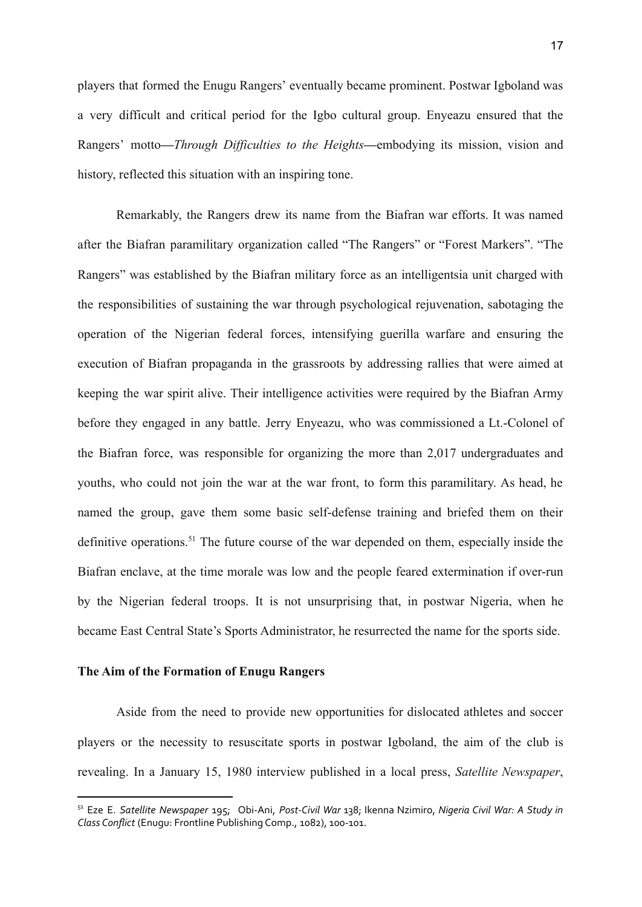players that formed the Enugu Rangers' eventually became prominent. Postwar Igboland was a very difficult and critical period for the Igbo cultural group. Enyeazu ensured that the Rangers' motto—*Through Difficulties to the Heights*—embodying its mission, vision and history, reflected this situation with an inspiring tone.

Remarkably, the Rangers drew its name from the Biafran war efforts. It was named after the Biafran paramilitary organization called "The Rangers" or "Forest Markers". "The Rangers" was established by the Biafran military force as an intelligentsia unit charged with the responsibilities of sustaining the war through psychological rejuvenation, sabotaging the operation of the Nigerian federal forces, intensifying guerilla warfare and ensuring the execution of Biafran propaganda in the grassroots by addressing rallies that were aimed at keeping the war spirit alive. Their intelligence activities were required by the Biafran Army before they engaged in any battle. Jerry Enyeazu, who was commissioned a Lt.-Colonel of the Biafran force, was responsible for organizing the more than 2,017 undergraduates and youths, who could not join the war at the war front, to form this paramilitary. As head, he named the group, gave them some basic self-defense training and briefed them on their definitive operations.[51] The future course of the war depended on them, especially inside the Biafran enclave, at the time morale was low and the people feared extermination if over-run by the Nigerian federal troops. It is not unsurprising that, in postwar Nigeria, when he became East Central State's Sports Administrator, he resurrected the name for the sports side.

### The Aim of the Formation of Enugu Rangers

Aside from the need to provide new opportunities for dislocated athletes and soccer players or the necessity to resuscitate sports in postwar Igboland, the aim of the club is revealing. In a January 15, 1980 interview published in a local press, *Satellite Newspaper*,

---

[51] Eze E. *Satellite Newspaper* 195; Obi-Ani, *Post-Civil War* 138; Ikenna Nzimiro, *Nigeria Civil War: A Study in Class Conflict* (Enugu: Frontline Publishing Comp., 1082), 100-101.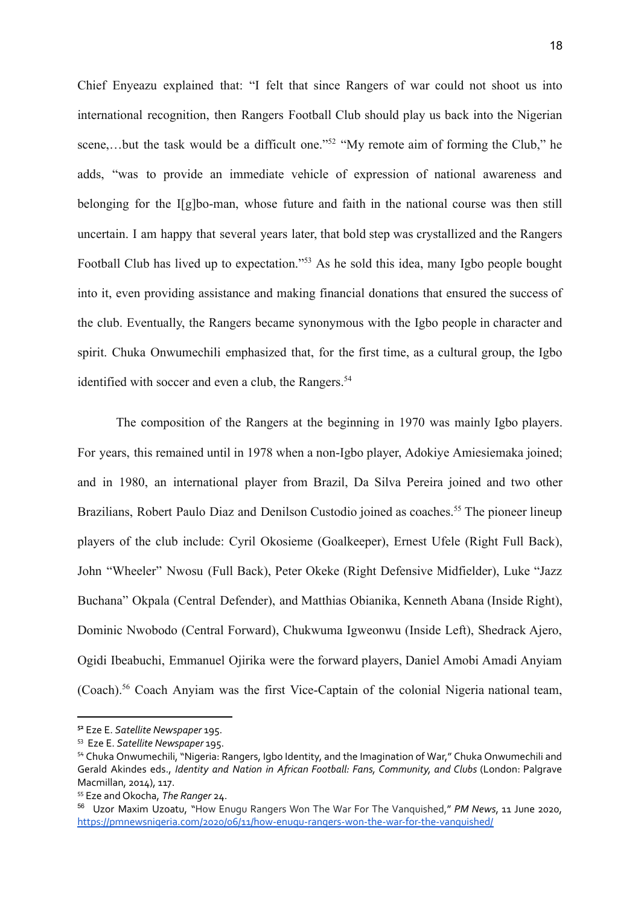Chief Enyeazu explained that: "I felt that since Rangers of war could not shoot us into international recognition, then Rangers Football Club should play us back into the Nigerian scene,…but the task would be a difficult one."[52] "My remote aim of forming the Club," he adds, "was to provide an immediate vehicle of expression of national awareness and belonging for the I[g]bo-man, whose future and faith in the national course was then still uncertain. I am happy that several years later, that bold step was crystallized and the Rangers Football Club has lived up to expectation."[53] As he sold this idea, many Igbo people bought into it, even providing assistance and making financial donations that ensured the success of the club. Eventually, the Rangers became synonymous with the Igbo people in character and spirit. Chuka Onwumechili emphasized that, for the first time, as a cultural group, the Igbo identified with soccer and even a club, the Rangers.[54]

The composition of the Rangers at the beginning in 1970 was mainly Igbo players. For years, this remained until in 1978 when a non-Igbo player, Adokiye Amiesiemaka joined; and in 1980, an international player from Brazil, Da Silva Pereira joined and two other Brazilians, Robert Paulo Diaz and Denilson Custodio joined as coaches.[55] The pioneer lineup players of the club include: Cyril Okosieme (Goalkeeper), Ernest Ufele (Right Full Back), John "Wheeler" Nwosu (Full Back), Peter Okeke (Right Defensive Midfielder), Luke "Jazz Buchana" Okpala (Central Defender), and Matthias Obianika, Kenneth Abana (Inside Right), Dominic Nwobodo (Central Forward), Chukwuma Igweonwu (Inside Left), Shedrack Ajero, Ogidi Ibeabuchi, Emmanuel Ojirika were the forward players, Daniel Amobi Amadi Anyiam (Coach).[56] Coach Anyiam was the first Vice-Captain of the colonial Nigeria national team,

---

[52] Eze E. *Satellite Newspaper* 195.

[53] Eze E. *Satellite Newspaper* 195.

[54] Chuka Onwumechili, "Nigeria: Rangers, Igbo Identity, and the Imagination of War," Chuka Onwumechili and Gerald Akindes eds., *Identity and Nation in African Football: Fans, Community, and Clubs* (London: Palgrave Macmillan, 2014), 117.

[55] Eze and Okocha, *The Ranger* 24.

[56] Uzor Maxim Uzoatu, "How Enugu Rangers Won The War For The Vanquished," *PM News*, 11 June 2020, https://pmnewsnigeria.com/2020/06/11/how-enugu-rangers-won-the-war-for-the-vanquished/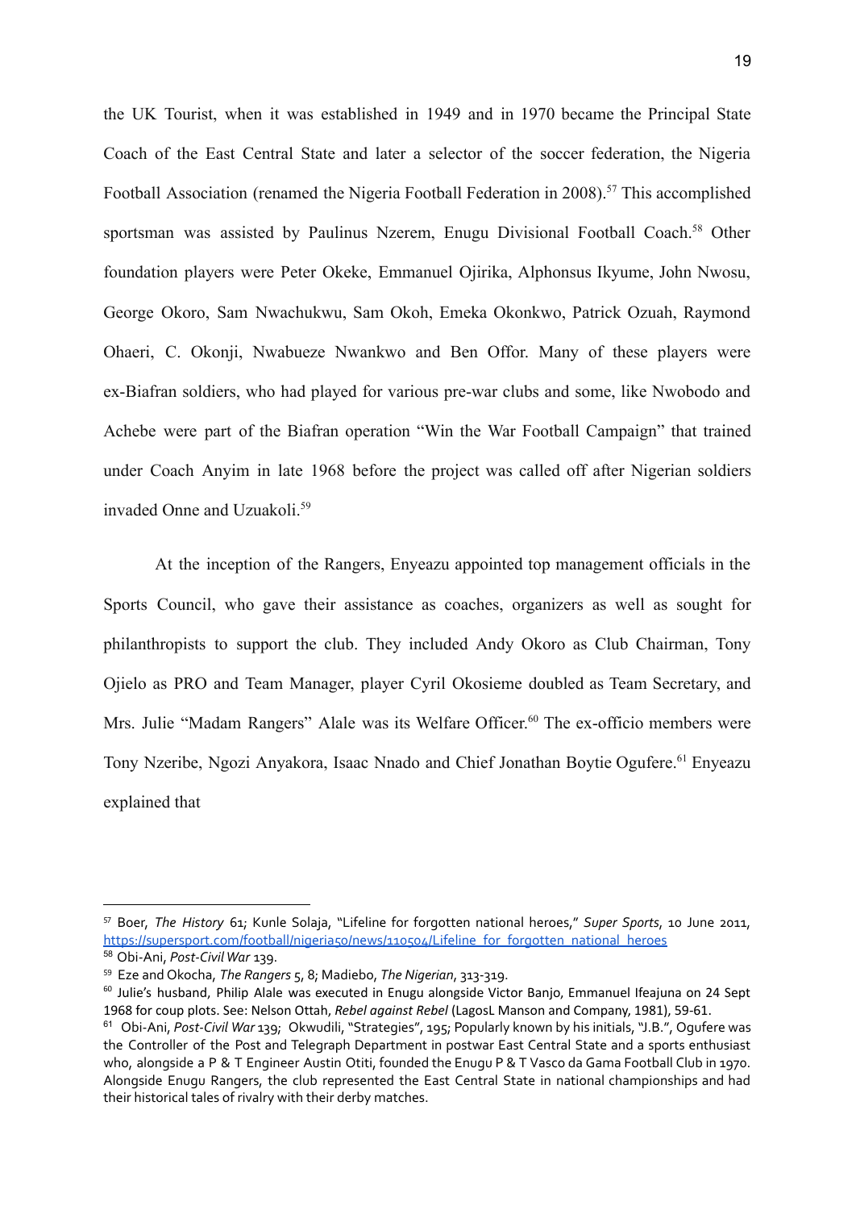the UK Tourist, when it was established in 1949 and in 1970 became the Principal State Coach of the East Central State and later a selector of the soccer federation, the Nigeria Football Association (renamed the Nigeria Football Federation in 2008).[57] This accomplished sportsman was assisted by Paulinus Nzerem, Enugu Divisional Football Coach.[58] Other foundation players were Peter Okeke, Emmanuel Ojirika, Alphonsus Ikyume, John Nwosu, George Okoro, Sam Nwachukwu, Sam Okoh, Emeka Okonkwo, Patrick Ozuah, Raymond Ohaeri, C. Okonji, Nwabueze Nwankwo and Ben Offor. Many of these players were ex-Biafran soldiers, who had played for various pre-war clubs and some, like Nwobodo and Achebe were part of the Biafran operation "Win the War Football Campaign" that trained under Coach Anyim in late 1968 before the project was called off after Nigerian soldiers invaded Onne and Uzuakoli.[59]

At the inception of the Rangers, Enyeazu appointed top management officials in the Sports Council, who gave their assistance as coaches, organizers as well as sought for philanthropists to support the club. They included Andy Okoro as Club Chairman, Tony Ojielo as PRO and Team Manager, player Cyril Okosieme doubled as Team Secretary, and Mrs. Julie "Madam Rangers" Alale was its Welfare Officer.[60] The ex-officio members were Tony Nzeribe, Ngozi Anyakora, Isaac Nnado and Chief Jonathan Boytie Ogufere.[61] Enyeazu explained that

---

[57] Boer, *The History* 61; Kunle Solaja, "Lifeline for forgotten national heroes," *Super Sports*, 10 June 2011, https://supersport.com/football/nigeria50/news/110504/Lifeline_for_forgotten_national_heroes

[58] Obi-Ani, *Post-Civil War* 139.

[59] Eze and Okocha, *The Rangers* 5, 8; Madiebo, *The Nigerian*, 313-319.

[60] Julie's husband, Philip Alale was executed in Enugu alongside Victor Banjo, Emmanuel Ifeajuna on 24 Sept 1968 for coup plots. See: Nelson Ottah, *Rebel against Rebel* (LagosL Manson and Company, 1981), 59-61.

[61] Obi-Ani, *Post-Civil War* 139; Okwudili, "Strategies", 195; Popularly known by his initials, "J.B.", Ogufere was the Controller of the Post and Telegraph Department in postwar East Central State and a sports enthusiast who, alongside a P & T Engineer Austin Otiti, founded the Enugu P & T Vasco da Gama Football Club in 1970. Alongside Enugu Rangers, the club represented the East Central State in national championships and had their historical tales of rivalry with their derby matches.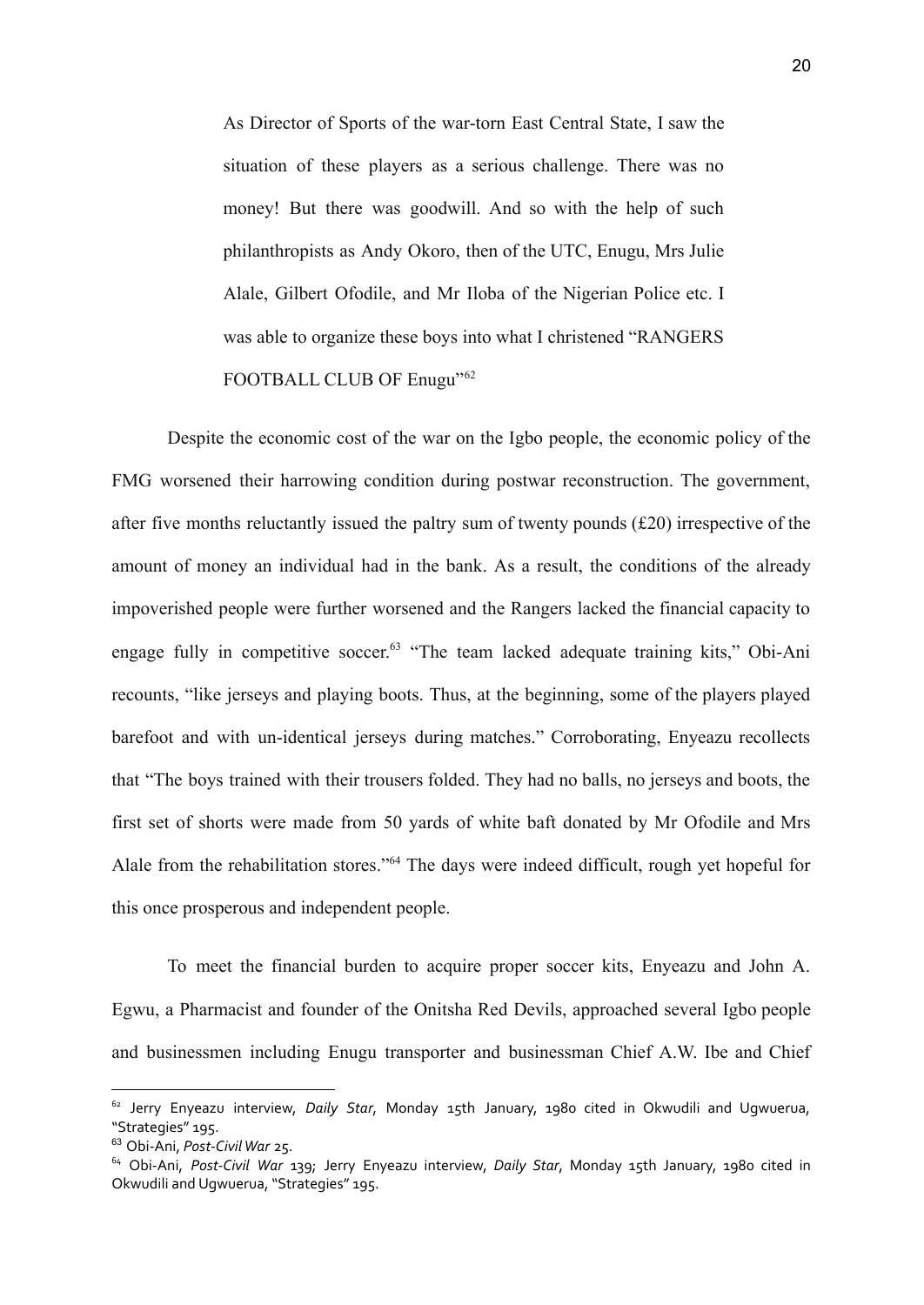> As Director of Sports of the war-torn East Central State, I saw the situation of these players as a serious challenge. There was no money! But there was goodwill. And so with the help of such philanthropists as Andy Okoro, then of the UTC, Enugu, Mrs Julie Alale, Gilbert Ofodile, and Mr Iloba of the Nigerian Police etc. I was able to organize these boys into what I christened "RANGERS FOOTBALL CLUB OF Enugu"[62]

Despite the economic cost of the war on the Igbo people, the economic policy of the FMG worsened their harrowing condition during postwar reconstruction. The government, after five months reluctantly issued the paltry sum of twenty pounds (£20) irrespective of the amount of money an individual had in the bank. As a result, the conditions of the already impoverished people were further worsened and the Rangers lacked the financial capacity to engage fully in competitive soccer.[63] "The team lacked adequate training kits," Obi-Ani recounts, "like jerseys and playing boots. Thus, at the beginning, some of the players played barefoot and with un-identical jerseys during matches." Corroborating, Enyeazu recollects that "The boys trained with their trousers folded. They had no balls, no jerseys and boots, the first set of shorts were made from 50 yards of white baft donated by Mr Ofodile and Mrs Alale from the rehabilitation stores."[64] The days were indeed difficult, rough yet hopeful for this once prosperous and independent people.

To meet the financial burden to acquire proper soccer kits, Enyeazu and John A. Egwu, a Pharmacist and founder of the Onitsha Red Devils, approached several Igbo people and businessmen including Enugu transporter and businessman Chief A.W. Ibe and Chief

---

[62] Jerry Enyeazu interview, *Daily Star*, Monday 15th January, 1980 cited in Okwudili and Ugwuerua, "Strategies" 195.

[63] Obi-Ani, *Post-Civil War* 25.

[64] Obi-Ani, *Post-Civil War* 139; Jerry Enyeazu interview, *Daily Star*, Monday 15th January, 1980 cited in Okwudili and Ugwuerua, "Strategies" 195.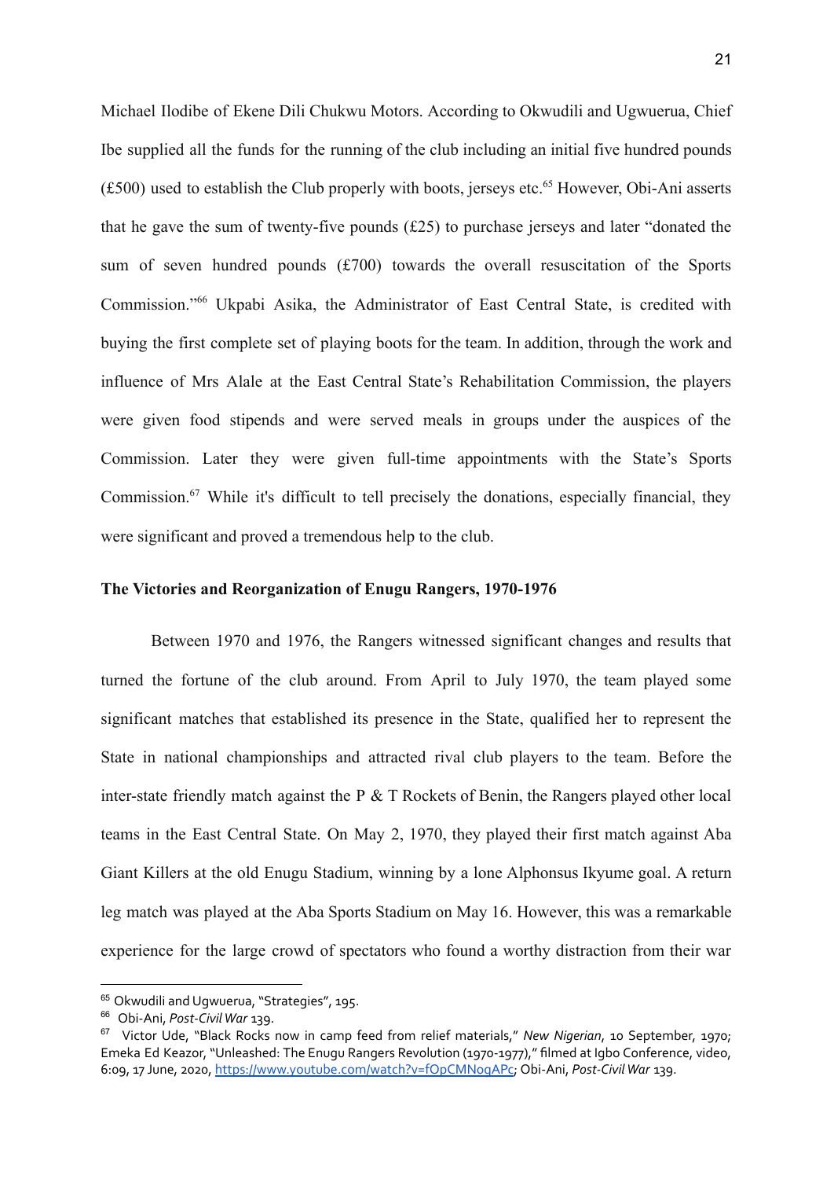Michael Ilodibe of Ekene Dili Chukwu Motors. According to Okwudili and Ugwuerua, Chief Ibe supplied all the funds for the running of the club including an initial five hundred pounds (£500) used to establish the Club properly with boots, jerseys etc.[65] However, Obi-Ani asserts that he gave the sum of twenty-five pounds (£25) to purchase jerseys and later "donated the sum of seven hundred pounds (£700) towards the overall resuscitation of the Sports Commission."[66] Ukpabi Asika, the Administrator of East Central State, is credited with buying the first complete set of playing boots for the team. In addition, through the work and influence of Mrs Alale at the East Central State's Rehabilitation Commission, the players were given food stipends and were served meals in groups under the auspices of the Commission. Later they were given full-time appointments with the State's Sports Commission.[67] While it's difficult to tell precisely the donations, especially financial, they were significant and proved a tremendous help to the club.

**The Victories and Reorganization of Enugu Rangers, 1970-1976**

Between 1970 and 1976, the Rangers witnessed significant changes and results that turned the fortune of the club around. From April to July 1970, the team played some significant matches that established its presence in the State, qualified her to represent the State in national championships and attracted rival club players to the team. Before the inter-state friendly match against the P & T Rockets of Benin, the Rangers played other local teams in the East Central State. On May 2, 1970, they played their first match against Aba Giant Killers at the old Enugu Stadium, winning by a lone Alphonsus Ikyume goal. A return leg match was played at the Aba Sports Stadium on May 16. However, this was a remarkable experience for the large crowd of spectators who found a worthy distraction from their war

---

[65] Okwudili and Ugwuerua, "Strategies", 195.

[66] Obi-Ani, *Post-Civil War* 139.

[67] Victor Ude, "Black Rocks now in camp feed from relief materials," *New Nigerian*, 10 September, 1970; Emeka Ed Keazor, "Unleashed: The Enugu Rangers Revolution (1970-1977)," filmed at Igbo Conference, video, 6:09, 17 June, 2020, https://www.youtube.com/watch?v=fOpCMNoqAPc; Obi-Ani, *Post-Civil War* 139.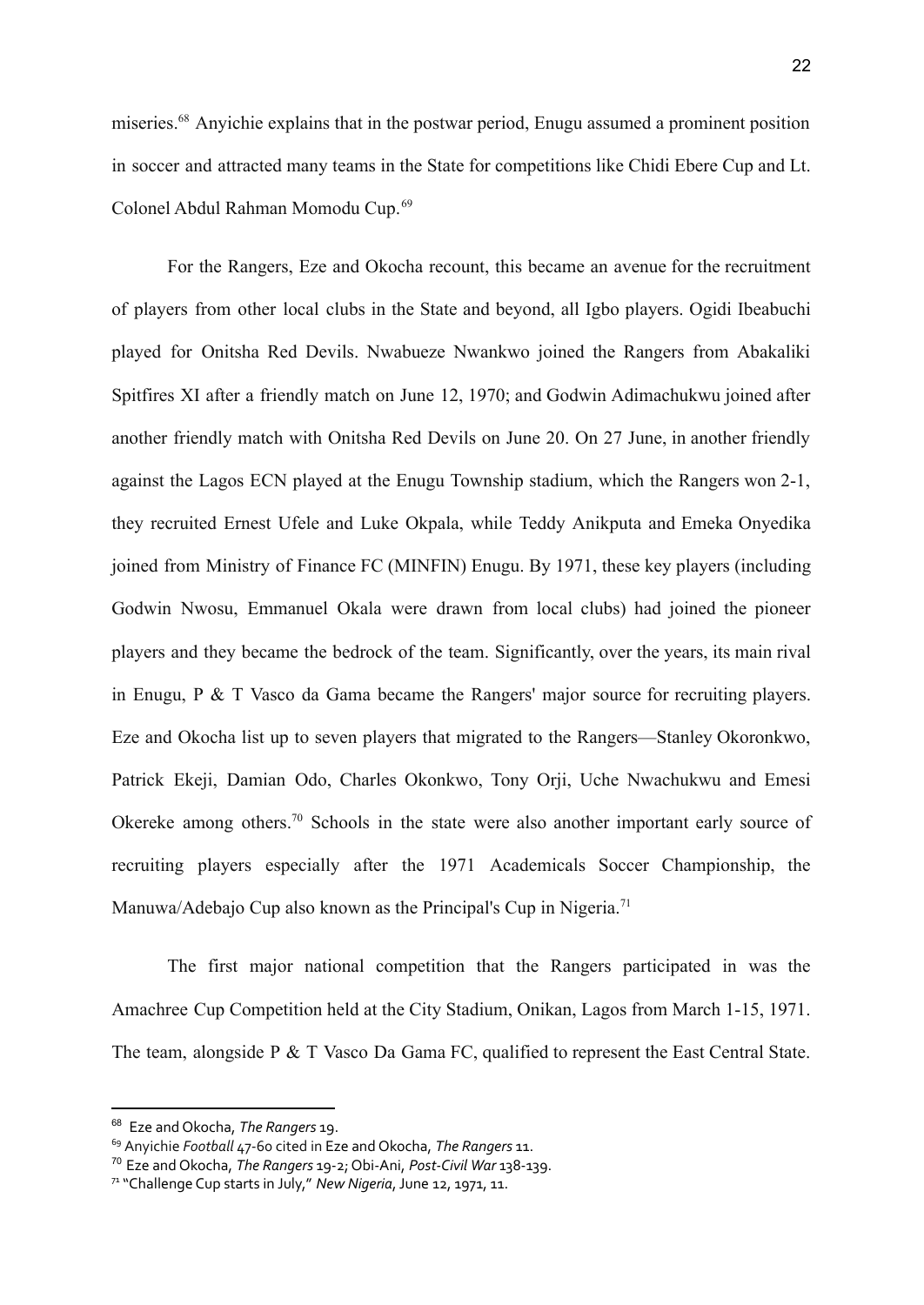miseries.[68] Anyichie explains that in the postwar period, Enugu assumed a prominent position in soccer and attracted many teams in the State for competitions like Chidi Ebere Cup and Lt. Colonel Abdul Rahman Momodu Cup.[69]

For the Rangers, Eze and Okocha recount, this became an avenue for the recruitment of players from other local clubs in the State and beyond, all Igbo players. Ogidi Ibeabuchi played for Onitsha Red Devils. Nwabueze Nwankwo joined the Rangers from Abakaliki Spitfires XI after a friendly match on June 12, 1970; and Godwin Adimachukwu joined after another friendly match with Onitsha Red Devils on June 20. On 27 June, in another friendly against the Lagos ECN played at the Enugu Township stadium, which the Rangers won 2-1, they recruited Ernest Ufele and Luke Okpala, while Teddy Anikputa and Emeka Onyedika joined from Ministry of Finance FC (MINFIN) Enugu. By 1971, these key players (including Godwin Nwosu, Emmanuel Okala were drawn from local clubs) had joined the pioneer players and they became the bedrock of the team. Significantly, over the years, its main rival in Enugu, P & T Vasco da Gama became the Rangers' major source for recruiting players. Eze and Okocha list up to seven players that migrated to the Rangers—Stanley Okoronkwo, Patrick Ekeji, Damian Odo, Charles Okonkwo, Tony Orji, Uche Nwachukwu and Emesi Okereke among others.[70] Schools in the state were also another important early source of recruiting players especially after the 1971 Academicals Soccer Championship, the Manuwa/Adebajo Cup also known as the Principal's Cup in Nigeria.[71]

The first major national competition that the Rangers participated in was the Amachree Cup Competition held at the City Stadium, Onikan, Lagos from March 1-15, 1971. The team, alongside P & T Vasco Da Gama FC, qualified to represent the East Central State.

---

[68] Eze and Okocha, *The Rangers* 19.

[69] Anyichie *Football* 47-60 cited in Eze and Okocha, *The Rangers* 11.

[70] Eze and Okocha, *The Rangers* 19-2; Obi-Ani, *Post-Civil War* 138-139.

[71] "Challenge Cup starts in July," *New Nigeria*, June 12, 1971, 11.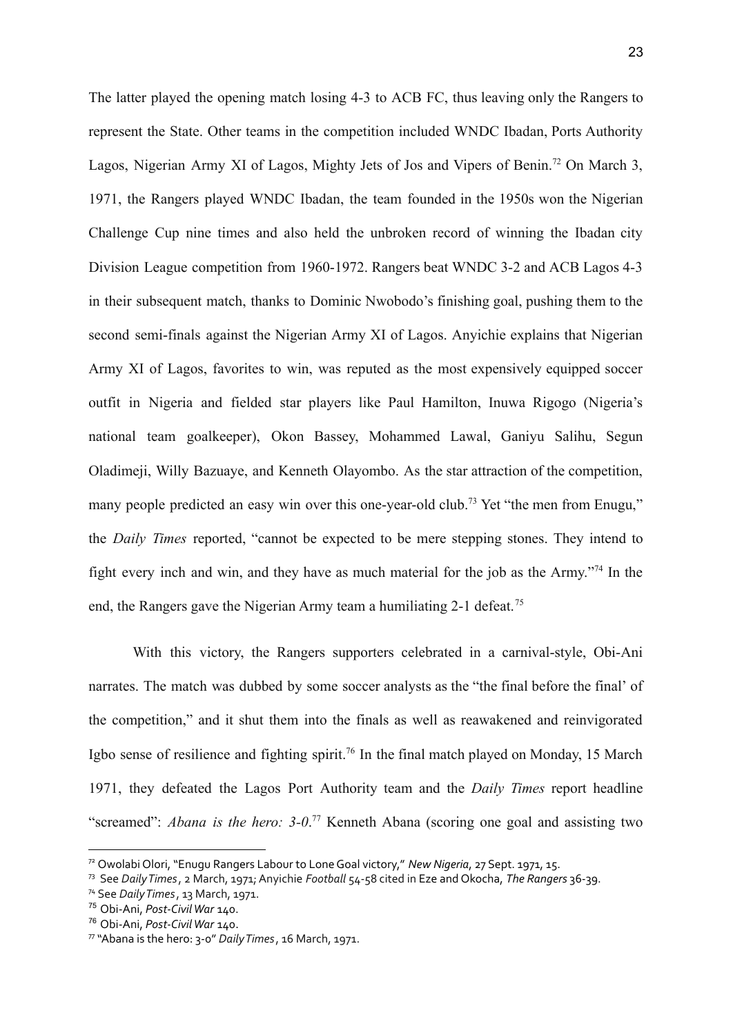The latter played the opening match losing 4-3 to ACB FC, thus leaving only the Rangers to represent the State. Other teams in the competition included WNDC Ibadan, Ports Authority Lagos, Nigerian Army XI of Lagos, Mighty Jets of Jos and Vipers of Benin.[72] On March 3, 1971, the Rangers played WNDC Ibadan, the team founded in the 1950s won the Nigerian Challenge Cup nine times and also held the unbroken record of winning the Ibadan city Division League competition from 1960-1972. Rangers beat WNDC 3-2 and ACB Lagos 4-3 in their subsequent match, thanks to Dominic Nwobodo's finishing goal, pushing them to the second semi-finals against the Nigerian Army XI of Lagos. Anyichie explains that Nigerian Army XI of Lagos, favorites to win, was reputed as the most expensively equipped soccer outfit in Nigeria and fielded star players like Paul Hamilton, Inuwa Rigogo (Nigeria's national team goalkeeper), Okon Bassey, Mohammed Lawal, Ganiyu Salihu, Segun Oladimeji, Willy Bazuaye, and Kenneth Olayombo. As the star attraction of the competition, many people predicted an easy win over this one-year-old club.[73] Yet "the men from Enugu," the *Daily Times* reported, "cannot be expected to be mere stepping stones. They intend to fight every inch and win, and they have as much material for the job as the Army."[74] In the end, the Rangers gave the Nigerian Army team a humiliating 2-1 defeat.[75]

With this victory, the Rangers supporters celebrated in a carnival-style, Obi-Ani narrates. The match was dubbed by some soccer analysts as the "the final before the final' of the competition," and it shut them into the finals as well as reawakened and reinvigorated Igbo sense of resilience and fighting spirit.[76] In the final match played on Monday, 15 March 1971, they defeated the Lagos Port Authority team and the *Daily Times* report headline "screamed": *Abana is the hero: 3-0*.[77] Kenneth Abana (scoring one goal and assisting two

---

[72] Owolabi Olori, "Enugu Rangers Labour to Lone Goal victory," *New Nigeria*, 27 Sept. 1971, 15.

[73] See *Daily Times*, 2 March, 1971; Anyichie *Football* 54-58 cited in Eze and Okocha, *The Rangers* 36-39.

[74] See *Daily Times*, 13 March, 1971.

[75] Obi-Ani, *Post-Civil War* 140.

[76] Obi-Ani, *Post-Civil War* 140.

[77] "Abana is the hero: 3-0" *Daily Times*, 16 March, 1971.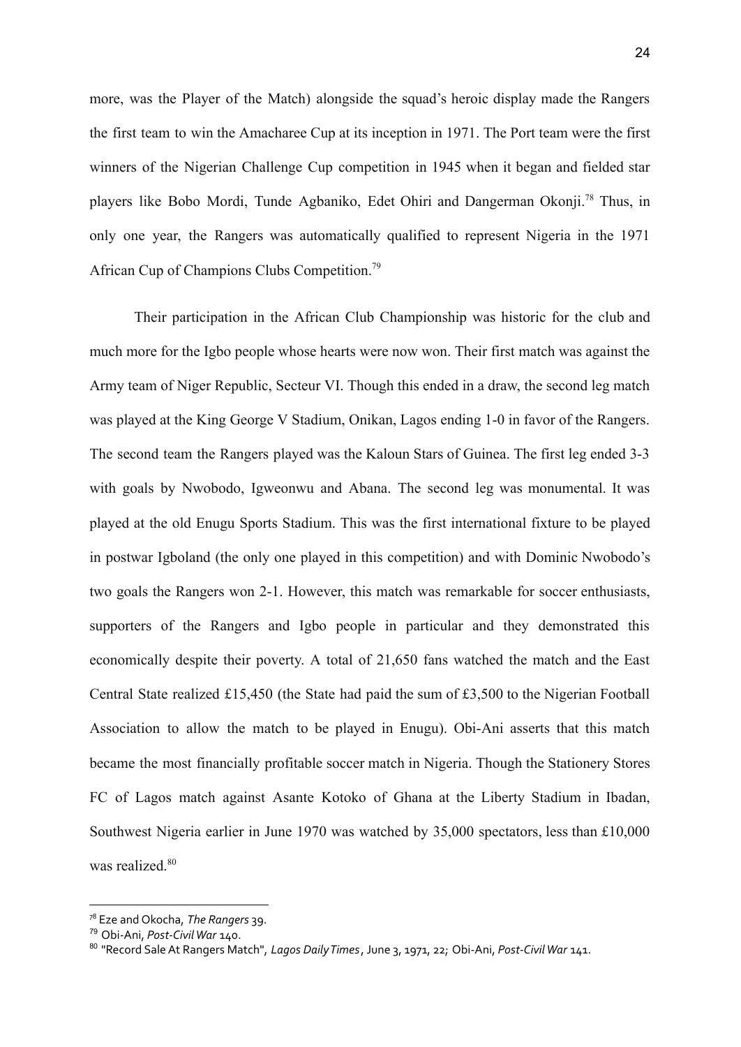more, was the Player of the Match) alongside the squad's heroic display made the Rangers the first team to win the Amacharee Cup at its inception in 1971. The Port team were the first winners of the Nigerian Challenge Cup competition in 1945 when it began and fielded star players like Bobo Mordi, Tunde Agbaniko, Edet Ohiri and Dangerman Okonji.[78] Thus, in only one year, the Rangers was automatically qualified to represent Nigeria in the 1971 African Cup of Champions Clubs Competition.[79]

Their participation in the African Club Championship was historic for the club and much more for the Igbo people whose hearts were now won. Their first match was against the Army team of Niger Republic, Secteur VI. Though this ended in a draw, the second leg match was played at the King George V Stadium, Onikan, Lagos ending 1-0 in favor of the Rangers. The second team the Rangers played was the Kaloun Stars of Guinea. The first leg ended 3-3 with goals by Nwobodo, Igweonwu and Abana. The second leg was monumental. It was played at the old Enugu Sports Stadium. This was the first international fixture to be played in postwar Igboland (the only one played in this competition) and with Dominic Nwobodo's two goals the Rangers won 2-1. However, this match was remarkable for soccer enthusiasts, supporters of the Rangers and Igbo people in particular and they demonstrated this economically despite their poverty. A total of 21,650 fans watched the match and the East Central State realized £15,450 (the State had paid the sum of £3,500 to the Nigerian Football Association to allow the match to be played in Enugu). Obi-Ani asserts that this match became the most financially profitable soccer match in Nigeria. Though the Stationery Stores FC of Lagos match against Asante Kotoko of Ghana at the Liberty Stadium in Ibadan, Southwest Nigeria earlier in June 1970 was watched by 35,000 spectators, less than £10,000 was realized.[80]

---

[78] Eze and Okocha, *The Rangers* 39.

[79] Obi-Ani, *Post-Civil War* 140.

[80] "Record Sale At Rangers Match", *Lagos Daily Times*, June 3, 1971, 22; Obi-Ani, *Post-Civil War* 141.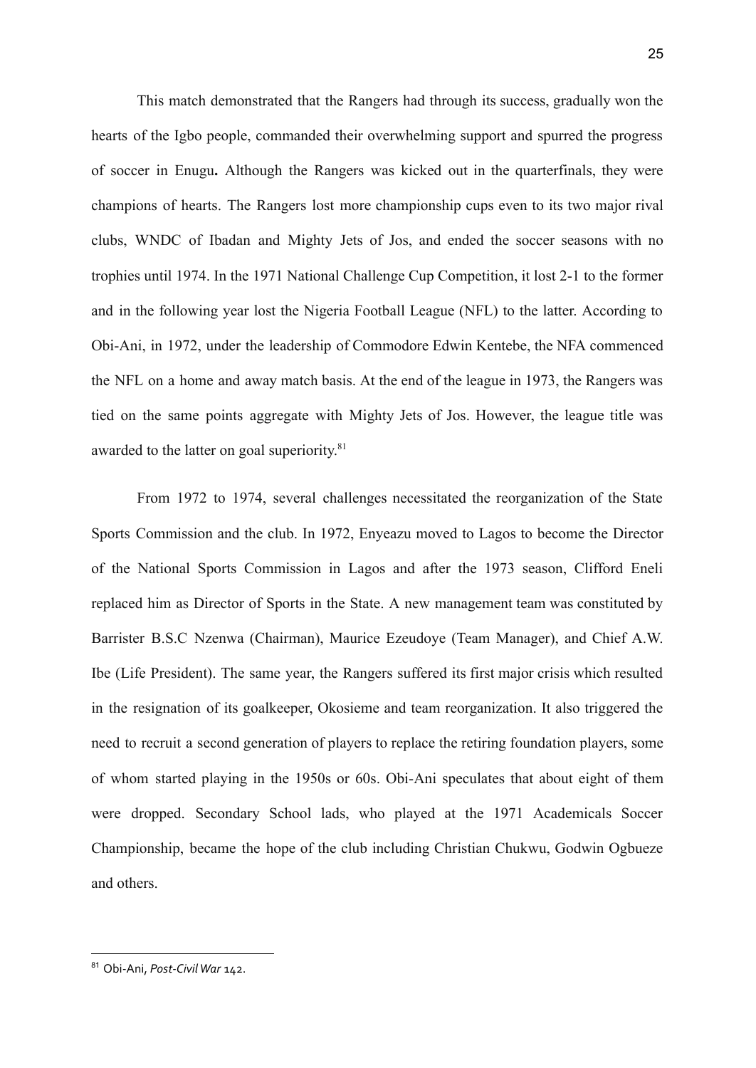This match demonstrated that the Rangers had through its success, gradually won the hearts of the Igbo people, commanded their overwhelming support and spurred the progress of soccer in Enugu**.** Although the Rangers was kicked out in the quarterfinals, they were champions of hearts. The Rangers lost more championship cups even to its two major rival clubs, WNDC of Ibadan and Mighty Jets of Jos, and ended the soccer seasons with no trophies until 1974. In the 1971 National Challenge Cup Competition, it lost 2-1 to the former and in the following year lost the Nigeria Football League (NFL) to the latter. According to Obi-Ani, in 1972, under the leadership of Commodore Edwin Kentebe, the NFA commenced the NFL on a home and away match basis. At the end of the league in 1973, the Rangers was tied on the same points aggregate with Mighty Jets of Jos. However, the league title was awarded to the latter on goal superiority.[81]

From 1972 to 1974, several challenges necessitated the reorganization of the State Sports Commission and the club. In 1972, Enyeazu moved to Lagos to become the Director of the National Sports Commission in Lagos and after the 1973 season, Clifford Eneli replaced him as Director of Sports in the State. A new management team was constituted by Barrister B.S.C Nzenwa (Chairman), Maurice Ezeudoye (Team Manager), and Chief A.W. Ibe (Life President). The same year, the Rangers suffered its first major crisis which resulted in the resignation of its goalkeeper, Okosieme and team reorganization. It also triggered the need to recruit a second generation of players to replace the retiring foundation players, some of whom started playing in the 1950s or 60s. Obi-Ani speculates that about eight of them were dropped. Secondary School lads, who played at the 1971 Academicals Soccer Championship, became the hope of the club including Christian Chukwu, Godwin Ogbueze and others.

---

[81] Obi-Ani, *Post-Civil War* 142.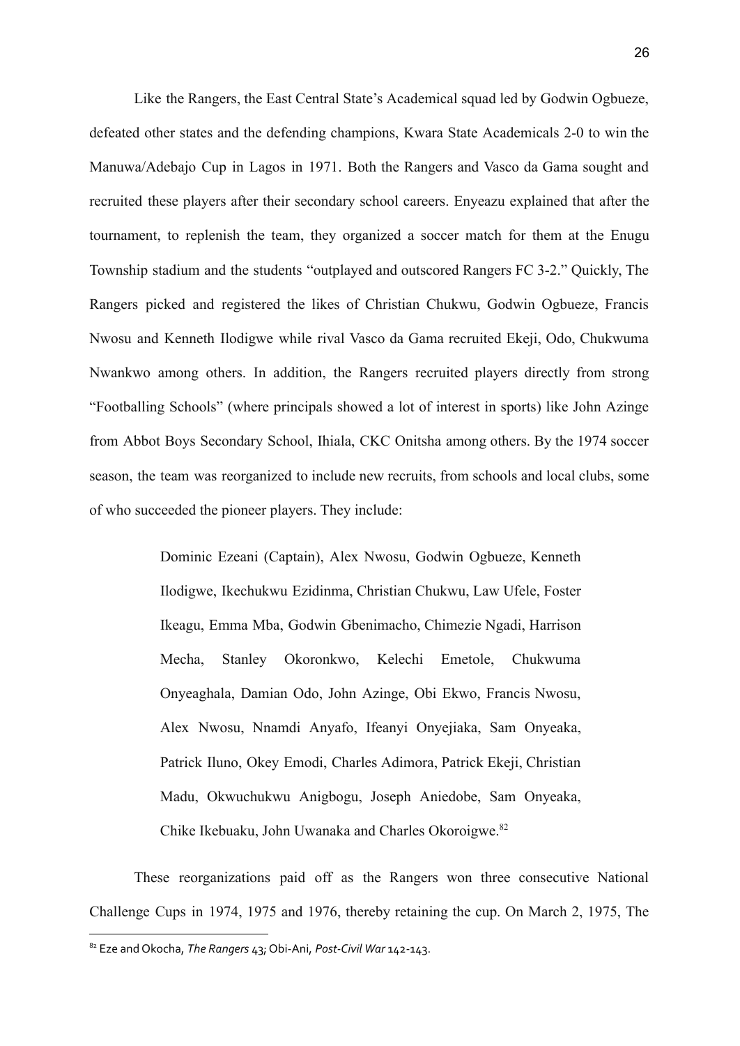Like the Rangers, the East Central State's Academical squad led by Godwin Ogbueze, defeated other states and the defending champions, Kwara State Academicals 2-0 to win the Manuwa/Adebajo Cup in Lagos in 1971. Both the Rangers and Vasco da Gama sought and recruited these players after their secondary school careers. Enyeazu explained that after the tournament, to replenish the team, they organized a soccer match for them at the Enugu Township stadium and the students "outplayed and outscored Rangers FC 3-2." Quickly, The Rangers picked and registered the likes of Christian Chukwu, Godwin Ogbueze, Francis Nwosu and Kenneth Ilodigwe while rival Vasco da Gama recruited Ekeji, Odo, Chukwuma Nwankwo among others. In addition, the Rangers recruited players directly from strong "Footballing Schools" (where principals showed a lot of interest in sports) like John Azinge from Abbot Boys Secondary School, Ihiala, CKC Onitsha among others. By the 1974 soccer season, the team was reorganized to include new recruits, from schools and local clubs, some of who succeeded the pioneer players. They include:

> Dominic Ezeani (Captain), Alex Nwosu, Godwin Ogbueze, Kenneth Ilodigwe, Ikechukwu Ezidinma, Christian Chukwu, Law Ufele, Foster Ikeagu, Emma Mba, Godwin Gbenimacho, Chimezie Ngadi, Harrison Mecha, Stanley Okoronkwo, Kelechi Emetole, Chukwuma Onyeaghala, Damian Odo, John Azinge, Obi Ekwo, Francis Nwosu, Alex Nwosu, Nnamdi Anyafo, Ifeanyi Onyejiaka, Sam Onyeaka, Patrick Iluno, Okey Emodi, Charles Adimora, Patrick Ekeji, Christian Madu, Okwuchukwu Anigbogu, Joseph Aniedobe, Sam Onyeaka, Chike Ikebuaku, John Uwanaka and Charles Okoroigwe.[82]

These reorganizations paid off as the Rangers won three consecutive National Challenge Cups in 1974, 1975 and 1976, thereby retaining the cup. On March 2, 1975, The

---

[82] Eze and Okocha, *The Rangers* 43; Obi-Ani, *Post-Civil War* 142-143.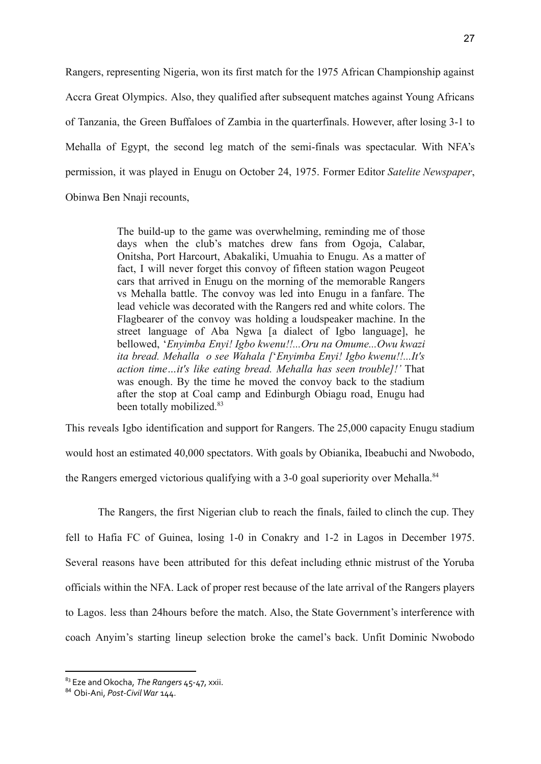Rangers, representing Nigeria, won its first match for the 1975 African Championship against Accra Great Olympics. Also, they qualified after subsequent matches against Young Africans of Tanzania, the Green Buffaloes of Zambia in the quarterfinals. However, after losing 3-1 to Mehalla of Egypt, the second leg match of the semi-finals was spectacular. With NFA's permission, it was played in Enugu on October 24, 1975. Former Editor *Satelite Newspaper*, Obinwa Ben Nnaji recounts,

> The build-up to the game was overwhelming, reminding me of those days when the club's matches drew fans from Ogoja, Calabar, Onitsha, Port Harcourt, Abakaliki, Umuahia to Enugu. As a matter of fact, I will never forget this convoy of fifteen station wagon Peugeot cars that arrived in Enugu on the morning of the memorable Rangers vs Mehalla battle. The convoy was led into Enugu in a fanfare. The lead vehicle was decorated with the Rangers red and white colors. The Flagbearer of the convoy was holding a loudspeaker machine. In the street language of Aba Ngwa [a dialect of Igbo language], he bellowed, '*Enyimba Enyi! Igbo kwenu!!...Oru na Omume...Owu kwazi ita bread. Mehalla o see Wahala [*'*Enyimba Enyi! Igbo kwenu!!...It's action time…it's like eating bread. Mehalla has seen trouble]!'* That was enough. By the time he moved the convoy back to the stadium after the stop at Coal camp and Edinburgh Obiagu road, Enugu had been totally mobilized.[83]

This reveals Igbo identification and support for Rangers. The 25,000 capacity Enugu stadium would host an estimated 40,000 spectators. With goals by Obianika, Ibeabuchi and Nwobodo, the Rangers emerged victorious qualifying with a 3-0 goal superiority over Mehalla.[84]

The Rangers, the first Nigerian club to reach the finals, failed to clinch the cup. They fell to Hafia FC of Guinea, losing 1-0 in Conakry and 1-2 in Lagos in December 1975. Several reasons have been attributed for this defeat including ethnic mistrust of the Yoruba officials within the NFA. Lack of proper rest because of the late arrival of the Rangers players to Lagos. less than 24hours before the match. Also, the State Government's interference with coach Anyim's starting lineup selection broke the camel's back. Unfit Dominic Nwobodo

---

[83] Eze and Okocha, *The Rangers* 45-47, xxii.

[84] Obi-Ani, *Post-Civil War* 144.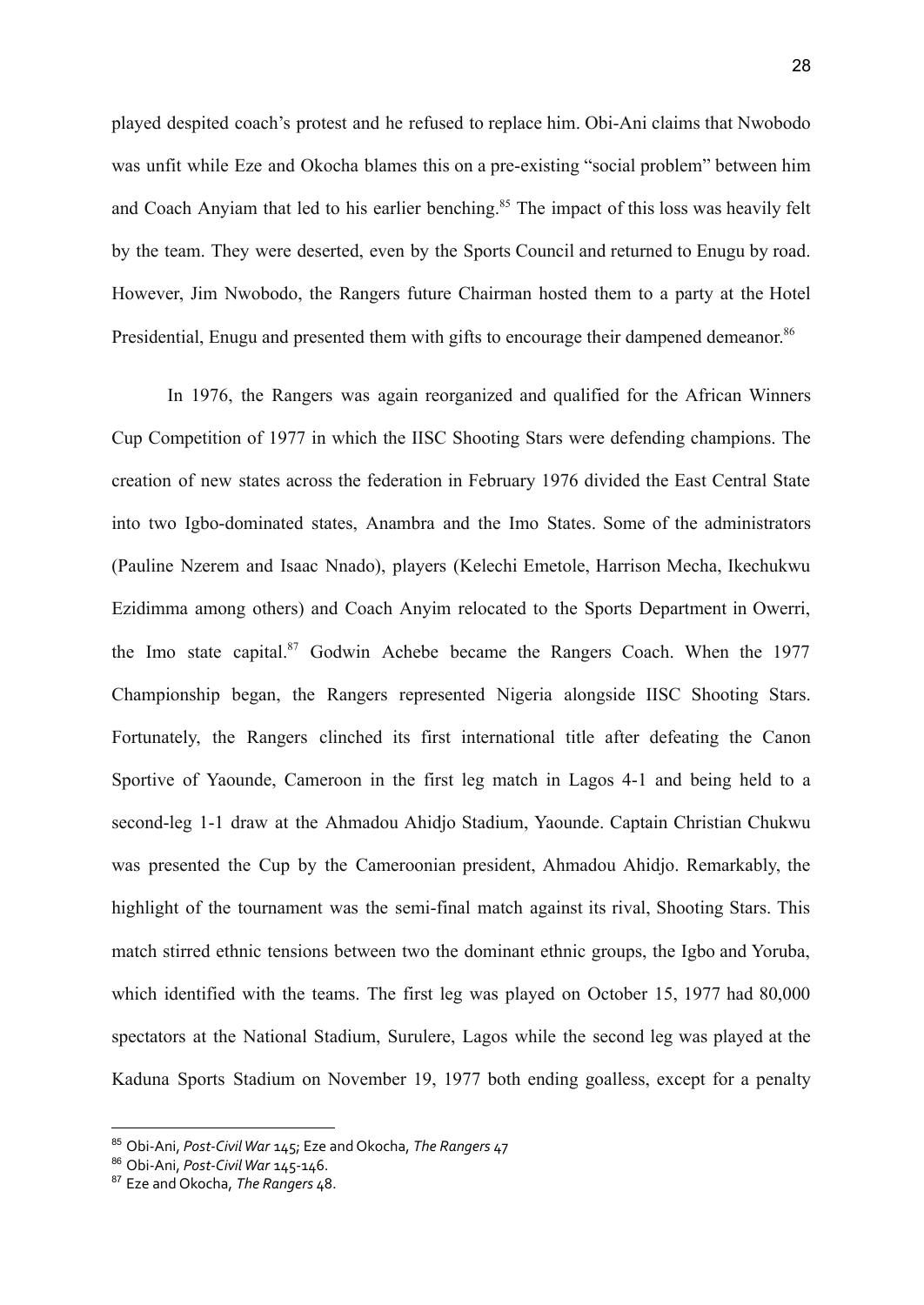played despited coach's protest and he refused to replace him. Obi-Ani claims that Nwobodo was unfit while Eze and Okocha blames this on a pre-existing "social problem" between him and Coach Anyiam that led to his earlier benching.[85] The impact of this loss was heavily felt by the team. They were deserted, even by the Sports Council and returned to Enugu by road. However, Jim Nwobodo, the Rangers future Chairman hosted them to a party at the Hotel Presidential, Enugu and presented them with gifts to encourage their dampened demeanor.[86]

In 1976, the Rangers was again reorganized and qualified for the African Winners Cup Competition of 1977 in which the IISC Shooting Stars were defending champions. The creation of new states across the federation in February 1976 divided the East Central State into two Igbo-dominated states, Anambra and the Imo States. Some of the administrators (Pauline Nzerem and Isaac Nnado), players (Kelechi Emetole, Harrison Mecha, Ikechukwu Ezidimma among others) and Coach Anyim relocated to the Sports Department in Owerri, the Imo state capital.[87] Godwin Achebe became the Rangers Coach. When the 1977 Championship began, the Rangers represented Nigeria alongside IISC Shooting Stars. Fortunately, the Rangers clinched its first international title after defeating the Canon Sportive of Yaounde, Cameroon in the first leg match in Lagos 4-1 and being held to a second-leg 1-1 draw at the Ahmadou Ahidjo Stadium, Yaounde. Captain Christian Chukwu was presented the Cup by the Cameroonian president, Ahmadou Ahidjo. Remarkably, the highlight of the tournament was the semi-final match against its rival, Shooting Stars. This match stirred ethnic tensions between two the dominant ethnic groups, the Igbo and Yoruba, which identified with the teams. The first leg was played on October 15, 1977 had 80,000 spectators at the National Stadium, Surulere, Lagos while the second leg was played at the Kaduna Sports Stadium on November 19, 1977 both ending goalless, except for a penalty

[85] Obi-Ani, *Post-Civil War* 145; Eze and Okocha, *The Rangers* 47

[86] Obi-Ani, *Post-Civil War* 145-146.

[87] Eze and Okocha, *The Rangers* 48.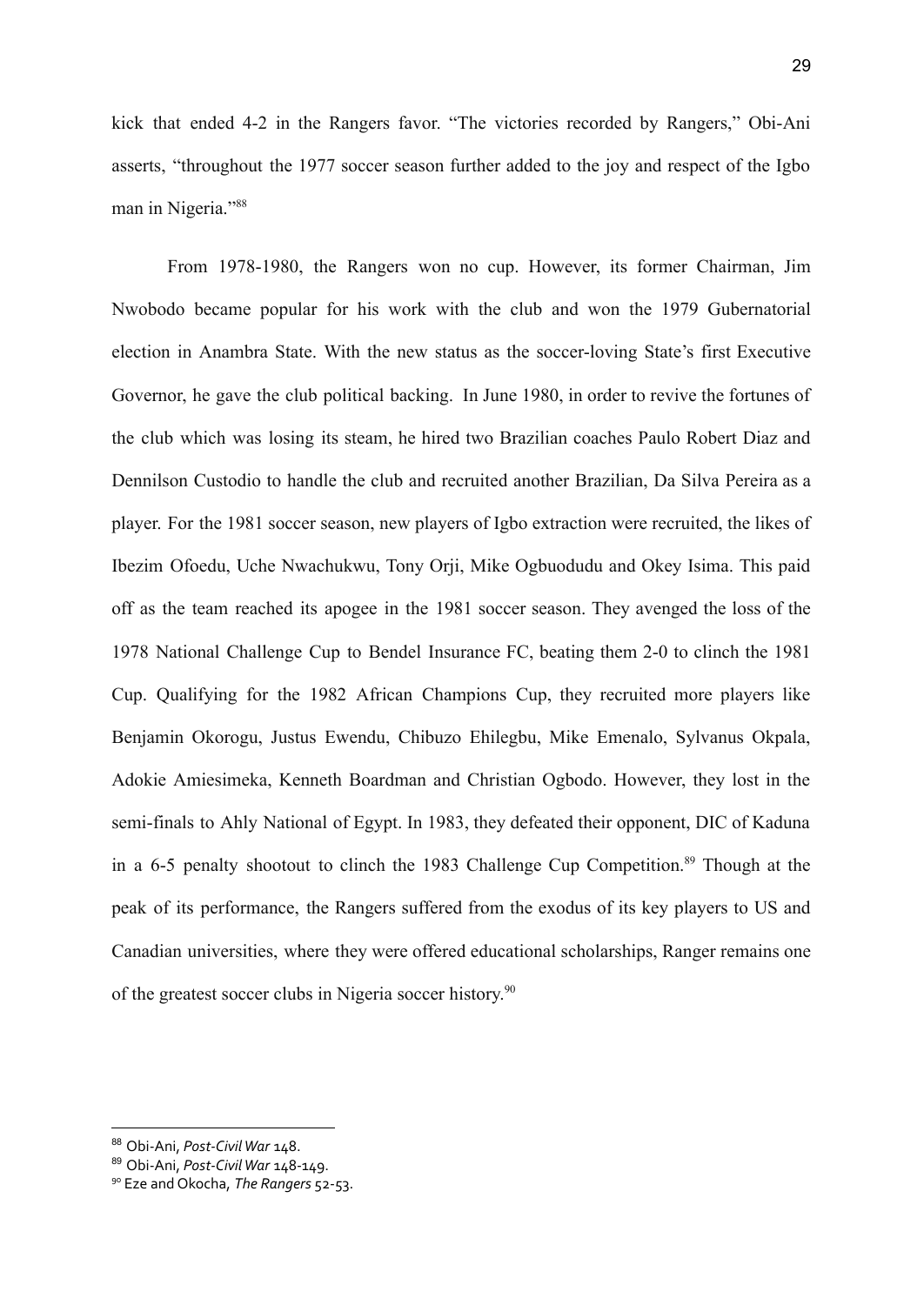kick that ended 4-2 in the Rangers favor. "The victories recorded by Rangers," Obi-Ani asserts, "throughout the 1977 soccer season further added to the joy and respect of the Igbo man in Nigeria."[88]

From 1978-1980, the Rangers won no cup. However, its former Chairman, Jim Nwobodo became popular for his work with the club and won the 1979 Gubernatorial election in Anambra State. With the new status as the soccer-loving State's first Executive Governor, he gave the club political backing. In June 1980, in order to revive the fortunes of the club which was losing its steam, he hired two Brazilian coaches Paulo Robert Diaz and Dennilson Custodio to handle the club and recruited another Brazilian, Da Silva Pereira as a player. For the 1981 soccer season, new players of Igbo extraction were recruited, the likes of Ibezim Ofoedu, Uche Nwachukwu, Tony Orji, Mike Ogbuodudu and Okey Isima. This paid off as the team reached its apogee in the 1981 soccer season. They avenged the loss of the 1978 National Challenge Cup to Bendel Insurance FC, beating them 2-0 to clinch the 1981 Cup. Qualifying for the 1982 African Champions Cup, they recruited more players like Benjamin Okorogu, Justus Ewendu, Chibuzo Ehilegbu, Mike Emenalo, Sylvanus Okpala, Adokie Amiesimeka, Kenneth Boardman and Christian Ogbodo. However, they lost in the semi-finals to Ahly National of Egypt. In 1983, they defeated their opponent, DIC of Kaduna in a 6-5 penalty shootout to clinch the 1983 Challenge Cup Competition.[89] Though at the peak of its performance, the Rangers suffered from the exodus of its key players to US and Canadian universities, where they were offered educational scholarships, Ranger remains one of the greatest soccer clubs in Nigeria soccer history.[90]

---

[88] Obi-Ani, *Post-Civil War* 148.

[89] Obi-Ani, *Post-Civil War* 148-149.

[90] Eze and Okocha, *The Rangers* 52-53.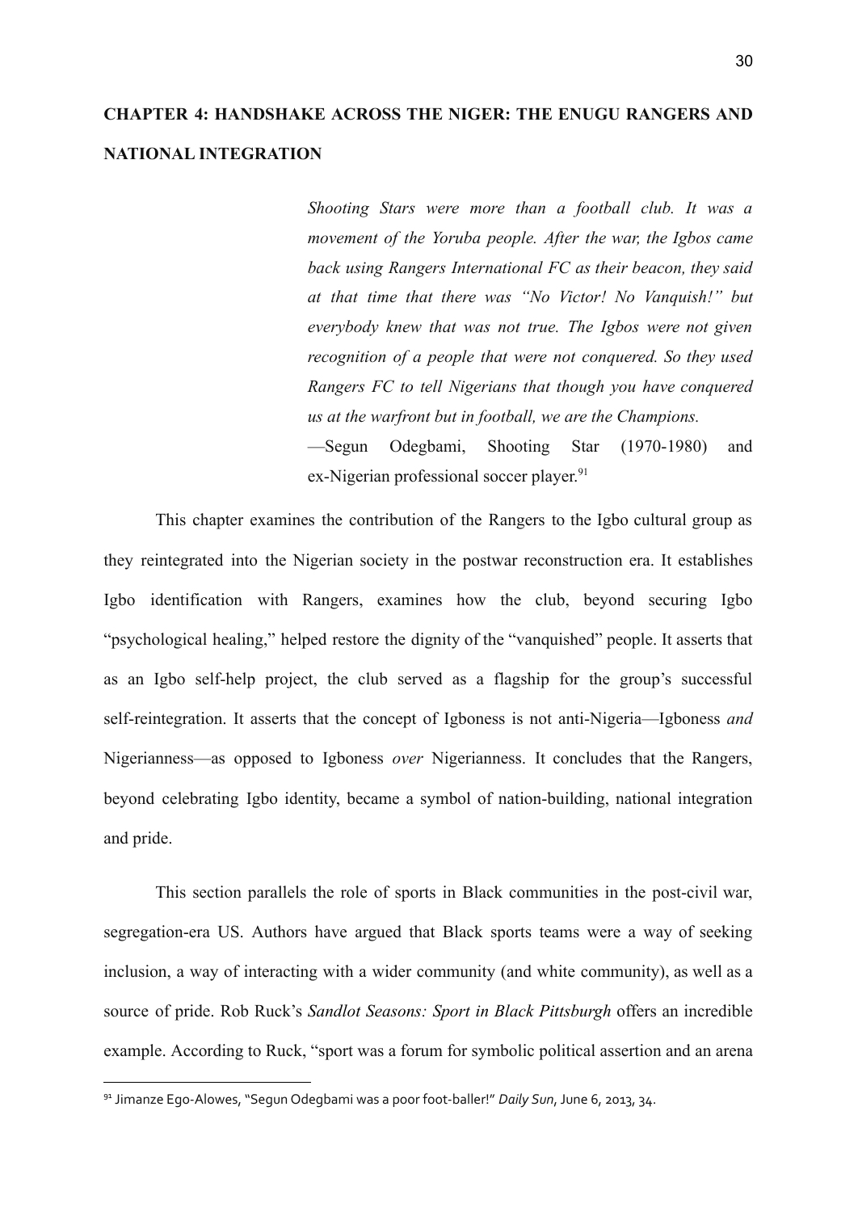## CHAPTER 4: HANDSHAKE ACROSS THE NIGER: THE ENUGU RANGERS AND NATIONAL INTEGRATION

> *Shooting Stars were more than a football club. It was a movement of the Yoruba people. After the war, the Igbos came back using Rangers International FC as their beacon, they said at that time that there was "No Victor! No Vanquish!" but everybody knew that was not true. The Igbos were not given recognition of a people that were not conquered. So they used Rangers FC to tell Nigerians that though you have conquered us at the warfront but in football, we are the Champions.*
>
> —Segun Odegbami, Shooting Star (1970-1980) and ex-Nigerian professional soccer player.[91]

This chapter examines the contribution of the Rangers to the Igbo cultural group as they reintegrated into the Nigerian society in the postwar reconstruction era. It establishes Igbo identification with Rangers, examines how the club, beyond securing Igbo "psychological healing," helped restore the dignity of the "vanquished" people. It asserts that as an Igbo self-help project, the club served as a flagship for the group's successful self-reintegration. It asserts that the concept of Igboness is not anti-Nigeria—Igboness *and* Nigerianness—as opposed to Igboness *over* Nigerianness. It concludes that the Rangers, beyond celebrating Igbo identity, became a symbol of nation-building, national integration and pride.

This section parallels the role of sports in Black communities in the post-civil war, segregation-era US. Authors have argued that Black sports teams were a way of seeking inclusion, a way of interacting with a wider community (and white community), as well as a source of pride. Rob Ruck's *Sandlot Seasons: Sport in Black Pittsburgh* offers an incredible example. According to Ruck, "sport was a forum for symbolic political assertion and an arena

[91] Jimanze Ego-Alowes, "Segun Odegbami was a poor foot-baller!" *Daily Sun*, June 6, 2013, 34.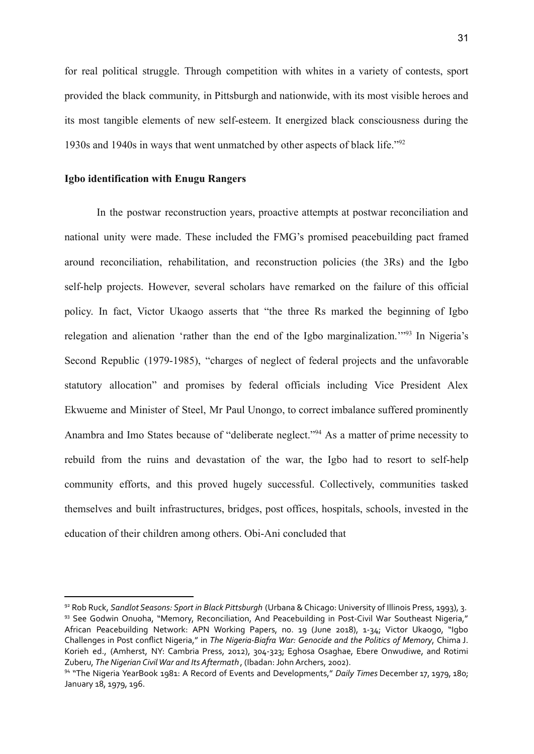for real political struggle. Through competition with whites in a variety of contests, sport provided the black community, in Pittsburgh and nationwide, with its most visible heroes and its most tangible elements of new self-esteem. It energized black consciousness during the 1930s and 1940s in ways that went unmatched by other aspects of black life."[92]

**Igbo identification with Enugu Rangers**

In the postwar reconstruction years, proactive attempts at postwar reconciliation and national unity were made. These included the FMG's promised peacebuilding pact framed around reconciliation, rehabilitation, and reconstruction policies (the 3Rs) and the Igbo self-help projects. However, several scholars have remarked on the failure of this official policy. In fact, Victor Ukaogo asserts that "the three Rs marked the beginning of Igbo relegation and alienation 'rather than the end of the Igbo marginalization.'"[93] In Nigeria's Second Republic (1979-1985), "charges of neglect of federal projects and the unfavorable statutory allocation" and promises by federal officials including Vice President Alex Ekwueme and Minister of Steel, Mr Paul Unongo, to correct imbalance suffered prominently Anambra and Imo States because of "deliberate neglect."[94] As a matter of prime necessity to rebuild from the ruins and devastation of the war, the Igbo had to resort to self-help community efforts, and this proved hugely successful. Collectively, communities tasked themselves and built infrastructures, bridges, post offices, hospitals, schools, invested in the education of their children among others. Obi-Ani concluded that

---

[92] Rob Ruck, *Sandlot Seasons: Sport in Black Pittsburgh* (Urbana & Chicago: University of Illinois Press, 1993), 3.

[93] See Godwin Onuoha, "Memory, Reconciliation, And Peacebuilding in Post-Civil War Southeast Nigeria," African Peacebuilding Network: APN Working Papers, no. 19 (June 2018), 1-34; Victor Ukaogo, "Igbo Challenges in Post conflict Nigeria," in *The Nigeria-Biafra War: Genocide and the Politics of Memory*, Chima J. Korieh ed., (Amherst, NY: Cambria Press, 2012), 304-323; Eghosa Osaghae, Ebere Onwudiwe, and Rotimi Zuberu, *The Nigerian Civil War and Its Aftermath*, (Ibadan: John Archers, 2002).

[94] "The Nigeria YearBook 1981: A Record of Events and Developments," *Daily Times* December 17, 1979, 180; January 18, 1979, 196.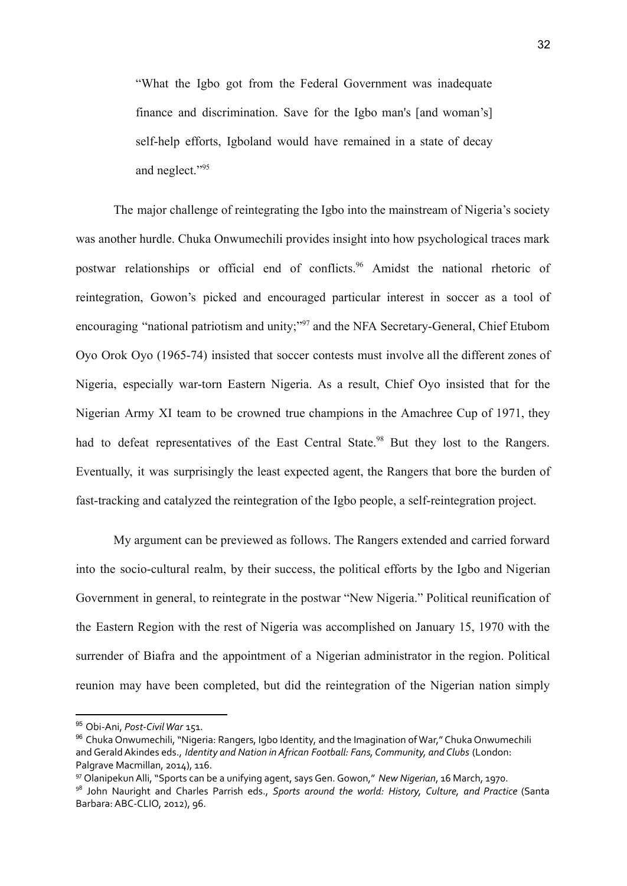> "What the Igbo got from the Federal Government was inadequate finance and discrimination. Save for the Igbo man's [and woman's] self-help efforts, Igboland would have remained in a state of decay and neglect."[95]

The major challenge of reintegrating the Igbo into the mainstream of Nigeria's society was another hurdle. Chuka Onwumechili provides insight into how psychological traces mark postwar relationships or official end of conflicts.[96] Amidst the national rhetoric of reintegration, Gowon's picked and encouraged particular interest in soccer as a tool of encouraging "national patriotism and unity;"[97] and the NFA Secretary-General, Chief Etubom Oyo Orok Oyo (1965-74) insisted that soccer contests must involve all the different zones of Nigeria, especially war-torn Eastern Nigeria. As a result, Chief Oyo insisted that for the Nigerian Army XI team to be crowned true champions in the Amachree Cup of 1971, they had to defeat representatives of the East Central State.[98] But they lost to the Rangers. Eventually, it was surprisingly the least expected agent, the Rangers that bore the burden of fast-tracking and catalyzed the reintegration of the Igbo people, a self-reintegration project.

My argument can be previewed as follows. The Rangers extended and carried forward into the socio-cultural realm, by their success, the political efforts by the Igbo and Nigerian Government in general, to reintegrate in the postwar "New Nigeria." Political reunification of the Eastern Region with the rest of Nigeria was accomplished on January 15, 1970 with the surrender of Biafra and the appointment of a Nigerian administrator in the region. Political reunion may have been completed, but did the reintegration of the Nigerian nation simply

---

[95] Obi-Ani, *Post-Civil War* 151.

[96] Chuka Onwumechili, "Nigeria: Rangers, Igbo Identity, and the Imagination of War," Chuka Onwumechili and Gerald Akindes eds., *Identity and Nation in African Football: Fans, Community, and Clubs* (London: Palgrave Macmillan, 2014), 116.

[97] Olanipekun Alli, "Sports can be a unifying agent, says Gen. Gowon," *New Nigerian*, 16 March, 1970.

[98] John Nauright and Charles Parrish eds., *Sports around the world: History, Culture, and Practice* (Santa Barbara: ABC-CLIO, 2012), 96.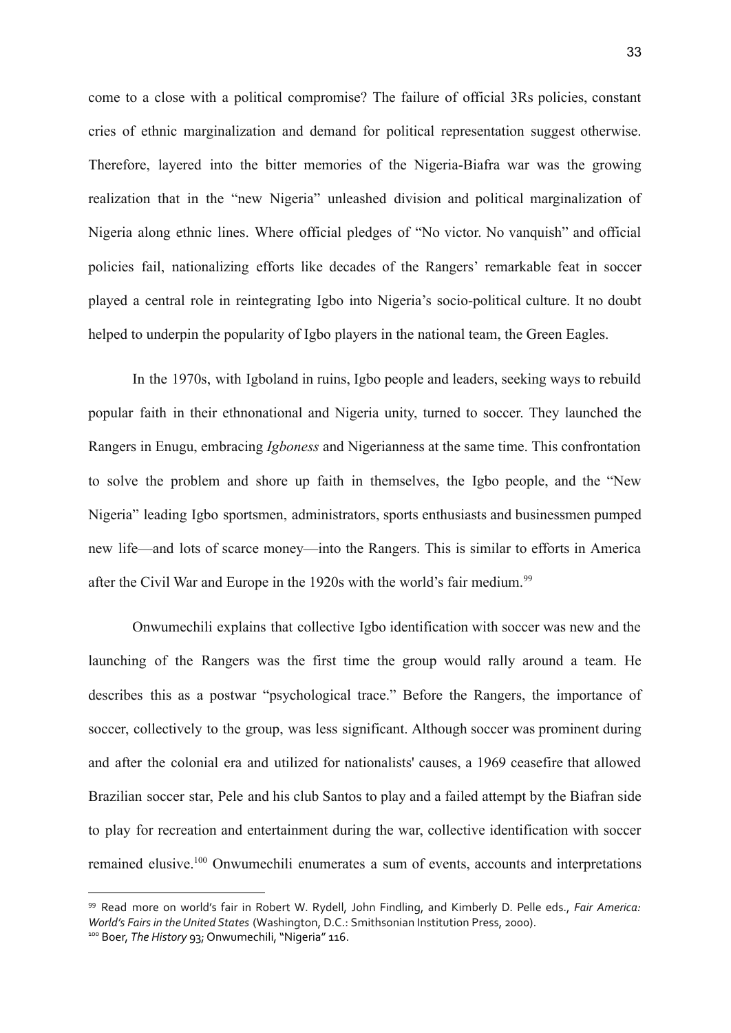come to a close with a political compromise? The failure of official 3Rs policies, constant cries of ethnic marginalization and demand for political representation suggest otherwise. Therefore, layered into the bitter memories of the Nigeria-Biafra war was the growing realization that in the "new Nigeria" unleashed division and political marginalization of Nigeria along ethnic lines. Where official pledges of "No victor. No vanquish" and official policies fail, nationalizing efforts like decades of the Rangers' remarkable feat in soccer played a central role in reintegrating Igbo into Nigeria's socio-political culture. It no doubt helped to underpin the popularity of Igbo players in the national team, the Green Eagles.

In the 1970s, with Igboland in ruins, Igbo people and leaders, seeking ways to rebuild popular faith in their ethnonational and Nigeria unity, turned to soccer. They launched the Rangers in Enugu, embracing *Igboness* and Nigerianness at the same time. This confrontation to solve the problem and shore up faith in themselves, the Igbo people, and the "New Nigeria" leading Igbo sportsmen, administrators, sports enthusiasts and businessmen pumped new life—and lots of scarce money—into the Rangers. This is similar to efforts in America after the Civil War and Europe in the 1920s with the world's fair medium.[99]

Onwumechili explains that collective Igbo identification with soccer was new and the launching of the Rangers was the first time the group would rally around a team. He describes this as a postwar "psychological trace." Before the Rangers, the importance of soccer, collectively to the group, was less significant. Although soccer was prominent during and after the colonial era and utilized for nationalists' causes, a 1969 ceasefire that allowed Brazilian soccer star, Pele and his club Santos to play and a failed attempt by the Biafran side to play for recreation and entertainment during the war, collective identification with soccer remained elusive.[100] Onwumechili enumerates a sum of events, accounts and interpretations

---

[99] Read more on world's fair in Robert W. Rydell, John Findling, and Kimberly D. Pelle eds., *Fair America: World's Fairs in the United States* (Washington, D.C.: Smithsonian Institution Press, 2000).

[100] Boer, *The History* 93; Onwumechili, "Nigeria" 116.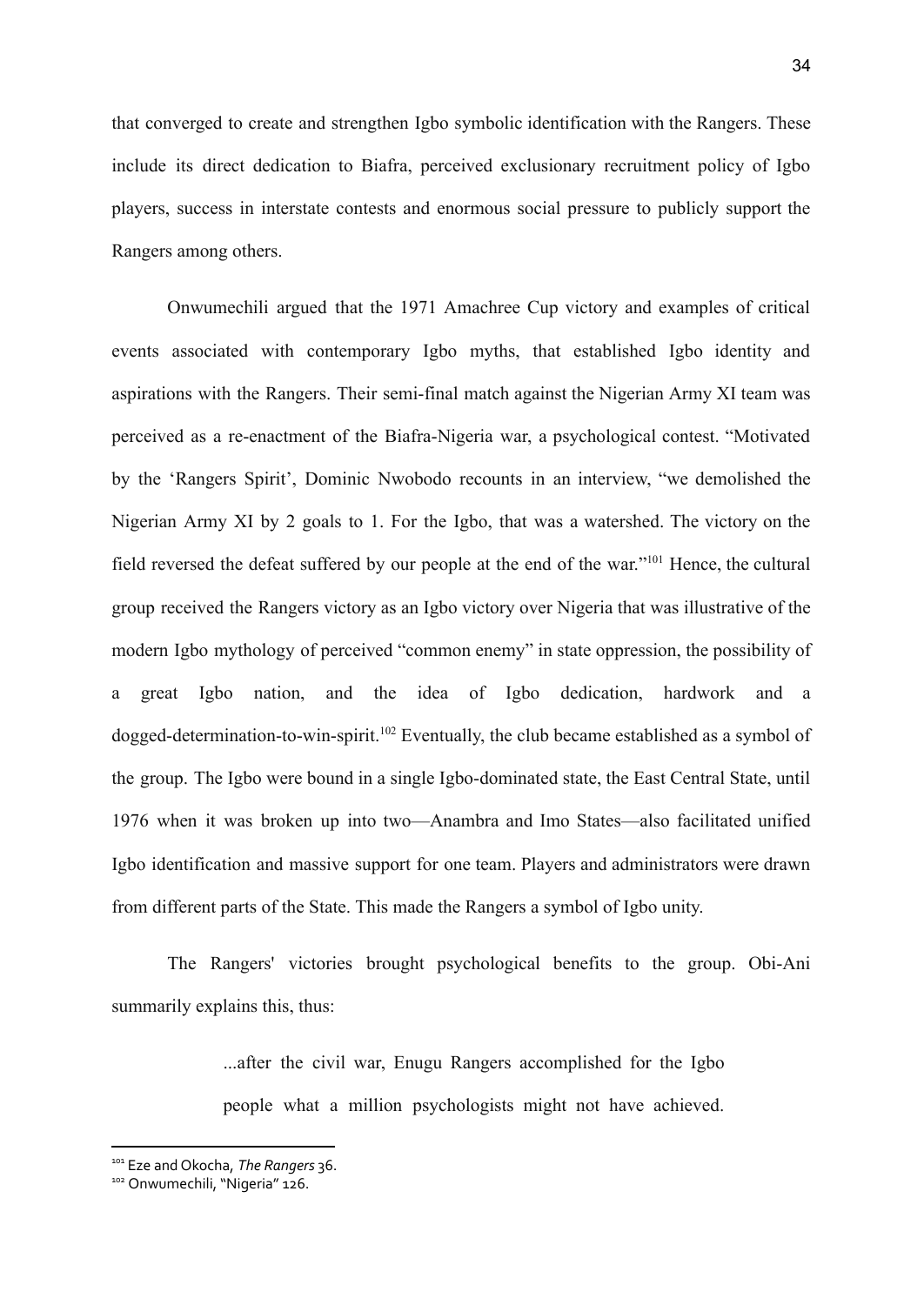that converged to create and strengthen Igbo symbolic identification with the Rangers. These include its direct dedication to Biafra, perceived exclusionary recruitment policy of Igbo players, success in interstate contests and enormous social pressure to publicly support the Rangers among others.

Onwumechili argued that the 1971 Amachree Cup victory and examples of critical events associated with contemporary Igbo myths, that established Igbo identity and aspirations with the Rangers. Their semi-final match against the Nigerian Army XI team was perceived as a re-enactment of the Biafra-Nigeria war, a psychological contest. "Motivated by the 'Rangers Spirit', Dominic Nwobodo recounts in an interview, "we demolished the Nigerian Army XI by 2 goals to 1. For the Igbo, that was a watershed. The victory on the field reversed the defeat suffered by our people at the end of the war."[101] Hence, the cultural group received the Rangers victory as an Igbo victory over Nigeria that was illustrative of the modern Igbo mythology of perceived "common enemy" in state oppression, the possibility of a great Igbo nation, and the idea of Igbo dedication, hardwork and a dogged-determination-to-win-spirit.[102] Eventually, the club became established as a symbol of the group. The Igbo were bound in a single Igbo-dominated state, the East Central State, until 1976 when it was broken up into two—Anambra and Imo States—also facilitated unified Igbo identification and massive support for one team. Players and administrators were drawn from different parts of the State. This made the Rangers a symbol of Igbo unity.

The Rangers' victories brought psychological benefits to the group. Obi-Ani summarily explains this, thus:

> ...after the civil war, Enugu Rangers accomplished for the Igbo people what a million psychologists might not have achieved.

---

[101] Eze and Okocha, *The Rangers* 36.

[102] Onwumechili, "Nigeria" 126.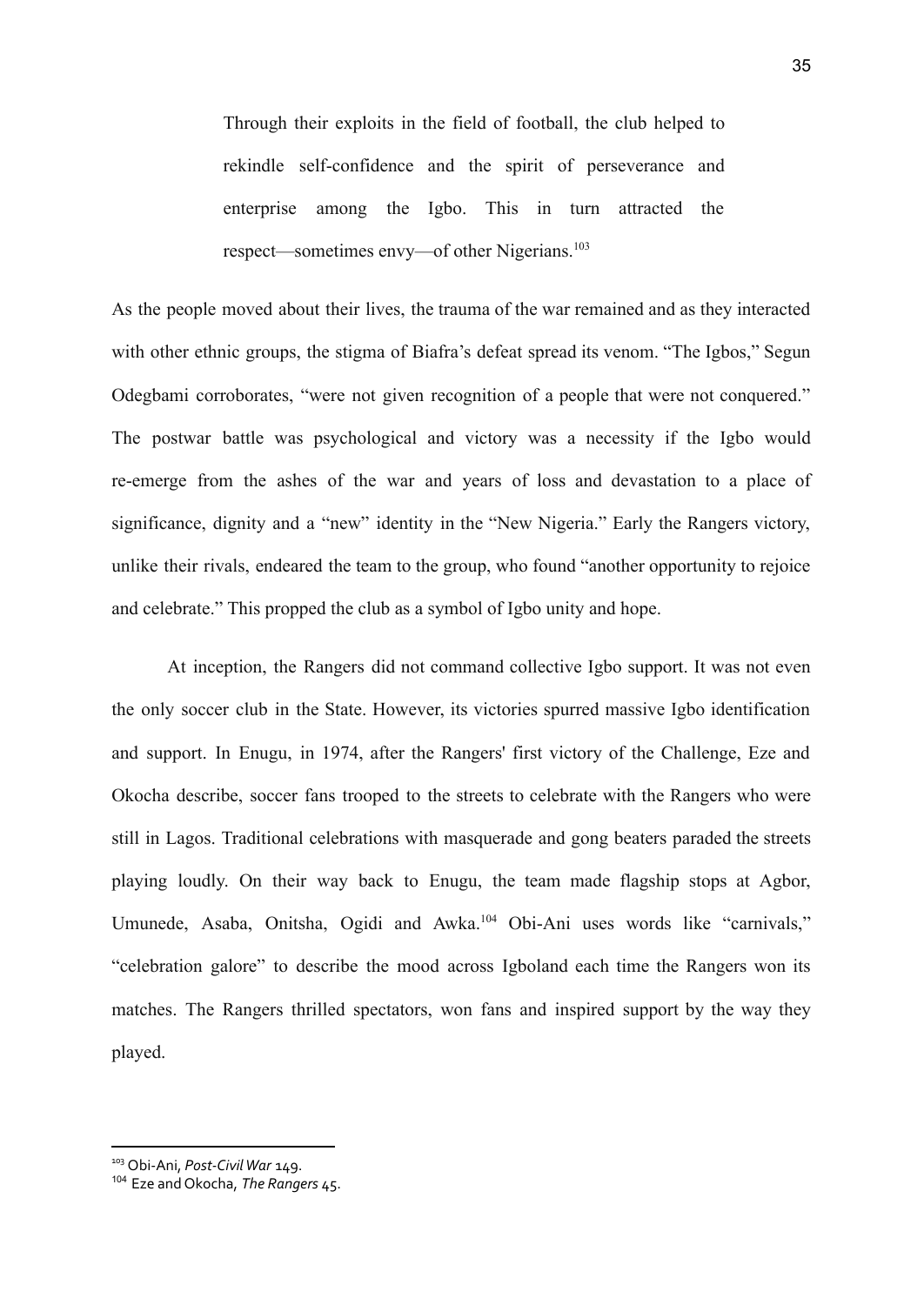> Through their exploits in the field of football, the club helped to rekindle self-confidence and the spirit of perseverance and enterprise among the Igbo. This in turn attracted the respect—sometimes envy—of other Nigerians.[103]

As the people moved about their lives, the trauma of the war remained and as they interacted with other ethnic groups, the stigma of Biafra's defeat spread its venom. "The Igbos," Segun Odegbami corroborates, "were not given recognition of a people that were not conquered." The postwar battle was psychological and victory was a necessity if the Igbo would re-emerge from the ashes of the war and years of loss and devastation to a place of significance, dignity and a "new" identity in the "New Nigeria." Early the Rangers victory, unlike their rivals, endeared the team to the group, who found "another opportunity to rejoice and celebrate." This propped the club as a symbol of Igbo unity and hope.

At inception, the Rangers did not command collective Igbo support. It was not even the only soccer club in the State. However, its victories spurred massive Igbo identification and support. In Enugu, in 1974, after the Rangers' first victory of the Challenge, Eze and Okocha describe, soccer fans trooped to the streets to celebrate with the Rangers who were still in Lagos. Traditional celebrations with masquerade and gong beaters paraded the streets playing loudly. On their way back to Enugu, the team made flagship stops at Agbor, Umunede, Asaba, Onitsha, Ogidi and Awka.[104] Obi-Ani uses words like "carnivals," "celebration galore" to describe the mood across Igboland each time the Rangers won its matches. The Rangers thrilled spectators, won fans and inspired support by the way they played.

---

[103] Obi-Ani, *Post-Civil War* 149.

[104] Eze and Okocha, *The Rangers* 45.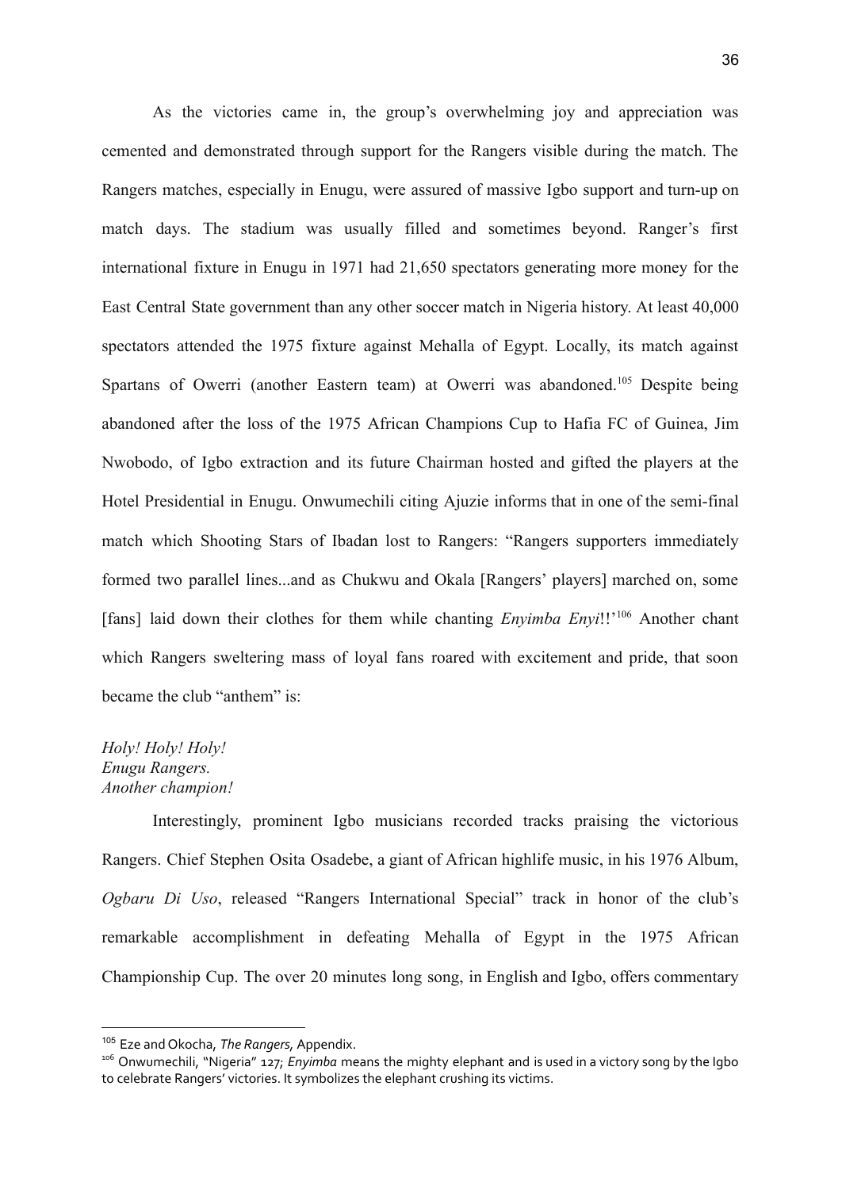As the victories came in, the group's overwhelming joy and appreciation was cemented and demonstrated through support for the Rangers visible during the match. The Rangers matches, especially in Enugu, were assured of massive Igbo support and turn-up on match days. The stadium was usually filled and sometimes beyond. Ranger's first international fixture in Enugu in 1971 had 21,650 spectators generating more money for the East Central State government than any other soccer match in Nigeria history. At least 40,000 spectators attended the 1975 fixture against Mehalla of Egypt. Locally, its match against Spartans of Owerri (another Eastern team) at Owerri was abandoned.[105] Despite being abandoned after the loss of the 1975 African Champions Cup to Hafia FC of Guinea, Jim Nwobodo, of Igbo extraction and its future Chairman hosted and gifted the players at the Hotel Presidential in Enugu. Onwumechili citing Ajuzie informs that in one of the semi-final match which Shooting Stars of Ibadan lost to Rangers: "Rangers supporters immediately formed two parallel lines...and as Chukwu and Okala [Rangers' players] marched on, some [fans] laid down their clothes for them while chanting *Enyimba Enyi*!!'[106] Another chant which Rangers sweltering mass of loyal fans roared with excitement and pride, that soon became the club "anthem" is:

*Holy! Holy! Holy!*
*Enugu Rangers.*
*Another champion!*

Interestingly, prominent Igbo musicians recorded tracks praising the victorious Rangers. Chief Stephen Osita Osadebe, a giant of African highlife music, in his 1976 Album, *Ogbaru Di Uso*, released "Rangers International Special" track in honor of the club's remarkable accomplishment in defeating Mehalla of Egypt in the 1975 African Championship Cup. The over 20 minutes long song, in English and Igbo, offers commentary

---

[105] Eze and Okocha, *The Rangers*, Appendix.

[106] Onwumechili, "Nigeria" 127; *Enyimba* means the mighty elephant and is used in a victory song by the Igbo to celebrate Rangers' victories. It symbolizes the elephant crushing its victims.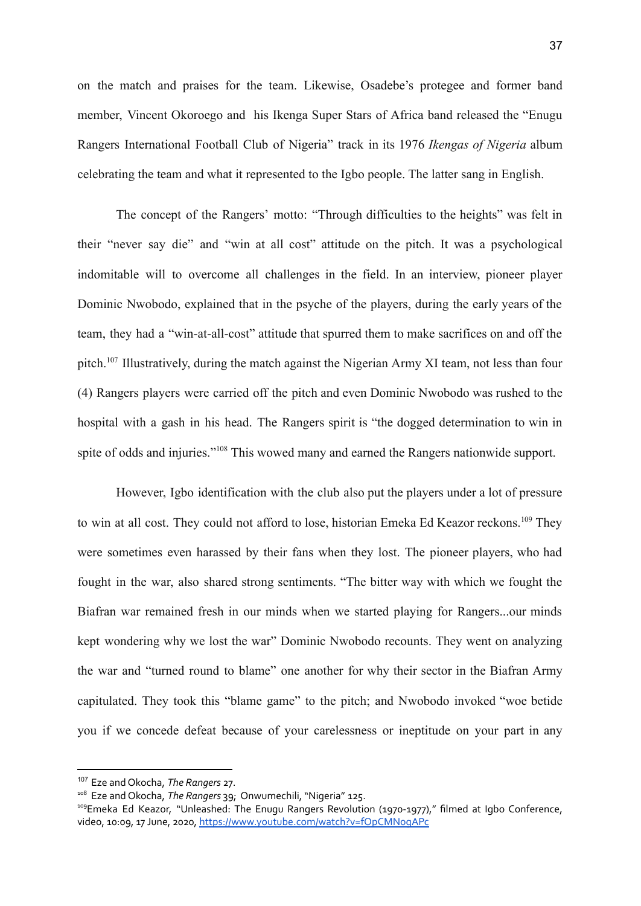on the match and praises for the team. Likewise, Osadebe's protegee and former band member, Vincent Okoroego and his Ikenga Super Stars of Africa band released the "Enugu Rangers International Football Club of Nigeria" track in its 1976 *Ikengas of Nigeria* album celebrating the team and what it represented to the Igbo people. The latter sang in English.

The concept of the Rangers' motto: "Through difficulties to the heights" was felt in their "never say die" and "win at all cost" attitude on the pitch. It was a psychological indomitable will to overcome all challenges in the field. In an interview, pioneer player Dominic Nwobodo, explained that in the psyche of the players, during the early years of the team, they had a "win-at-all-cost" attitude that spurred them to make sacrifices on and off the pitch.[107] Illustratively, during the match against the Nigerian Army XI team, not less than four (4) Rangers players were carried off the pitch and even Dominic Nwobodo was rushed to the hospital with a gash in his head. The Rangers spirit is "the dogged determination to win in spite of odds and injuries."[108] This wowed many and earned the Rangers nationwide support.

However, Igbo identification with the club also put the players under a lot of pressure to win at all cost. They could not afford to lose, historian Emeka Ed Keazor reckons.[109] They were sometimes even harassed by their fans when they lost. The pioneer players, who had fought in the war, also shared strong sentiments. "The bitter way with which we fought the Biafran war remained fresh in our minds when we started playing for Rangers...our minds kept wondering why we lost the war" Dominic Nwobodo recounts. They went on analyzing the war and "turned round to blame" one another for why their sector in the Biafran Army capitulated. They took this "blame game" to the pitch; and Nwobodo invoked "woe betide you if we concede defeat because of your carelessness or ineptitude on your part in any

---

[107] Eze and Okocha, *The Rangers* 27.

[108] Eze and Okocha, *The Rangers* 39; Onwumechili, "Nigeria" 125.

[109] Emeka Ed Keazor, "Unleashed: The Enugu Rangers Revolution (1970-1977)," filmed at Igbo Conference, video, 10:09, 17 June, 2020, https://www.youtube.com/watch?v=fOpCMNoqAPc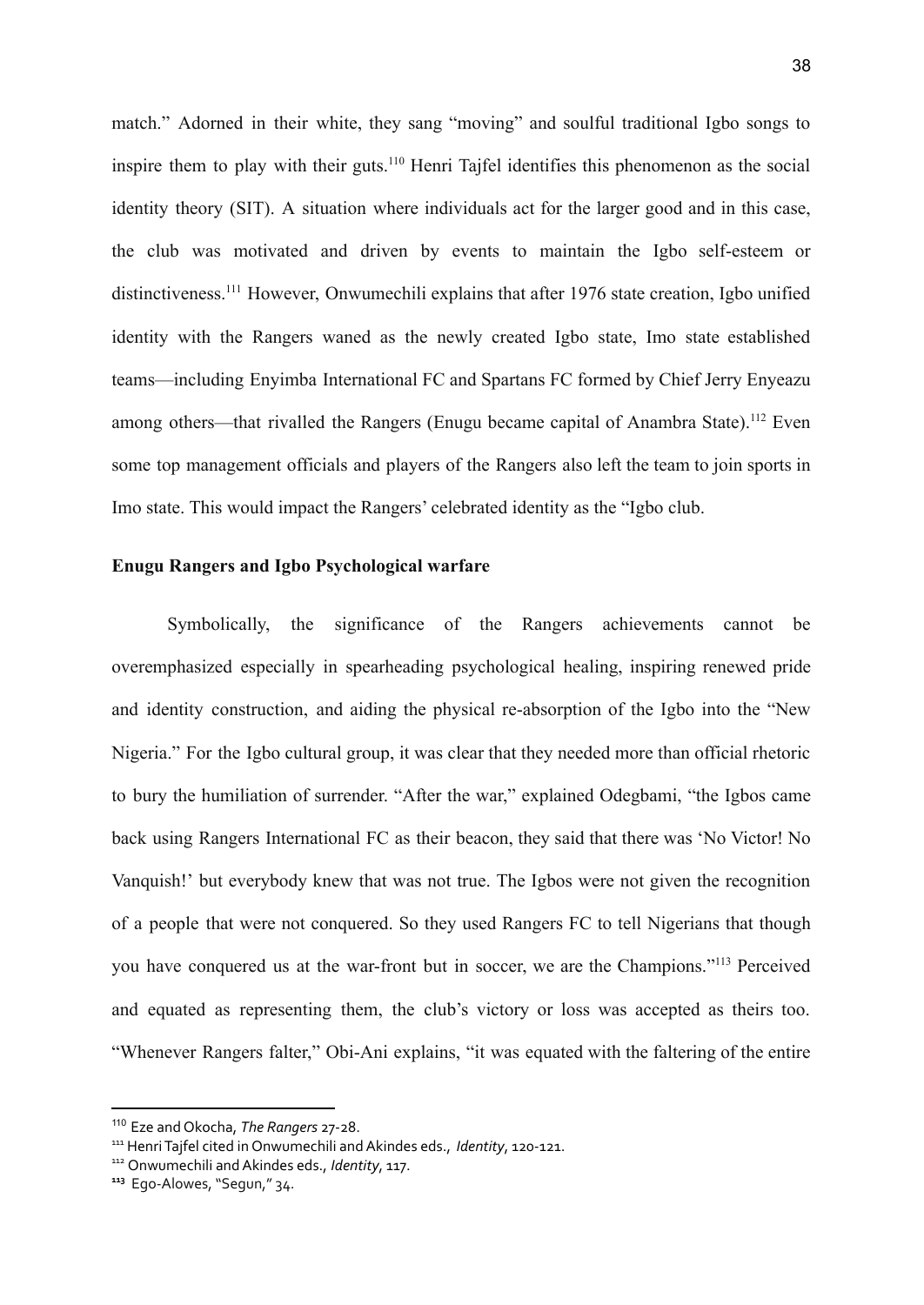match." Adorned in their white, they sang "moving" and soulful traditional Igbo songs to inspire them to play with their guts.[110] Henri Tajfel identifies this phenomenon as the social identity theory (SIT). A situation where individuals act for the larger good and in this case, the club was motivated and driven by events to maintain the Igbo self-esteem or distinctiveness.[111] However, Onwumechili explains that after 1976 state creation, Igbo unified identity with the Rangers waned as the newly created Igbo state, Imo state established teams—including Enyimba International FC and Spartans FC formed by Chief Jerry Enyeazu among others—that rivalled the Rangers (Enugu became capital of Anambra State).[112] Even some top management officials and players of the Rangers also left the team to join sports in Imo state. This would impact the Rangers' celebrated identity as the "Igbo club.

**Enugu Rangers and Igbo Psychological warfare**

Symbolically, the significance of the Rangers achievements cannot be overemphasized especially in spearheading psychological healing, inspiring renewed pride and identity construction, and aiding the physical re-absorption of the Igbo into the "New Nigeria." For the Igbo cultural group, it was clear that they needed more than official rhetoric to bury the humiliation of surrender. "After the war," explained Odegbami, "the Igbos came back using Rangers International FC as their beacon, they said that there was 'No Victor! No Vanquish!' but everybody knew that was not true. The Igbos were not given the recognition of a people that were not conquered. So they used Rangers FC to tell Nigerians that though you have conquered us at the war-front but in soccer, we are the Champions."[113] Perceived and equated as representing them, the club's victory or loss was accepted as theirs too. "Whenever Rangers falter," Obi-Ani explains, "it was equated with the faltering of the entire

---

[110] Eze and Okocha, *The Rangers* 27-28.

[111] Henri Tajfel cited in Onwumechili and Akindes eds., *Identity*, 120-121.

[112] Onwumechili and Akindes eds., *Identity*, 117.

[113] Ego-Alowes, "Segun," 34.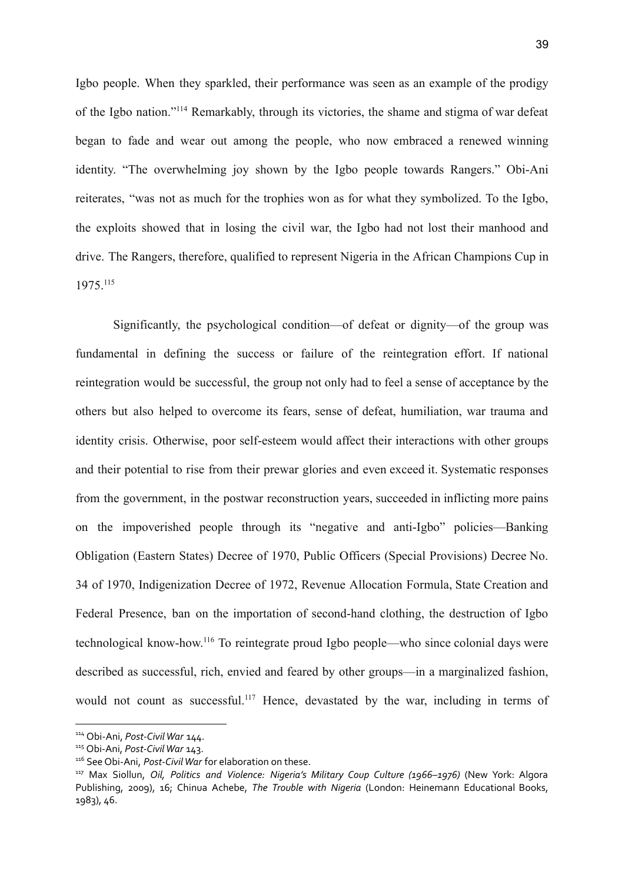Igbo people. When they sparkled, their performance was seen as an example of the prodigy of the Igbo nation."[114] Remarkably, through its victories, the shame and stigma of war defeat began to fade and wear out among the people, who now embraced a renewed winning identity. "The overwhelming joy shown by the Igbo people towards Rangers." Obi-Ani reiterates, "was not as much for the trophies won as for what they symbolized. To the Igbo, the exploits showed that in losing the civil war, the Igbo had not lost their manhood and drive. The Rangers, therefore, qualified to represent Nigeria in the African Champions Cup in 1975.[115]

Significantly, the psychological condition—of defeat or dignity—of the group was fundamental in defining the success or failure of the reintegration effort. If national reintegration would be successful, the group not only had to feel a sense of acceptance by the others but also helped to overcome its fears, sense of defeat, humiliation, war trauma and identity crisis. Otherwise, poor self-esteem would affect their interactions with other groups and their potential to rise from their prewar glories and even exceed it. Systematic responses from the government, in the postwar reconstruction years, succeeded in inflicting more pains on the impoverished people through its "negative and anti-Igbo" policies—Banking Obligation (Eastern States) Decree of 1970, Public Officers (Special Provisions) Decree No. 34 of 1970, Indigenization Decree of 1972, Revenue Allocation Formula, State Creation and Federal Presence, ban on the importation of second-hand clothing, the destruction of Igbo technological know-how.[116] To reintegrate proud Igbo people—who since colonial days were described as successful, rich, envied and feared by other groups—in a marginalized fashion, would not count as successful.[117] Hence, devastated by the war, including in terms of

---

[114] Obi-Ani, *Post-Civil War* 144.

[115] Obi-Ani, *Post-Civil War* 143.

[116] See Obi-Ani, *Post-Civil War* for elaboration on these.

[117] Max Siollun, *Oil, Politics and Violence: Nigeria's Military Coup Culture (1966–1976)* (New York: Algora Publishing, 2009), 16; Chinua Achebe, *The Trouble with Nigeria* (London: Heinemann Educational Books, 1983), 46.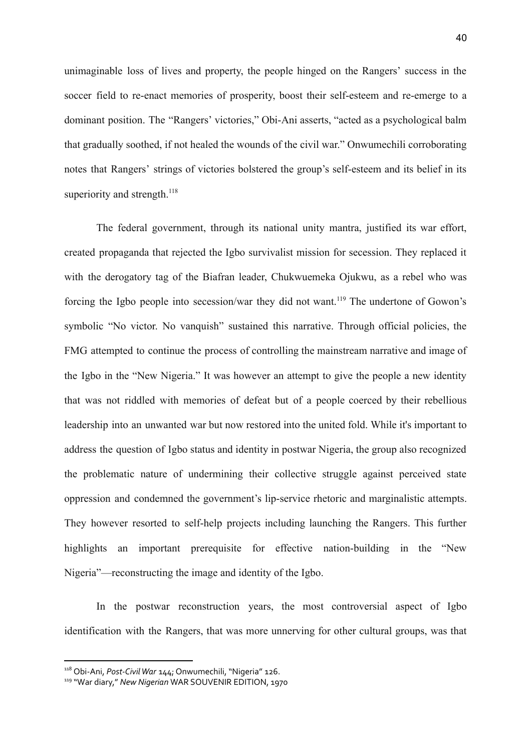unimaginable loss of lives and property, the people hinged on the Rangers' success in the soccer field to re-enact memories of prosperity, boost their self-esteem and re-emerge to a dominant position. The "Rangers' victories," Obi-Ani asserts, "acted as a psychological balm that gradually soothed, if not healed the wounds of the civil war." Onwumechili corroborating notes that Rangers' strings of victories bolstered the group's self-esteem and its belief in its superiority and strength.[118]

The federal government, through its national unity mantra, justified its war effort, created propaganda that rejected the Igbo survivalist mission for secession. They replaced it with the derogatory tag of the Biafran leader, Chukwuemeka Ojukwu, as a rebel who was forcing the Igbo people into secession/war they did not want.[119] The undertone of Gowon's symbolic "No victor. No vanquish" sustained this narrative. Through official policies, the FMG attempted to continue the process of controlling the mainstream narrative and image of the Igbo in the "New Nigeria." It was however an attempt to give the people a new identity that was not riddled with memories of defeat but of a people coerced by their rebellious leadership into an unwanted war but now restored into the united fold. While it's important to address the question of Igbo status and identity in postwar Nigeria, the group also recognized the problematic nature of undermining their collective struggle against perceived state oppression and condemned the government's lip-service rhetoric and marginalistic attempts. They however resorted to self-help projects including launching the Rangers. This further highlights an important prerequisite for effective nation-building in the "New Nigeria"—reconstructing the image and identity of the Igbo.

In the postwar reconstruction years, the most controversial aspect of Igbo identification with the Rangers, that was more unnerving for other cultural groups, was that

---

[118] Obi-Ani, *Post-Civil War* 144; Onwumechili, "Nigeria" 126.

[119] "War diary," *New Nigerian* WAR SOUVENIR EDITION, 1970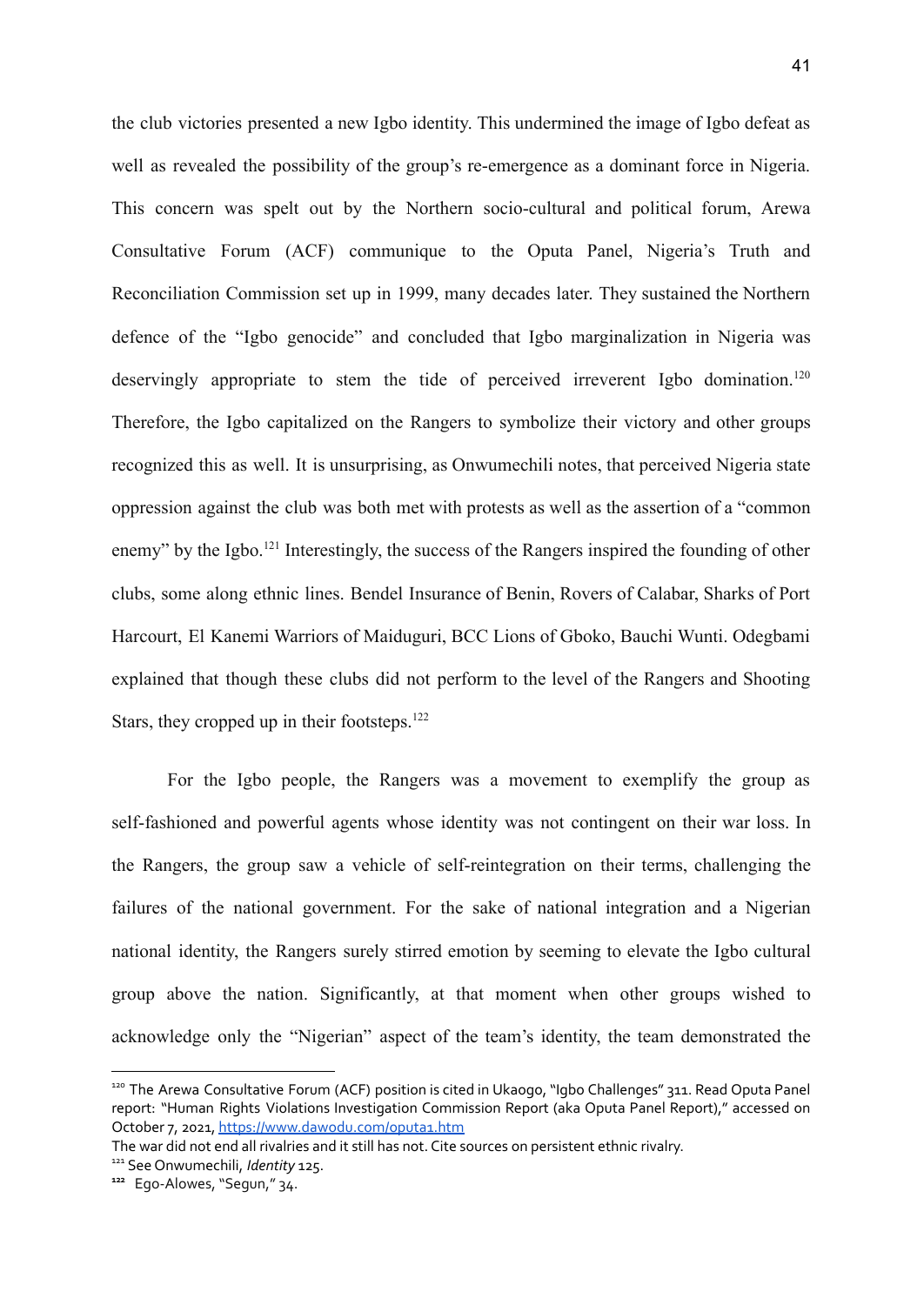the club victories presented a new Igbo identity. This undermined the image of Igbo defeat as well as revealed the possibility of the group's re-emergence as a dominant force in Nigeria. This concern was spelt out by the Northern socio-cultural and political forum, Arewa Consultative Forum (ACF) communique to the Oputa Panel, Nigeria's Truth and Reconciliation Commission set up in 1999, many decades later. They sustained the Northern defence of the "Igbo genocide" and concluded that Igbo marginalization in Nigeria was deservingly appropriate to stem the tide of perceived irreverent Igbo domination.[120] Therefore, the Igbo capitalized on the Rangers to symbolize their victory and other groups recognized this as well. It is unsurprising, as Onwumechili notes, that perceived Nigeria state oppression against the club was both met with protests as well as the assertion of a "common enemy" by the Igbo.[121] Interestingly, the success of the Rangers inspired the founding of other clubs, some along ethnic lines. Bendel Insurance of Benin, Rovers of Calabar, Sharks of Port Harcourt, El Kanemi Warriors of Maiduguri, BCC Lions of Gboko, Bauchi Wunti. Odegbami explained that though these clubs did not perform to the level of the Rangers and Shooting Stars, they cropped up in their footsteps.[122]

For the Igbo people, the Rangers was a movement to exemplify the group as self-fashioned and powerful agents whose identity was not contingent on their war loss. In the Rangers, the group saw a vehicle of self-reintegration on their terms, challenging the failures of the national government. For the sake of national integration and a Nigerian national identity, the Rangers surely stirred emotion by seeming to elevate the Igbo cultural group above the nation. Significantly, at that moment when other groups wished to acknowledge only the "Nigerian" aspect of the team's identity, the team demonstrated the

---

[120] The Arewa Consultative Forum (ACF) position is cited in Ukaogo, "Igbo Challenges" 311. Read Oputa Panel report: "Human Rights Violations Investigation Commission Report (aka Oputa Panel Report)," accessed on October 7, 2021, https://www.dawodu.com/oputa1.htm

The war did not end all rivalries and it still has not. Cite sources on persistent ethnic rivalry.

[121] See Onwumechili, *Identity* 125.

[122] Ego-Alowes, "Segun," 34.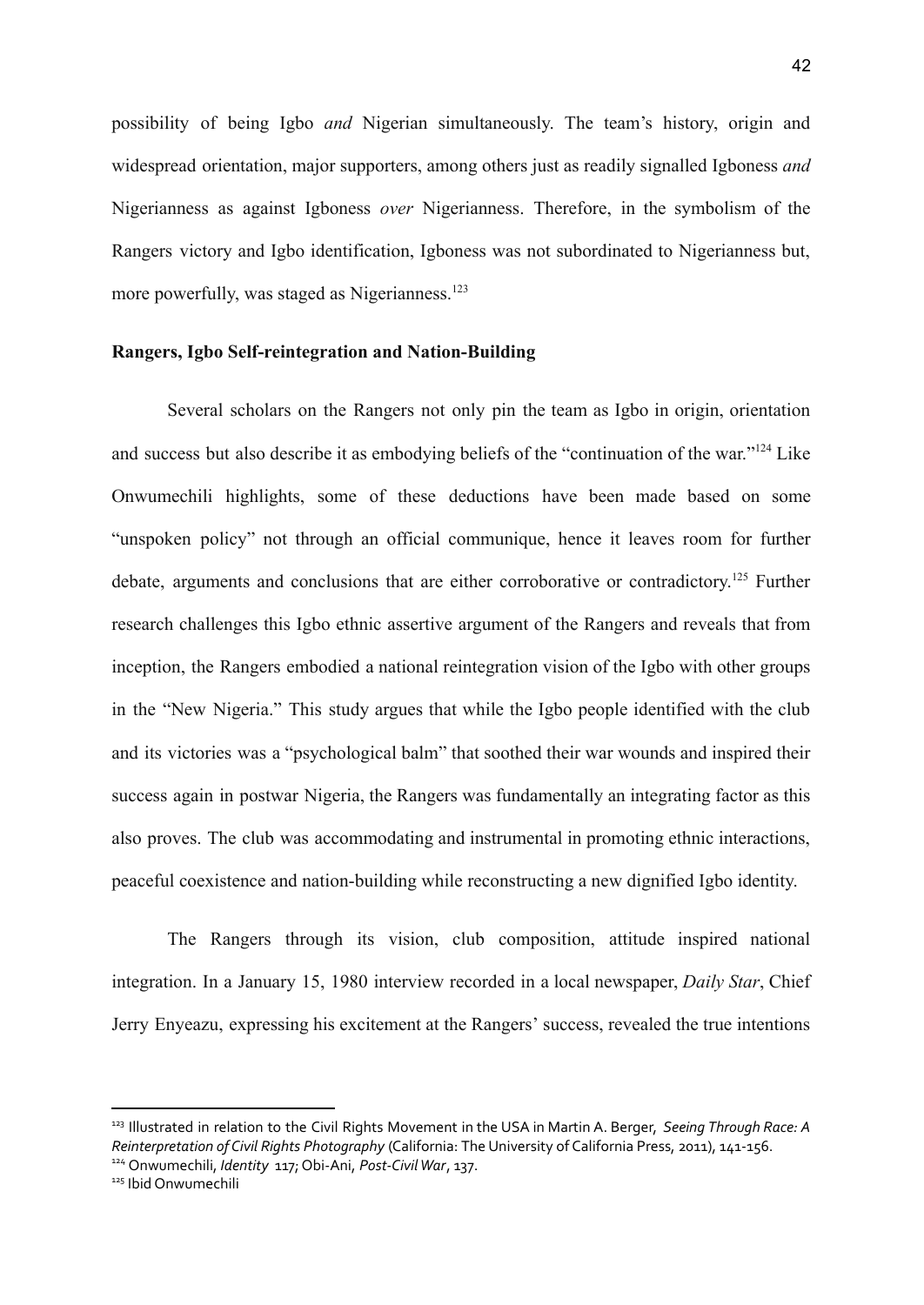possibility of being Igbo *and* Nigerian simultaneously. The team's history, origin and widespread orientation, major supporters, among others just as readily signalled Igboness *and* Nigerianness as against Igboness *over* Nigerianness. Therefore, in the symbolism of the Rangers victory and Igbo identification, Igboness was not subordinated to Nigerianness but, more powerfully, was staged as Nigerianness.[123]

**Rangers, Igbo Self-reintegration and Nation-Building**

Several scholars on the Rangers not only pin the team as Igbo in origin, orientation and success but also describe it as embodying beliefs of the "continuation of the war."[124] Like Onwumechili highlights, some of these deductions have been made based on some "unspoken policy" not through an official communique, hence it leaves room for further debate, arguments and conclusions that are either corroborative or contradictory.[125] Further research challenges this Igbo ethnic assertive argument of the Rangers and reveals that from inception, the Rangers embodied a national reintegration vision of the Igbo with other groups in the "New Nigeria." This study argues that while the Igbo people identified with the club and its victories was a "psychological balm" that soothed their war wounds and inspired their success again in postwar Nigeria, the Rangers was fundamentally an integrating factor as this also proves. The club was accommodating and instrumental in promoting ethnic interactions, peaceful coexistence and nation-building while reconstructing a new dignified Igbo identity.

The Rangers through its vision, club composition, attitude inspired national integration. In a January 15, 1980 interview recorded in a local newspaper, *Daily Star*, Chief Jerry Enyeazu, expressing his excitement at the Rangers' success, revealed the true intentions

---

[123] Illustrated in relation to the Civil Rights Movement in the USA in Martin A. Berger, *Seeing Through Race: A Reinterpretation of Civil Rights Photography* (California: The University of California Press, 2011), 141-156.

[124] Onwumechili, *Identity* 117; Obi-Ani, *Post-Civil War*, 137.

[125] Ibid Onwumechili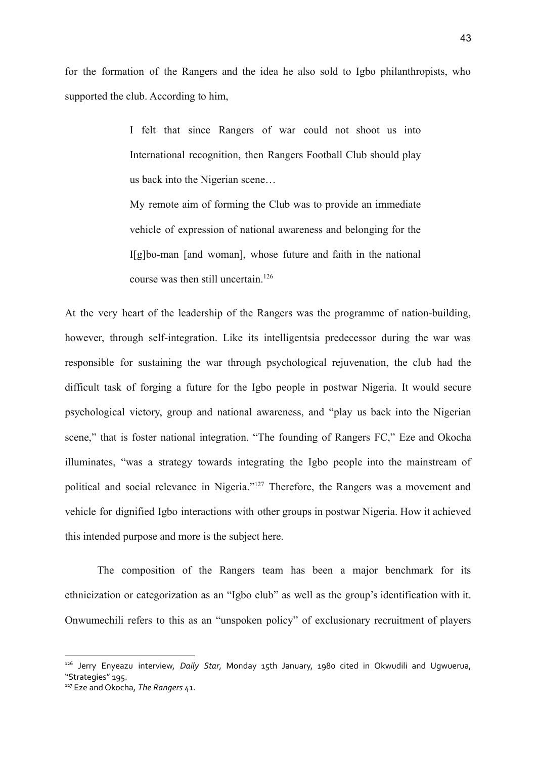for the formation of the Rangers and the idea he also sold to Igbo philanthropists, who supported the club. According to him,

> I felt that since Rangers of war could not shoot us into International recognition, then Rangers Football Club should play us back into the Nigerian scene…
>
> My remote aim of forming the Club was to provide an immediate vehicle of expression of national awareness and belonging for the I[g]bo-man [and woman], whose future and faith in the national course was then still uncertain.[126]

At the very heart of the leadership of the Rangers was the programme of nation-building, however, through self-integration. Like its intelligentsia predecessor during the war was responsible for sustaining the war through psychological rejuvenation, the club had the difficult task of forging a future for the Igbo people in postwar Nigeria. It would secure psychological victory, group and national awareness, and "play us back into the Nigerian scene," that is foster national integration. "The founding of Rangers FC," Eze and Okocha illuminates, "was a strategy towards integrating the Igbo people into the mainstream of political and social relevance in Nigeria."[127] Therefore, the Rangers was a movement and vehicle for dignified Igbo interactions with other groups in postwar Nigeria. How it achieved this intended purpose and more is the subject here.

The composition of the Rangers team has been a major benchmark for its ethnicization or categorization as an "Igbo club" as well as the group's identification with it. Onwumechili refers to this as an "unspoken policy" of exclusionary recruitment of players

---

[126] Jerry Enyeazu interview, *Daily Star*, Monday 15th January, 1980 cited in Okwudili and Ugwuerua, "Strategies" 195.

[127] Eze and Okocha, *The Rangers* 41.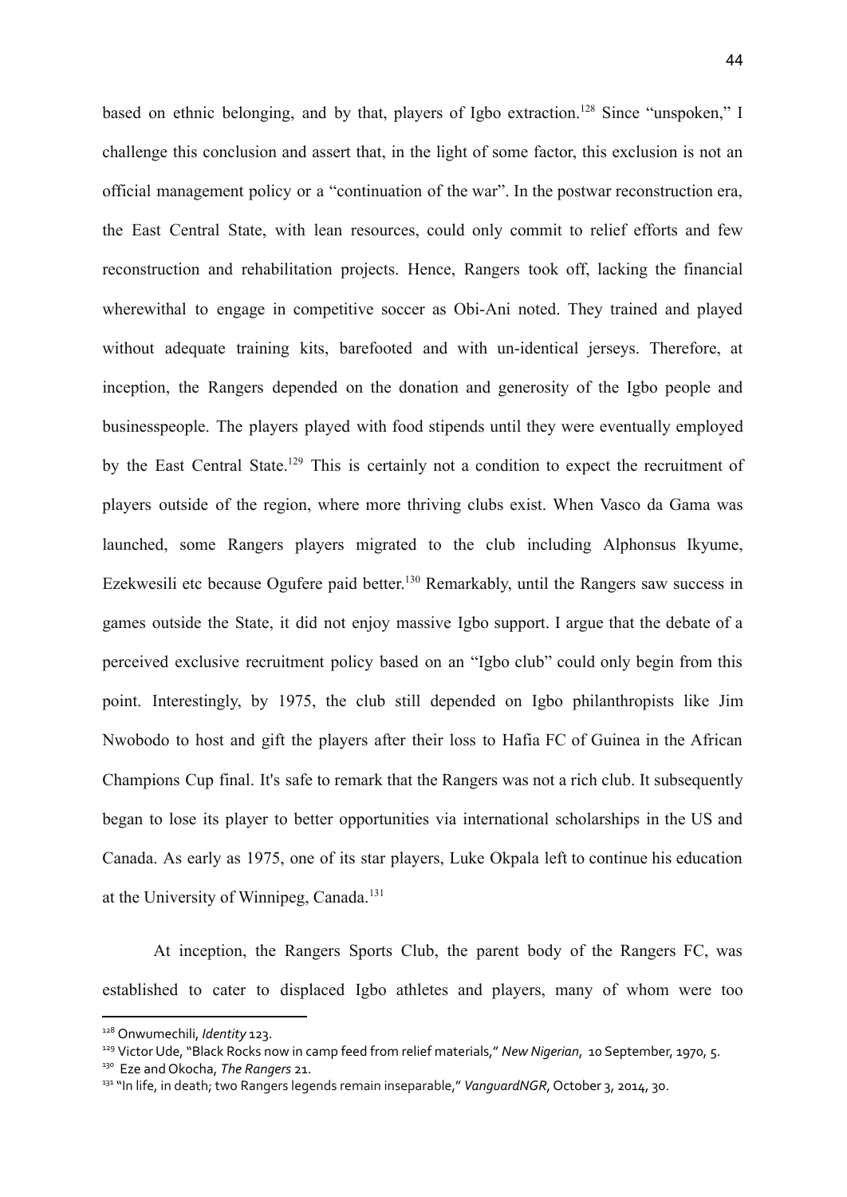based on ethnic belonging, and by that, players of Igbo extraction.[128] Since "unspoken," I challenge this conclusion and assert that, in the light of some factor, this exclusion is not an official management policy or a "continuation of the war". In the postwar reconstruction era, the East Central State, with lean resources, could only commit to relief efforts and few reconstruction and rehabilitation projects. Hence, Rangers took off, lacking the financial wherewithal to engage in competitive soccer as Obi-Ani noted. They trained and played without adequate training kits, barefooted and with un-identical jerseys. Therefore, at inception, the Rangers depended on the donation and generosity of the Igbo people and businesspeople. The players played with food stipends until they were eventually employed by the East Central State.[129] This is certainly not a condition to expect the recruitment of players outside of the region, where more thriving clubs exist. When Vasco da Gama was launched, some Rangers players migrated to the club including Alphonsus Ikyume, Ezekwesili etc because Ogufere paid better.[130] Remarkably, until the Rangers saw success in games outside the State, it did not enjoy massive Igbo support. I argue that the debate of a perceived exclusive recruitment policy based on an "Igbo club" could only begin from this point. Interestingly, by 1975, the club still depended on Igbo philanthropists like Jim Nwobodo to host and gift the players after their loss to Hafia FC of Guinea in the African Champions Cup final. It's safe to remark that the Rangers was not a rich club. It subsequently began to lose its player to better opportunities via international scholarships in the US and Canada. As early as 1975, one of its star players, Luke Okpala left to continue his education at the University of Winnipeg, Canada.[131]

At inception, the Rangers Sports Club, the parent body of the Rangers FC, was established to cater to displaced Igbo athletes and players, many of whom were too

---

[128] Onwumechili, *Identity* 123.

[129] Victor Ude, "Black Rocks now in camp feed from relief materials," *New Nigerian*, 10 September, 1970, 5.

[130] Eze and Okocha, *The Rangers* 21.

[131] "In life, in death; two Rangers legends remain inseparable," *VanguardNGR*, October 3, 2014, 30.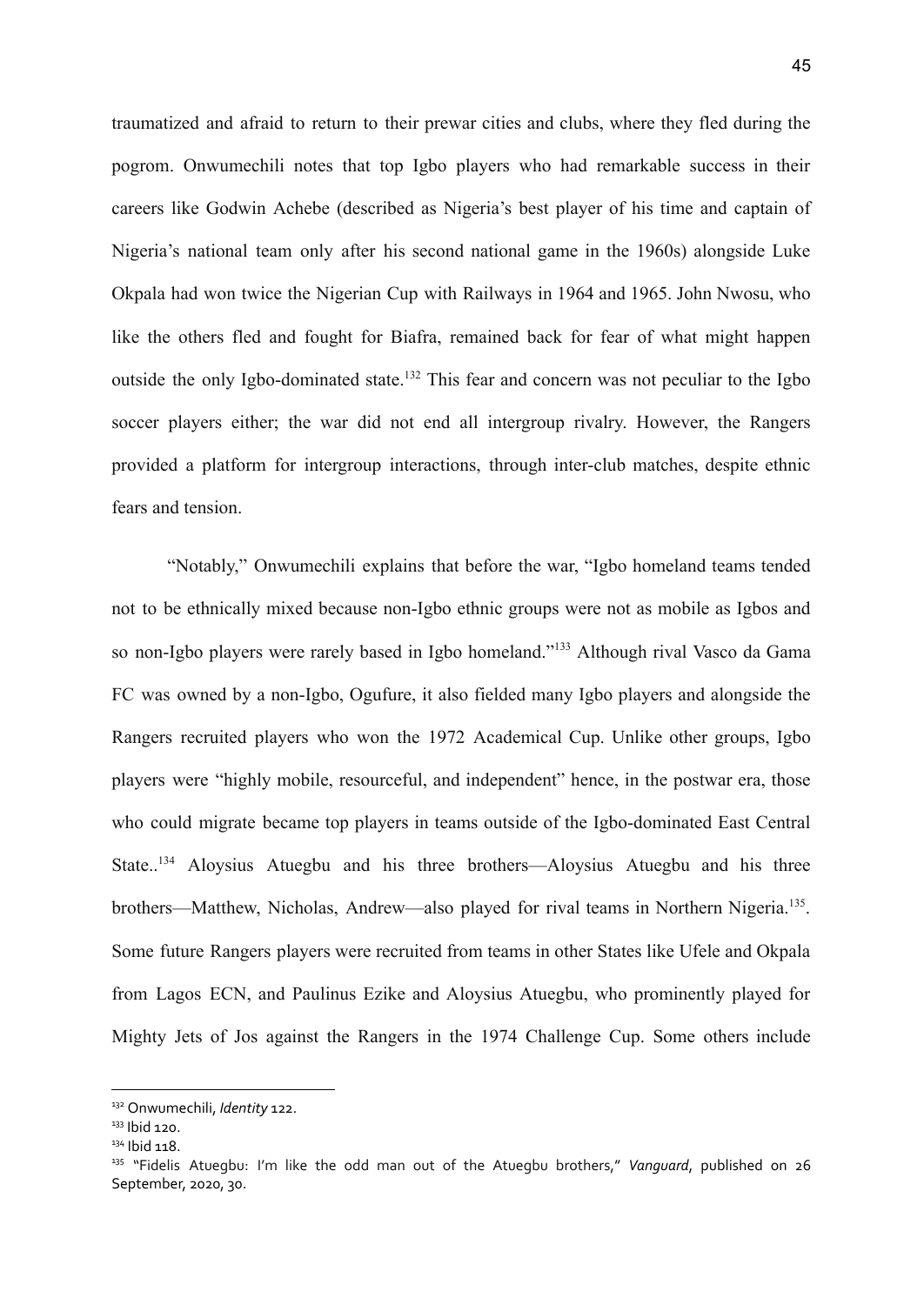traumatized and afraid to return to their prewar cities and clubs, where they fled during the pogrom. Onwumechili notes that top Igbo players who had remarkable success in their careers like Godwin Achebe (described as Nigeria's best player of his time and captain of Nigeria's national team only after his second national game in the 1960s) alongside Luke Okpala had won twice the Nigerian Cup with Railways in 1964 and 1965. John Nwosu, who like the others fled and fought for Biafra, remained back for fear of what might happen outside the only Igbo-dominated state.[132] This fear and concern was not peculiar to the Igbo soccer players either; the war did not end all intergroup rivalry. However, the Rangers provided a platform for intergroup interactions, through inter-club matches, despite ethnic fears and tension.

"Notably," Onwumechili explains that before the war, "Igbo homeland teams tended not to be ethnically mixed because non-Igbo ethnic groups were not as mobile as Igbos and so non-Igbo players were rarely based in Igbo homeland."[133] Although rival Vasco da Gama FC was owned by a non-Igbo, Ogufure, it also fielded many Igbo players and alongside the Rangers recruited players who won the 1972 Academical Cup. Unlike other groups, Igbo players were "highly mobile, resourceful, and independent" hence, in the postwar era, those who could migrate became top players in teams outside of the Igbo-dominated East Central State..[134] Aloysius Atuegbu and his three brothers—Aloysius Atuegbu and his three brothers—Matthew, Nicholas, Andrew—also played for rival teams in Northern Nigeria.[135]. Some future Rangers players were recruited from teams in other States like Ufele and Okpala from Lagos ECN, and Paulinus Ezike and Aloysius Atuegbu, who prominently played for Mighty Jets of Jos against the Rangers in the 1974 Challenge Cup. Some others include

---

[132] Onwumechili, *Identity* 122.

[133] Ibid 120.

[134] Ibid 118.

[135] "Fidelis Atuegbu: I'm like the odd man out of the Atuegbu brothers," *Vanguard*, published on 26 September, 2020, 30.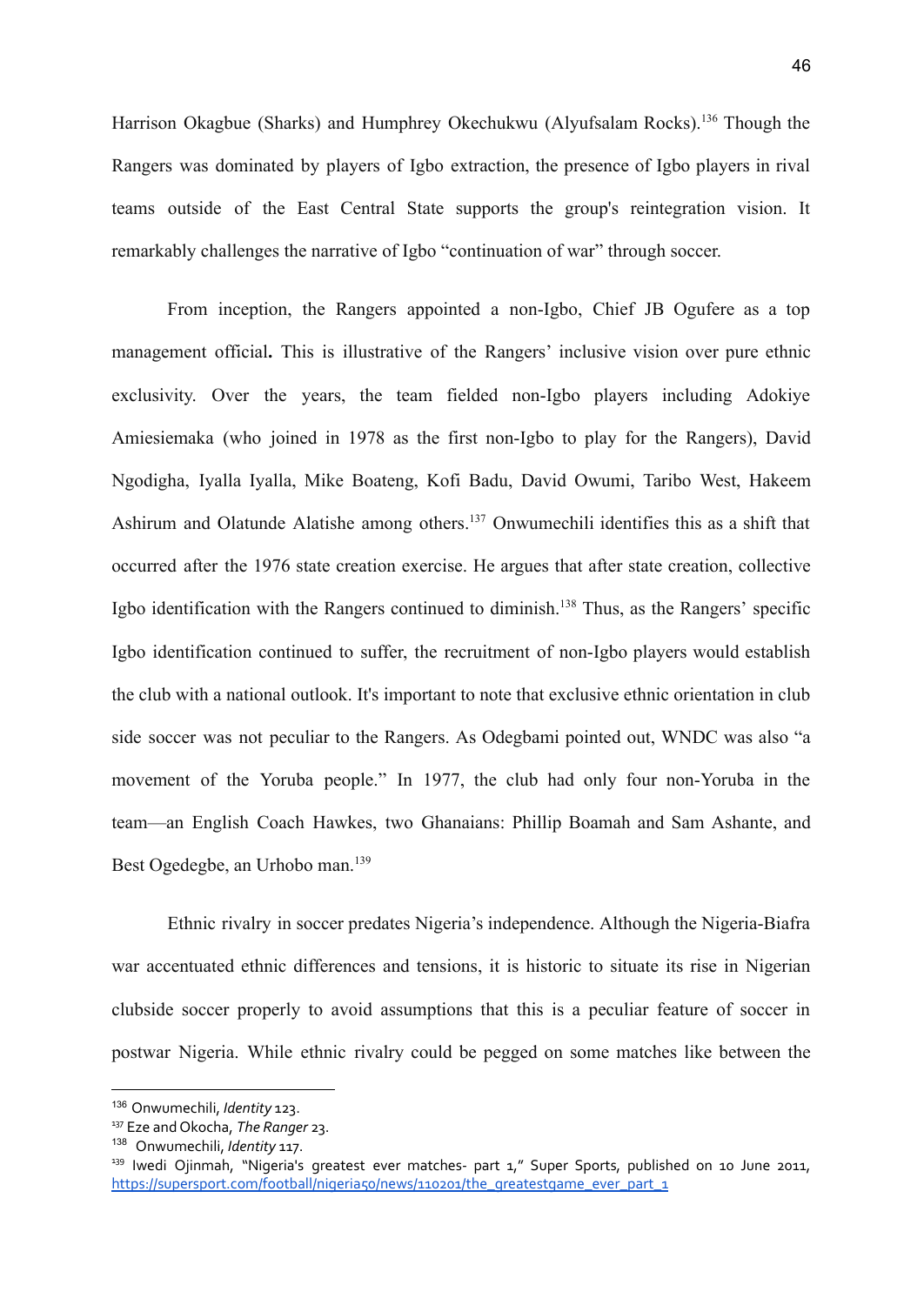Harrison Okagbue (Sharks) and Humphrey Okechukwu (Alyufsalam Rocks).[136] Though the Rangers was dominated by players of Igbo extraction, the presence of Igbo players in rival teams outside of the East Central State supports the group's reintegration vision. It remarkably challenges the narrative of Igbo "continuation of war" through soccer.

From inception, the Rangers appointed a non-Igbo, Chief JB Ogufere as a top management official**.** This is illustrative of the Rangers' inclusive vision over pure ethnic exclusivity. Over the years, the team fielded non-Igbo players including Adokiye Amiesiemaka (who joined in 1978 as the first non-Igbo to play for the Rangers), David Ngodigha, Iyalla Iyalla, Mike Boateng, Kofi Badu, David Owumi, Taribo West, Hakeem Ashirum and Olatunde Alatishe among others.[137] Onwumechili identifies this as a shift that occurred after the 1976 state creation exercise. He argues that after state creation, collective Igbo identification with the Rangers continued to diminish.[138] Thus, as the Rangers' specific Igbo identification continued to suffer, the recruitment of non-Igbo players would establish the club with a national outlook. It's important to note that exclusive ethnic orientation in club side soccer was not peculiar to the Rangers. As Odegbami pointed out, WNDC was also "a movement of the Yoruba people." In 1977, the club had only four non-Yoruba in the team—an English Coach Hawkes, two Ghanaians: Phillip Boamah and Sam Ashante, and Best Ogedegbe, an Urhobo man.[139]

Ethnic rivalry in soccer predates Nigeria's independence. Although the Nigeria-Biafra war accentuated ethnic differences and tensions, it is historic to situate its rise in Nigerian clubside soccer properly to avoid assumptions that this is a peculiar feature of soccer in postwar Nigeria. While ethnic rivalry could be pegged on some matches like between the

---

[136] Onwumechili, *Identity* 123.

[137] Eze and Okocha, *The Ranger* 23.

[138] Onwumechili, *Identity* 117.

[139] Iwedi Ojinmah, "Nigeria's greatest ever matches- part 1," Super Sports, published on 10 June 2011, https://supersport.com/football/nigeria50/news/110201/the_greatestgame_ever_part_1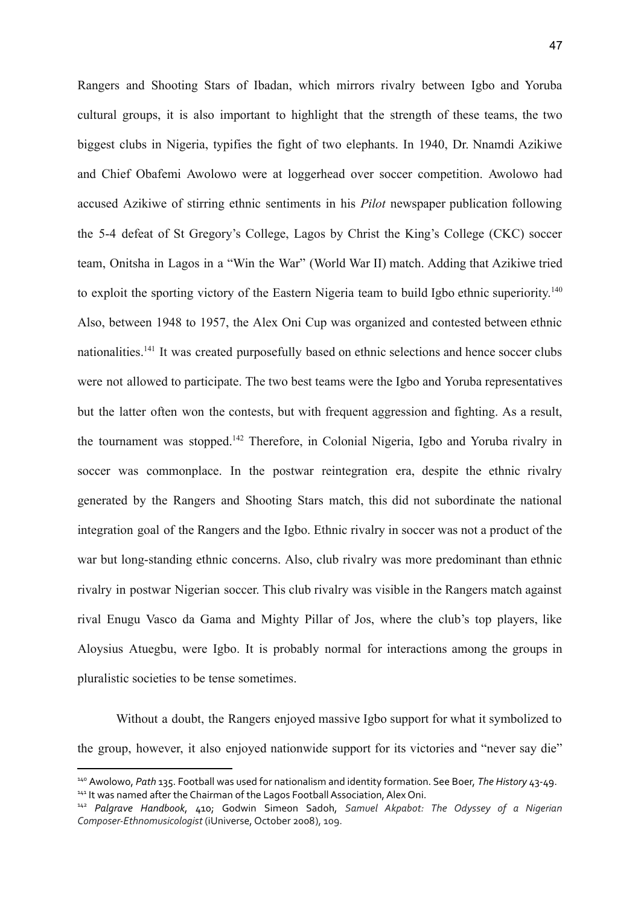Rangers and Shooting Stars of Ibadan, which mirrors rivalry between Igbo and Yoruba cultural groups, it is also important to highlight that the strength of these teams, the two biggest clubs in Nigeria, typifies the fight of two elephants. In 1940, Dr. Nnamdi Azikiwe and Chief Obafemi Awolowo were at loggerhead over soccer competition. Awolowo had accused Azikiwe of stirring ethnic sentiments in his *Pilot* newspaper publication following the 5-4 defeat of St Gregory's College, Lagos by Christ the King's College (CKC) soccer team, Onitsha in Lagos in a "Win the War" (World War II) match. Adding that Azikiwe tried to exploit the sporting victory of the Eastern Nigeria team to build Igbo ethnic superiority.[140] Also, between 1948 to 1957, the Alex Oni Cup was organized and contested between ethnic nationalities.[141] It was created purposefully based on ethnic selections and hence soccer clubs were not allowed to participate. The two best teams were the Igbo and Yoruba representatives but the latter often won the contests, but with frequent aggression and fighting. As a result, the tournament was stopped.[142] Therefore, in Colonial Nigeria, Igbo and Yoruba rivalry in soccer was commonplace. In the postwar reintegration era, despite the ethnic rivalry generated by the Rangers and Shooting Stars match, this did not subordinate the national integration goal of the Rangers and the Igbo. Ethnic rivalry in soccer was not a product of the war but long-standing ethnic concerns. Also, club rivalry was more predominant than ethnic rivalry in postwar Nigerian soccer. This club rivalry was visible in the Rangers match against rival Enugu Vasco da Gama and Mighty Pillar of Jos, where the club's top players, like Aloysius Atuegbu, were Igbo. It is probably normal for interactions among the groups in pluralistic societies to be tense sometimes.

Without a doubt, the Rangers enjoyed massive Igbo support for what it symbolized to the group, however, it also enjoyed nationwide support for its victories and "never say die"

---

[140] Awolowo, *Path* 135. Football was used for nationalism and identity formation. See Boer, *The History* 43-49.

[141] It was named after the Chairman of the Lagos Football Association, Alex Oni.

[142] *Palgrave Handbook*, 410; Godwin Simeon Sadoh, *Samuel Akpabot: The Odyssey of a Nigerian Composer-Ethnomusicologist* (iUniverse, October 2008), 109.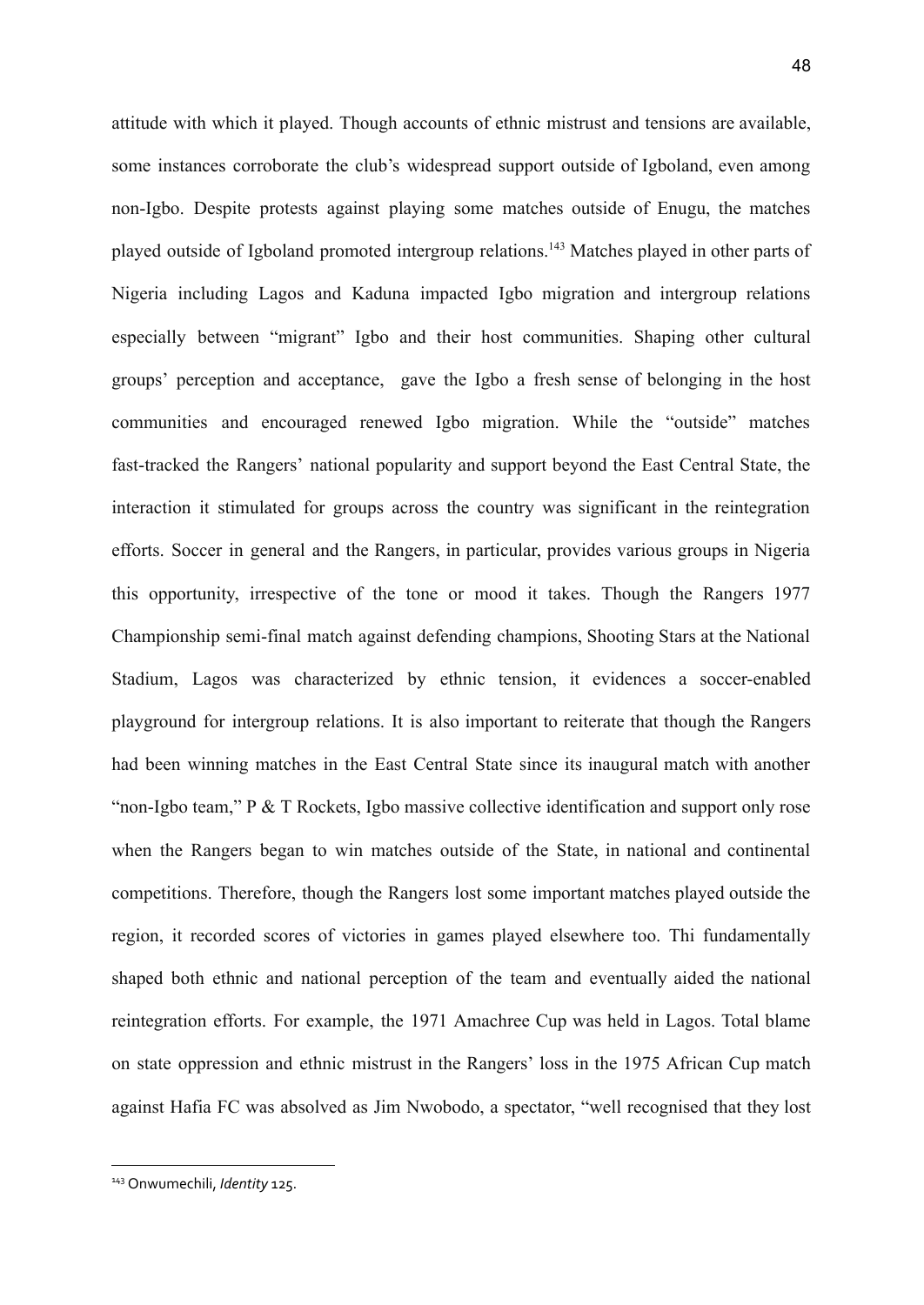attitude with which it played. Though accounts of ethnic mistrust and tensions are available, some instances corroborate the club's widespread support outside of Igboland, even among non-Igbo. Despite protests against playing some matches outside of Enugu, the matches played outside of Igboland promoted intergroup relations.[143] Matches played in other parts of Nigeria including Lagos and Kaduna impacted Igbo migration and intergroup relations especially between "migrant" Igbo and their host communities. Shaping other cultural groups' perception and acceptance, gave the Igbo a fresh sense of belonging in the host communities and encouraged renewed Igbo migration. While the "outside" matches fast-tracked the Rangers' national popularity and support beyond the East Central State, the interaction it stimulated for groups across the country was significant in the reintegration efforts. Soccer in general and the Rangers, in particular, provides various groups in Nigeria this opportunity, irrespective of the tone or mood it takes. Though the Rangers 1977 Championship semi-final match against defending champions, Shooting Stars at the National Stadium, Lagos was characterized by ethnic tension, it evidences a soccer-enabled playground for intergroup relations. It is also important to reiterate that though the Rangers had been winning matches in the East Central State since its inaugural match with another "non-Igbo team," P & T Rockets, Igbo massive collective identification and support only rose when the Rangers began to win matches outside of the State, in national and continental competitions. Therefore, though the Rangers lost some important matches played outside the region, it recorded scores of victories in games played elsewhere too. Thi fundamentally shaped both ethnic and national perception of the team and eventually aided the national reintegration efforts. For example, the 1971 Amachree Cup was held in Lagos. Total blame on state oppression and ethnic mistrust in the Rangers' loss in the 1975 African Cup match against Hafia FC was absolved as Jim Nwobodo, a spectator, "well recognised that they lost

---

[143] Onwumechili, *Identity* 125.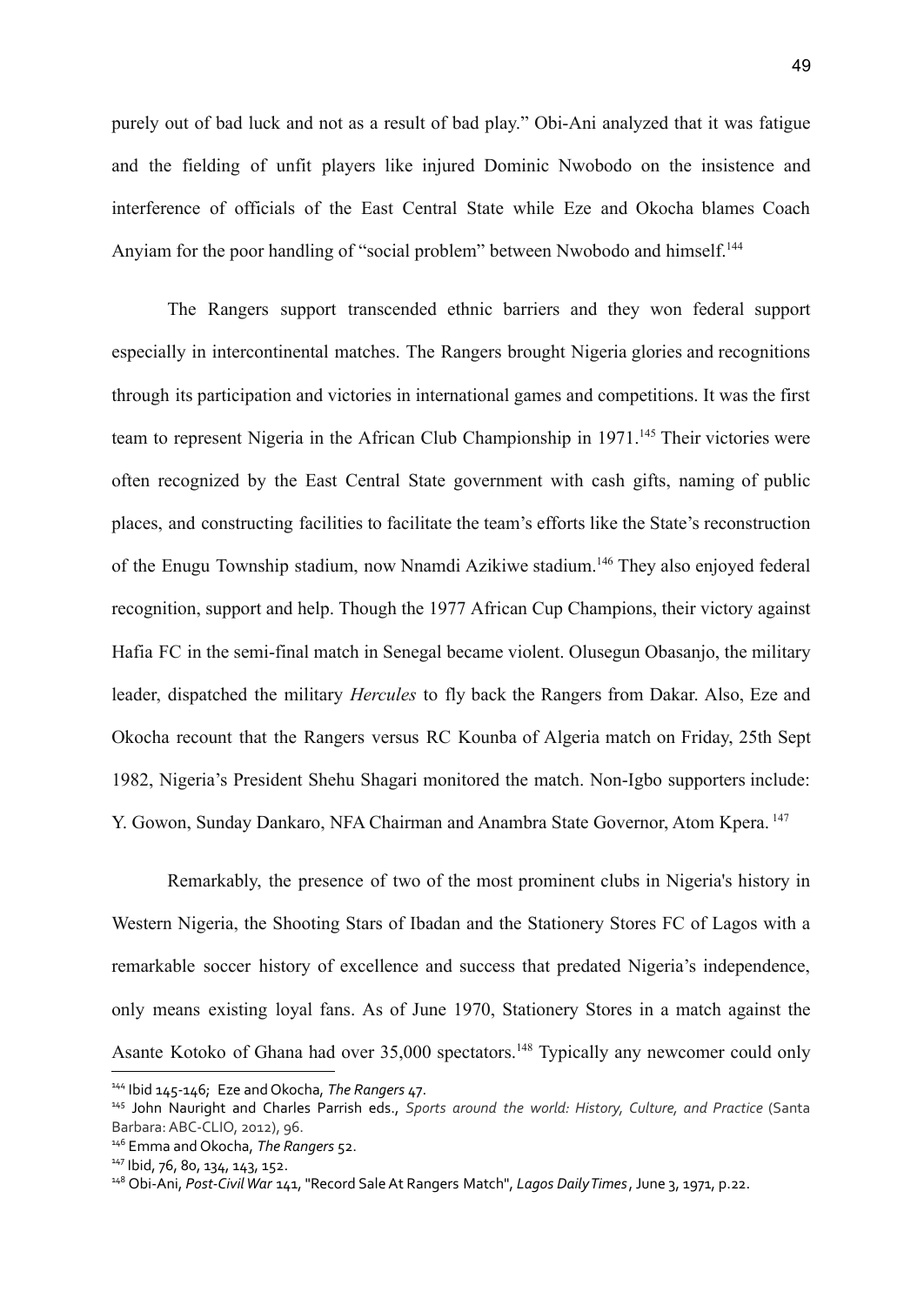purely out of bad luck and not as a result of bad play." Obi-Ani analyzed that it was fatigue and the fielding of unfit players like injured Dominic Nwobodo on the insistence and interference of officials of the East Central State while Eze and Okocha blames Coach Anyiam for the poor handling of "social problem" between Nwobodo and himself.[144]

The Rangers support transcended ethnic barriers and they won federal support especially in intercontinental matches. The Rangers brought Nigeria glories and recognitions through its participation and victories in international games and competitions. It was the first team to represent Nigeria in the African Club Championship in 1971.[145] Their victories were often recognized by the East Central State government with cash gifts, naming of public places, and constructing facilities to facilitate the team's efforts like the State's reconstruction of the Enugu Township stadium, now Nnamdi Azikiwe stadium.[146] They also enjoyed federal recognition, support and help. Though the 1977 African Cup Champions, their victory against Hafia FC in the semi-final match in Senegal became violent. Olusegun Obasanjo, the military leader, dispatched the military *Hercules* to fly back the Rangers from Dakar. Also, Eze and Okocha recount that the Rangers versus RC Kounba of Algeria match on Friday, 25th Sept 1982, Nigeria's President Shehu Shagari monitored the match. Non-Igbo supporters include: Y. Gowon, Sunday Dankaro, NFA Chairman and Anambra State Governor, Atom Kpera.[147]

Remarkably, the presence of two of the most prominent clubs in Nigeria's history in Western Nigeria, the Shooting Stars of Ibadan and the Stationery Stores FC of Lagos with a remarkable soccer history of excellence and success that predated Nigeria's independence, only means existing loyal fans. As of June 1970, Stationery Stores in a match against the Asante Kotoko of Ghana had over 35,000 spectators.[148] Typically any newcomer could only

---

[144] Ibid 145-146; Eze and Okocha, *The Rangers* 47.

[145] John Nauright and Charles Parrish eds., *Sports around the world: History, Culture, and Practice* (Santa Barbara: ABC-CLIO, 2012), 96.

[146] Emma and Okocha, *The Rangers* 52.

[147] Ibid, 76, 80, 134, 143, 152.

[148] Obi-Ani, *Post-Civil War* 141, "Record Sale At Rangers Match", *Lagos Daily Times*, June 3, 1971, p.22.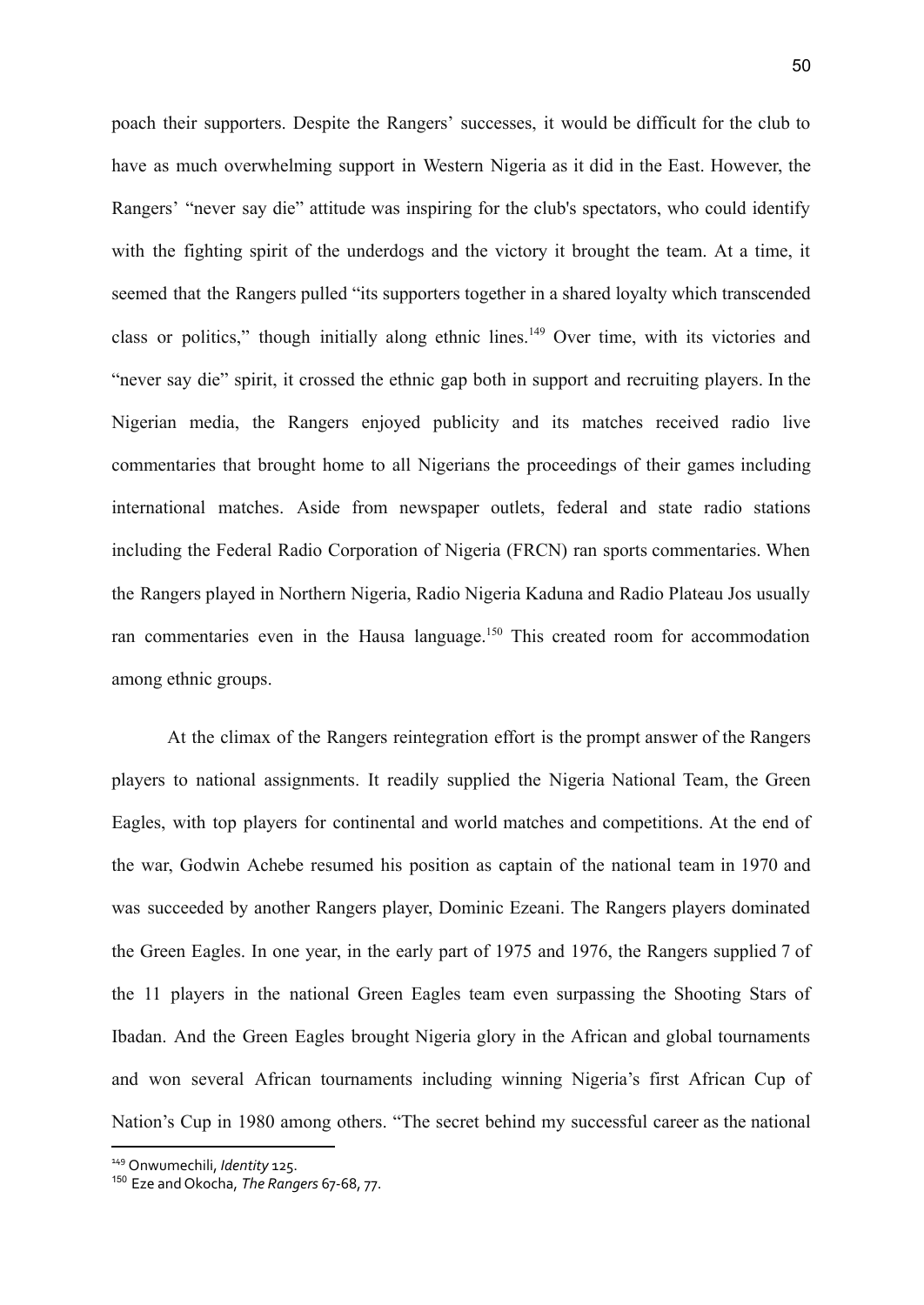poach their supporters. Despite the Rangers' successes, it would be difficult for the club to have as much overwhelming support in Western Nigeria as it did in the East. However, the Rangers' "never say die" attitude was inspiring for the club's spectators, who could identify with the fighting spirit of the underdogs and the victory it brought the team. At a time, it seemed that the Rangers pulled "its supporters together in a shared loyalty which transcended class or politics," though initially along ethnic lines.[149] Over time, with its victories and "never say die" spirit, it crossed the ethnic gap both in support and recruiting players. In the Nigerian media, the Rangers enjoyed publicity and its matches received radio live commentaries that brought home to all Nigerians the proceedings of their games including international matches. Aside from newspaper outlets, federal and state radio stations including the Federal Radio Corporation of Nigeria (FRCN) ran sports commentaries. When the Rangers played in Northern Nigeria, Radio Nigeria Kaduna and Radio Plateau Jos usually ran commentaries even in the Hausa language.[150] This created room for accommodation among ethnic groups.

At the climax of the Rangers reintegration effort is the prompt answer of the Rangers players to national assignments. It readily supplied the Nigeria National Team, the Green Eagles, with top players for continental and world matches and competitions. At the end of the war, Godwin Achebe resumed his position as captain of the national team in 1970 and was succeeded by another Rangers player, Dominic Ezeani. The Rangers players dominated the Green Eagles. In one year, in the early part of 1975 and 1976, the Rangers supplied 7 of the 11 players in the national Green Eagles team even surpassing the Shooting Stars of Ibadan. And the Green Eagles brought Nigeria glory in the African and global tournaments and won several African tournaments including winning Nigeria's first African Cup of Nation's Cup in 1980 among others. "The secret behind my successful career as the national

---

[149] Onwumechili, *Identity* 125.

[150] Eze and Okocha, *The Rangers* 67-68, 77.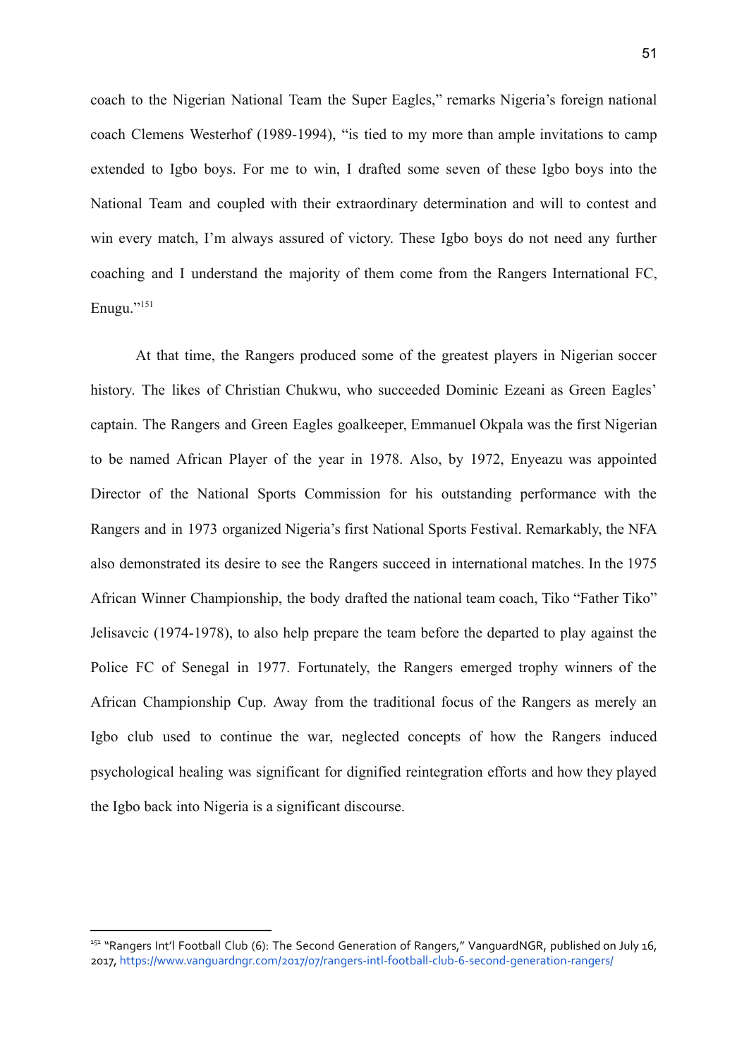coach to the Nigerian National Team the Super Eagles," remarks Nigeria's foreign national coach Clemens Westerhof (1989-1994), "is tied to my more than ample invitations to camp extended to Igbo boys. For me to win, I drafted some seven of these Igbo boys into the National Team and coupled with their extraordinary determination and will to contest and win every match, I'm always assured of victory. These Igbo boys do not need any further coaching and I understand the majority of them come from the Rangers International FC, Enugu."[151]

At that time, the Rangers produced some of the greatest players in Nigerian soccer history. The likes of Christian Chukwu, who succeeded Dominic Ezeani as Green Eagles' captain. The Rangers and Green Eagles goalkeeper, Emmanuel Okpala was the first Nigerian to be named African Player of the year in 1978. Also, by 1972, Enyeazu was appointed Director of the National Sports Commission for his outstanding performance with the Rangers and in 1973 organized Nigeria's first National Sports Festival. Remarkably, the NFA also demonstrated its desire to see the Rangers succeed in international matches. In the 1975 African Winner Championship, the body drafted the national team coach, Tiko "Father Tiko" Jelisavcic (1974-1978), to also help prepare the team before the departed to play against the Police FC of Senegal in 1977. Fortunately, the Rangers emerged trophy winners of the African Championship Cup. Away from the traditional focus of the Rangers as merely an Igbo club used to continue the war, neglected concepts of how the Rangers induced psychological healing was significant for dignified reintegration efforts and how they played the Igbo back into Nigeria is a significant discourse.

---

[151] "Rangers Int'l Football Club (6): The Second Generation of Rangers," VanguardNGR, published on July 16, 2017, https://www.vanguardngr.com/2017/07/rangers-intl-football-club-6-second-generation-rangers/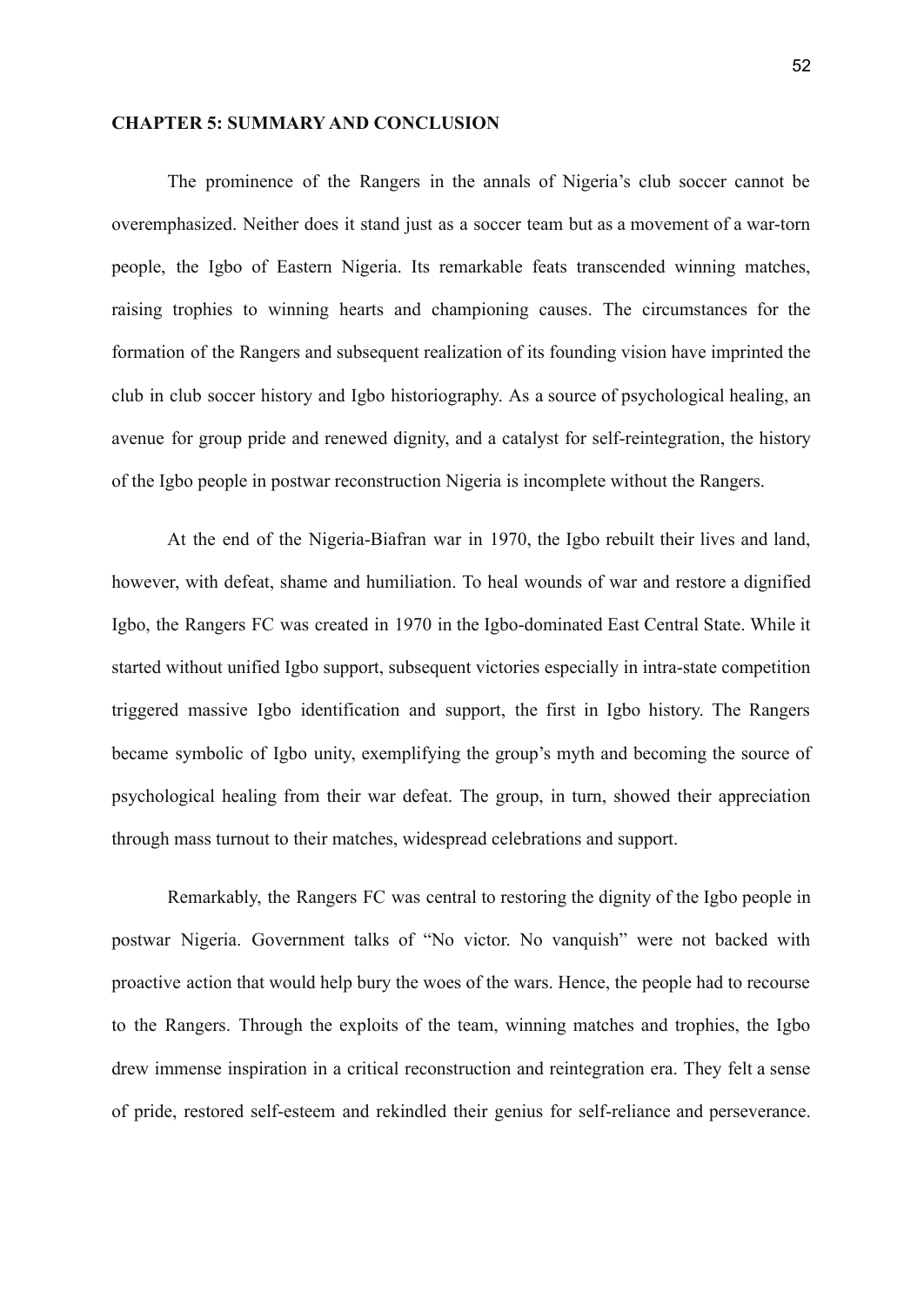## CHAPTER 5: SUMMARY AND CONCLUSION

The prominence of the Rangers in the annals of Nigeria's club soccer cannot be overemphasized. Neither does it stand just as a soccer team but as a movement of a war-torn people, the Igbo of Eastern Nigeria. Its remarkable feats transcended winning matches, raising trophies to winning hearts and championing causes. The circumstances for the formation of the Rangers and subsequent realization of its founding vision have imprinted the club in club soccer history and Igbo historiography. As a source of psychological healing, an avenue for group pride and renewed dignity, and a catalyst for self-reintegration, the history of the Igbo people in postwar reconstruction Nigeria is incomplete without the Rangers.

At the end of the Nigeria-Biafran war in 1970, the Igbo rebuilt their lives and land, however, with defeat, shame and humiliation. To heal wounds of war and restore a dignified Igbo, the Rangers FC was created in 1970 in the Igbo-dominated East Central State. While it started without unified Igbo support, subsequent victories especially in intra-state competition triggered massive Igbo identification and support, the first in Igbo history. The Rangers became symbolic of Igbo unity, exemplifying the group's myth and becoming the source of psychological healing from their war defeat. The group, in turn, showed their appreciation through mass turnout to their matches, widespread celebrations and support.

Remarkably, the Rangers FC was central to restoring the dignity of the Igbo people in postwar Nigeria. Government talks of "No victor. No vanquish" were not backed with proactive action that would help bury the woes of the wars. Hence, the people had to recourse to the Rangers. Through the exploits of the team, winning matches and trophies, the Igbo drew immense inspiration in a critical reconstruction and reintegration era. They felt a sense of pride, restored self-esteem and rekindled their genius for self-reliance and perseverance.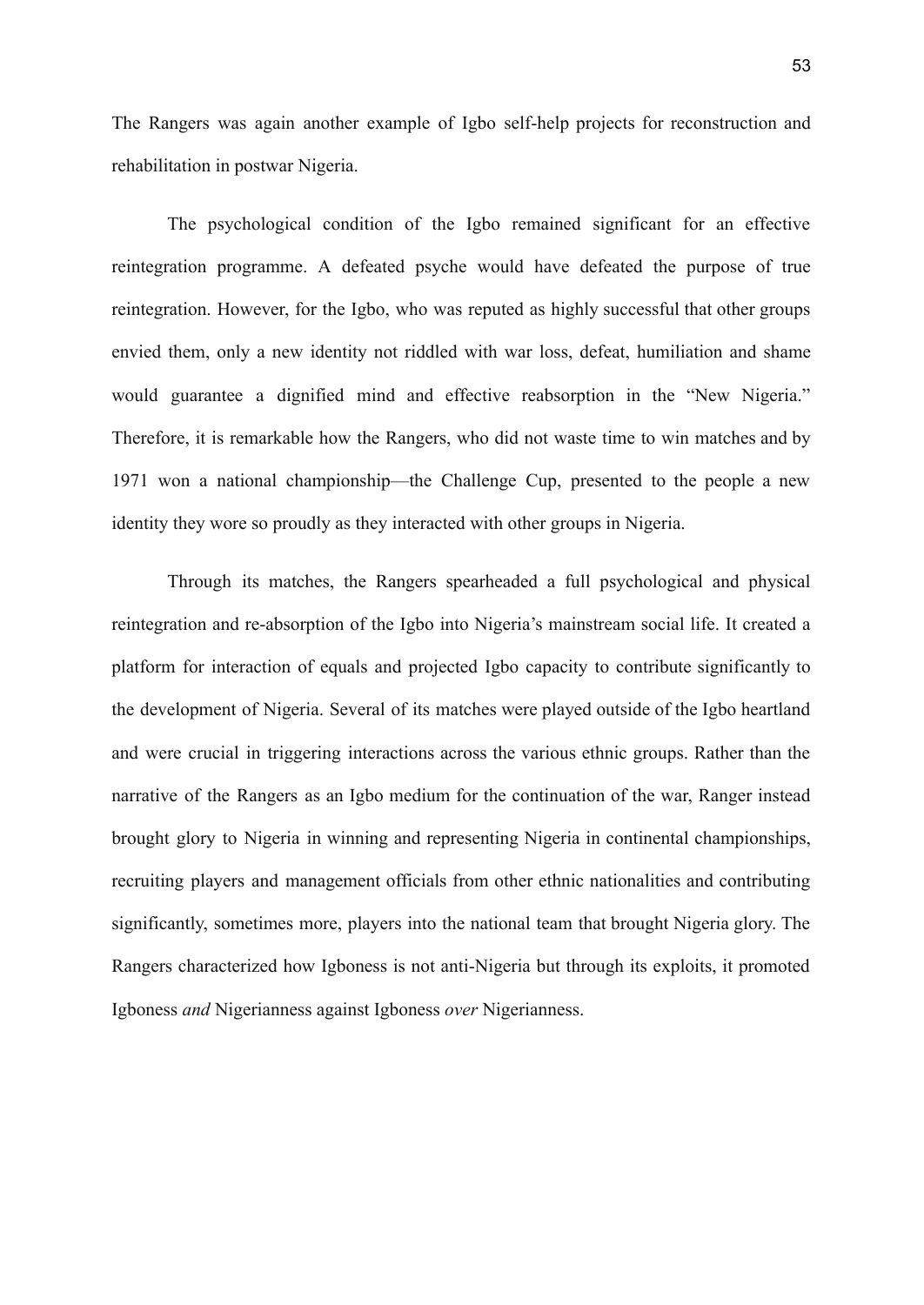The Rangers was again another example of Igbo self-help projects for reconstruction and rehabilitation in postwar Nigeria.

The psychological condition of the Igbo remained significant for an effective reintegration programme. A defeated psyche would have defeated the purpose of true reintegration. However, for the Igbo, who was reputed as highly successful that other groups envied them, only a new identity not riddled with war loss, defeat, humiliation and shame would guarantee a dignified mind and effective reabsorption in the "New Nigeria." Therefore, it is remarkable how the Rangers, who did not waste time to win matches and by 1971 won a national championship—the Challenge Cup, presented to the people a new identity they wore so proudly as they interacted with other groups in Nigeria.

Through its matches, the Rangers spearheaded a full psychological and physical reintegration and re-absorption of the Igbo into Nigeria's mainstream social life. It created a platform for interaction of equals and projected Igbo capacity to contribute significantly to the development of Nigeria. Several of its matches were played outside of the Igbo heartland and were crucial in triggering interactions across the various ethnic groups. Rather than the narrative of the Rangers as an Igbo medium for the continuation of the war, Ranger instead brought glory to Nigeria in winning and representing Nigeria in continental championships, recruiting players and management officials from other ethnic nationalities and contributing significantly, sometimes more, players into the national team that brought Nigeria glory. The Rangers characterized how Igboness is not anti-Nigeria but through its exploits, it promoted Igboness *and* Nigerianness against Igboness *over* Nigerianness.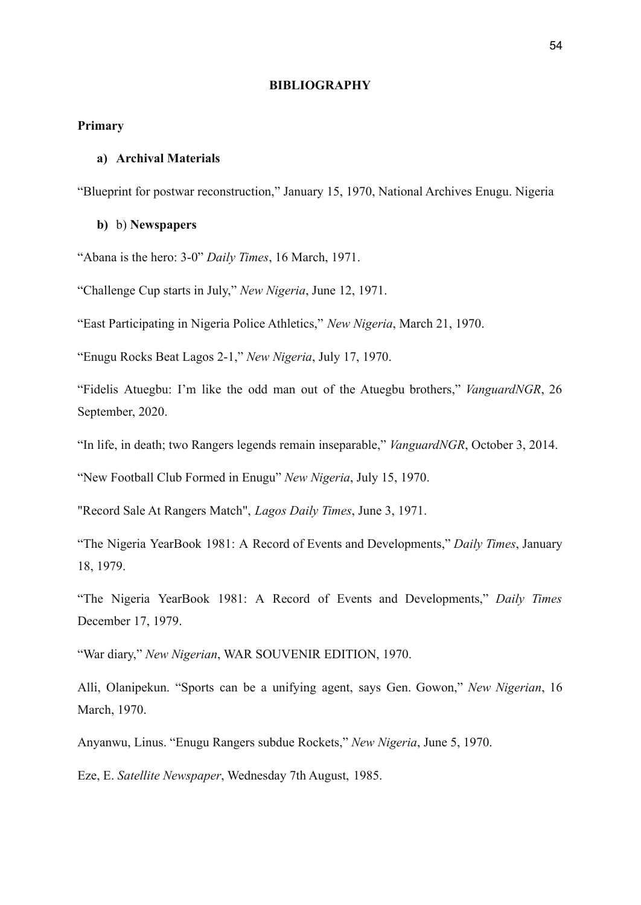# BIBLIOGRAPHY

## Primary

### a) Archival Materials

“Blueprint for postwar reconstruction,” January 15, 1970, National Archives Enugu. Nigeria

### b) b) Newspapers

“Abana is the hero: 3-0” *Daily Times*, 16 March, 1971.

“Challenge Cup starts in July,” *New Nigeria*, June 12, 1971.

“East Participating in Nigeria Police Athletics,” *New Nigeria*, March 21, 1970.

“Enugu Rocks Beat Lagos 2-1,” *New Nigeria*, July 17, 1970.

“Fidelis Atuegbu: I’m like the odd man out of the Atuegbu brothers,” *VanguardNGR*, 26 September, 2020.

“In life, in death; two Rangers legends remain inseparable,” *VanguardNGR*, October 3, 2014.

“New Football Club Formed in Enugu” *New Nigeria*, July 15, 1970.

"Record Sale At Rangers Match", *Lagos Daily Times*, June 3, 1971.

“The Nigeria YearBook 1981: A Record of Events and Developments,” *Daily Times*, January 18, 1979.

“The Nigeria YearBook 1981: A Record of Events and Developments,” *Daily Times* December 17, 1979.

“War diary,” *New Nigerian*, WAR SOUVENIR EDITION, 1970.

Alli, Olanipekun. “Sports can be a unifying agent, says Gen. Gowon,” *New Nigerian*, 16 March, 1970.

Anyanwu, Linus. “Enugu Rangers subdue Rockets,” *New Nigeria*, June 5, 1970.

Eze, E. *Satellite Newspaper*, Wednesday 7th August, 1985.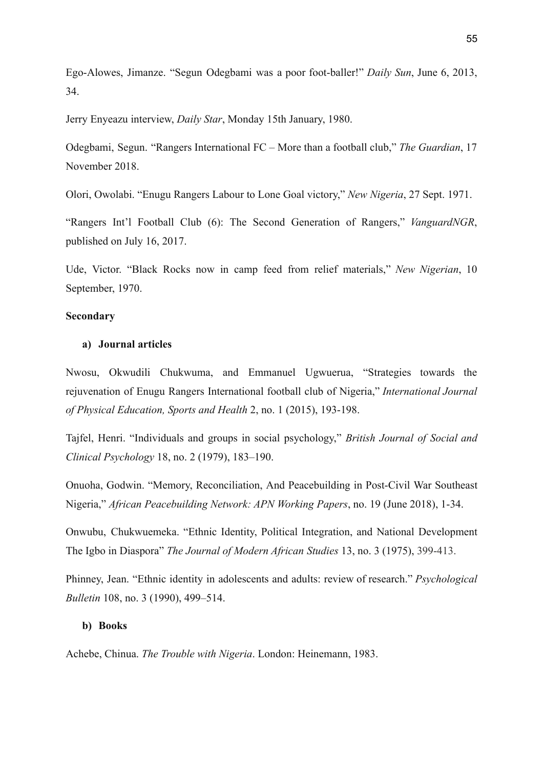Ego-Alowes, Jimanze. "Segun Odegbami was a poor foot-baller!" *Daily Sun*, June 6, 2013, 34.

Jerry Enyeazu interview, *Daily Star*, Monday 15th January, 1980.

Odegbami, Segun. "Rangers International FC – More than a football club," *The Guardian*, 17 November 2018.

Olori, Owolabi. "Enugu Rangers Labour to Lone Goal victory," *New Nigeria*, 27 Sept. 1971.

"Rangers Int'l Football Club (6): The Second Generation of Rangers," *VanguardNGR*, published on July 16, 2017.

Ude, Victor. "Black Rocks now in camp feed from relief materials," *New Nigerian*, 10 September, 1970.

**Secondary**

**a) Journal articles**

Nwosu, Okwudili Chukwuma, and Emmanuel Ugwuerua, "Strategies towards the rejuvenation of Enugu Rangers International football club of Nigeria," *International Journal of Physical Education, Sports and Health* 2, no. 1 (2015), 193-198.

Tajfel, Henri. "Individuals and groups in social psychology," *British Journal of Social and Clinical Psychology* 18, no. 2 (1979), 183–190.

Onuoha, Godwin. "Memory, Reconciliation, And Peacebuilding in Post-Civil War Southeast Nigeria," *African Peacebuilding Network: APN Working Papers*, no. 19 (June 2018), 1-34.

Onwubu, Chukwuemeka. "Ethnic Identity, Political Integration, and National Development The Igbo in Diaspora" *The Journal of Modern African Studies* 13, no. 3 (1975), 399-413.

Phinney, Jean. "Ethnic identity in adolescents and adults: review of research." *Psychological Bulletin* 108, no. 3 (1990), 499–514.

**b) Books**

Achebe, Chinua. *The Trouble with Nigeria*. London: Heinemann, 1983.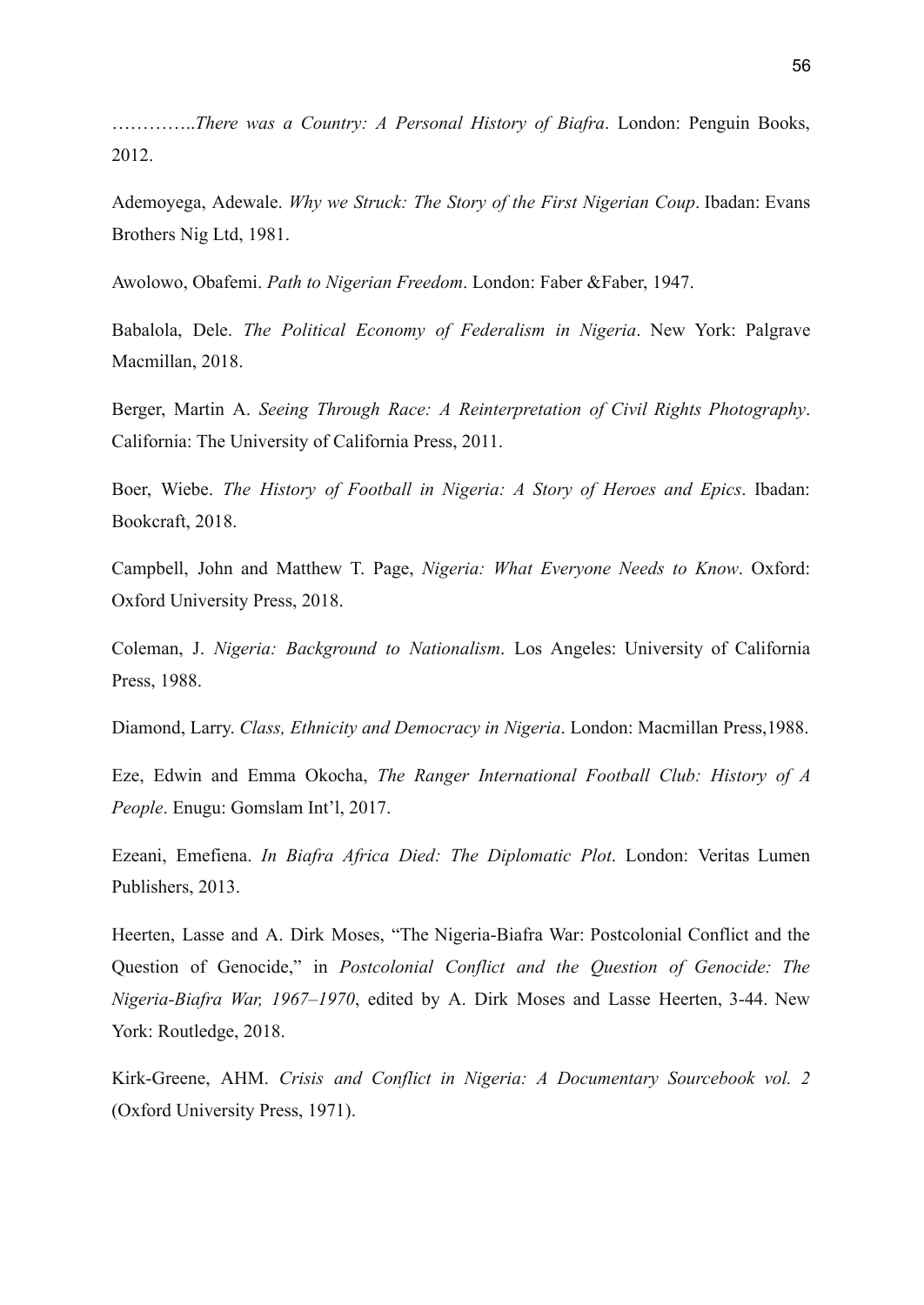…………..*There was a Country: A Personal History of Biafra*. London: Penguin Books, 2012.

Ademoyega, Adewale. *Why we Struck: The Story of the First Nigerian Coup*. Ibadan: Evans Brothers Nig Ltd, 1981.

Awolowo, Obafemi. *Path to Nigerian Freedom*. London: Faber &Faber, 1947.

Babalola, Dele. *The Political Economy of Federalism in Nigeria*. New York: Palgrave Macmillan, 2018.

Berger, Martin A. *Seeing Through Race: A Reinterpretation of Civil Rights Photography*. California: The University of California Press, 2011.

Boer, Wiebe. *The History of Football in Nigeria: A Story of Heroes and Epics*. Ibadan: Bookcraft, 2018.

Campbell, John and Matthew T. Page, *Nigeria: What Everyone Needs to Know*. Oxford: Oxford University Press, 2018.

Coleman, J. *Nigeria: Background to Nationalism*. Los Angeles: University of California Press, 1988.

Diamond, Larry. *Class, Ethnicity and Democracy in Nigeria*. London: Macmillan Press,1988.

Eze, Edwin and Emma Okocha, *The Ranger International Football Club: History of A People*. Enugu: Gomslam Int'l, 2017.

Ezeani, Emefiena. *In Biafra Africa Died: The Diplomatic Plot*. London: Veritas Lumen Publishers, 2013.

Heerten, Lasse and A. Dirk Moses, "The Nigeria-Biafra War: Postcolonial Conflict and the Question of Genocide," in *Postcolonial Conflict and the Question of Genocide: The Nigeria-Biafra War, 1967–1970*, edited by A. Dirk Moses and Lasse Heerten, 3-44. New York: Routledge, 2018.

Kirk-Greene, AHM. *Crisis and Conflict in Nigeria: A Documentary Sourcebook vol. 2* (Oxford University Press, 1971).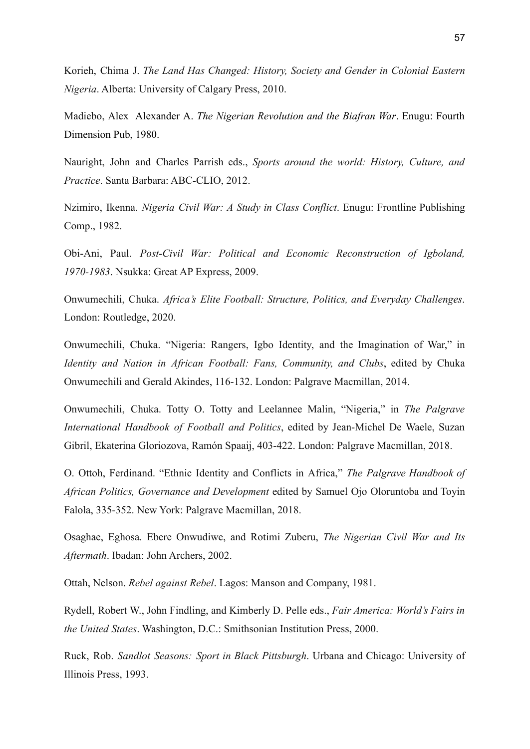Korieh, Chima J. *The Land Has Changed: History, Society and Gender in Colonial Eastern Nigeria*. Alberta: University of Calgary Press, 2010.

Madiebo, Alex  Alexander A. *The Nigerian Revolution and the Biafran War*. Enugu: Fourth Dimension Pub, 1980.

Nauright, John and Charles Parrish eds., *Sports around the world: History, Culture, and Practice*. Santa Barbara: ABC-CLIO, 2012.

Nzimiro, Ikenna. *Nigeria Civil War: A Study in Class Conflict*. Enugu: Frontline Publishing Comp., 1982.

Obi-Ani, Paul. *Post-Civil War: Political and Economic Reconstruction of Igboland, 1970-1983*. Nsukka: Great AP Express, 2009.

Onwumechili, Chuka. *Africa's Elite Football: Structure, Politics, and Everyday Challenges*. London: Routledge, 2020.

Onwumechili, Chuka. "Nigeria: Rangers, Igbo Identity, and the Imagination of War," in *Identity and Nation in African Football: Fans, Community, and Clubs*, edited by Chuka Onwumechili and Gerald Akindes, 116-132. London: Palgrave Macmillan, 2014.

Onwumechili, Chuka. Totty O. Totty and Leelannee Malin, "Nigeria," in *The Palgrave International Handbook of Football and Politics*, edited by Jean-Michel De Waele, Suzan Gibril, Ekaterina Gloriozova, Ramón Spaaij, 403-422. London: Palgrave Macmillan, 2018.

O. Ottoh, Ferdinand. "Ethnic Identity and Conflicts in Africa," *The Palgrave Handbook of African Politics, Governance and Development* edited by Samuel Ojo Oloruntoba and Toyin Falola, 335-352. New York: Palgrave Macmillan, 2018.

Osaghae, Eghosa. Ebere Onwudiwe, and Rotimi Zuberu, *The Nigerian Civil War and Its Aftermath*. Ibadan: John Archers, 2002.

Ottah, Nelson. *Rebel against Rebel*. Lagos: Manson and Company, 1981.

Rydell, Robert W., John Findling, and Kimberly D. Pelle eds., *Fair America: World's Fairs in the United States*. Washington, D.C.: Smithsonian Institution Press, 2000.

Ruck, Rob. *Sandlot Seasons: Sport in Black Pittsburgh*. Urbana and Chicago: University of Illinois Press, 1993.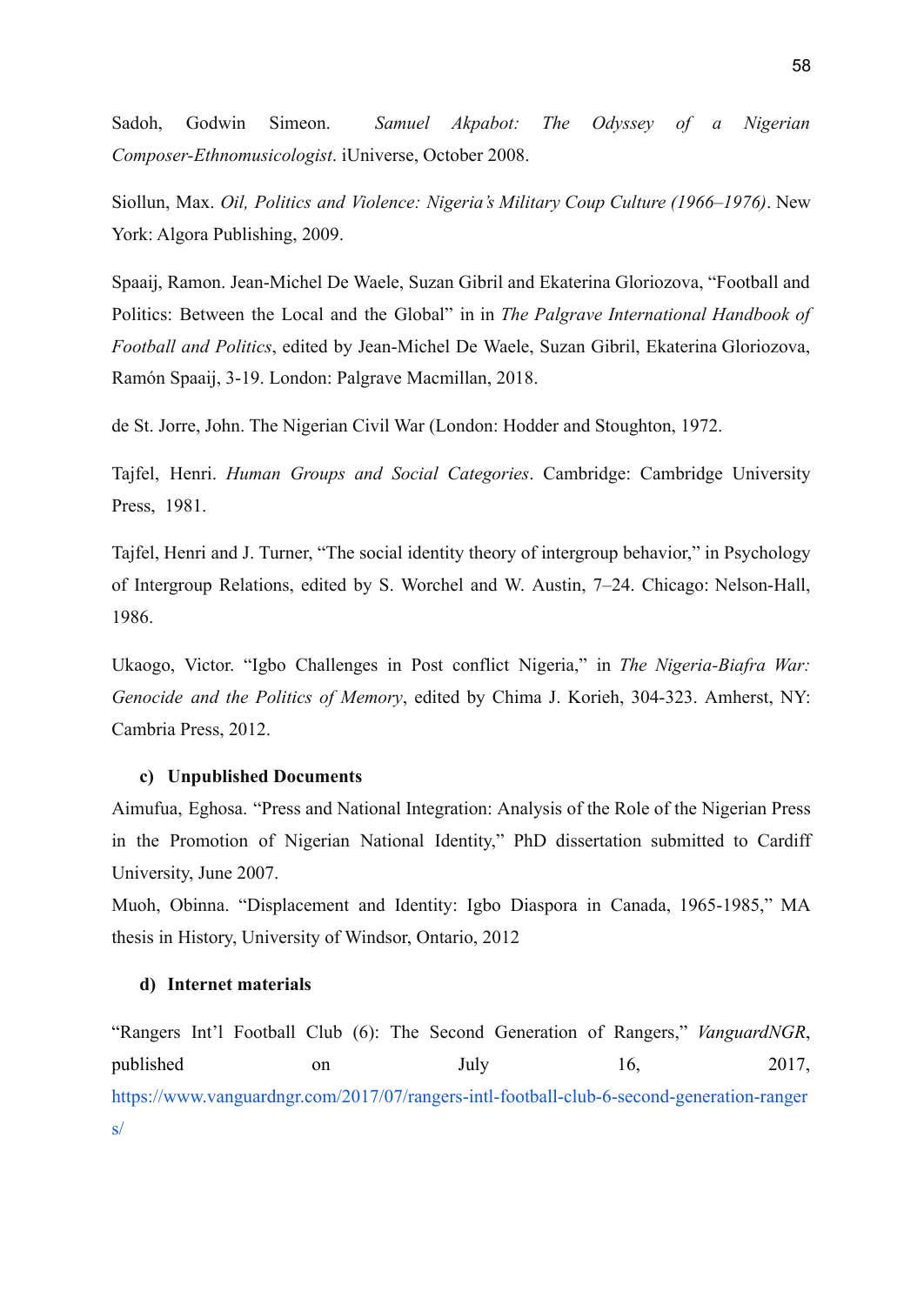Sadoh, Godwin Simeon. *Samuel Akpabot: The Odyssey of a Nigerian Composer-Ethnomusicologist*. iUniverse, October 2008.

Siollun, Max. *Oil, Politics and Violence: Nigeria's Military Coup Culture (1966–1976)*. New York: Algora Publishing, 2009.

Spaaij, Ramon. Jean-Michel De Waele, Suzan Gibril and Ekaterina Gloriozova, "Football and Politics: Between the Local and the Global" in in *The Palgrave International Handbook of Football and Politics*, edited by Jean-Michel De Waele, Suzan Gibril, Ekaterina Gloriozova, Ramón Spaaij, 3-19. London: Palgrave Macmillan, 2018.

de St. Jorre, John. The Nigerian Civil War (London: Hodder and Stoughton, 1972.

Tajfel, Henri. *Human Groups and Social Categories*. Cambridge: Cambridge University Press, 1981.

Tajfel, Henri and J. Turner, "The social identity theory of intergroup behavior," in Psychology of Intergroup Relations, edited by S. Worchel and W. Austin, 7–24. Chicago: Nelson-Hall, 1986.

Ukaogo, Victor. "Igbo Challenges in Post conflict Nigeria," in *The Nigeria-Biafra War: Genocide and the Politics of Memory*, edited by Chima J. Korieh, 304-323. Amherst, NY: Cambria Press, 2012.

### c) Unpublished Documents

Aimufua, Eghosa. "Press and National Integration: Analysis of the Role of the Nigerian Press in the Promotion of Nigerian National Identity," PhD dissertation submitted to Cardiff University, June 2007.

Muoh, Obinna. "Displacement and Identity: Igbo Diaspora in Canada, 1965-1985," MA thesis in History, University of Windsor, Ontario, 2012

### d) Internet materials

"Rangers Int'l Football Club (6): The Second Generation of Rangers," *VanguardNGR*, published on July 16, 2017, https://www.vanguardngr.com/2017/07/rangers-intl-football-club-6-second-generation-rangers/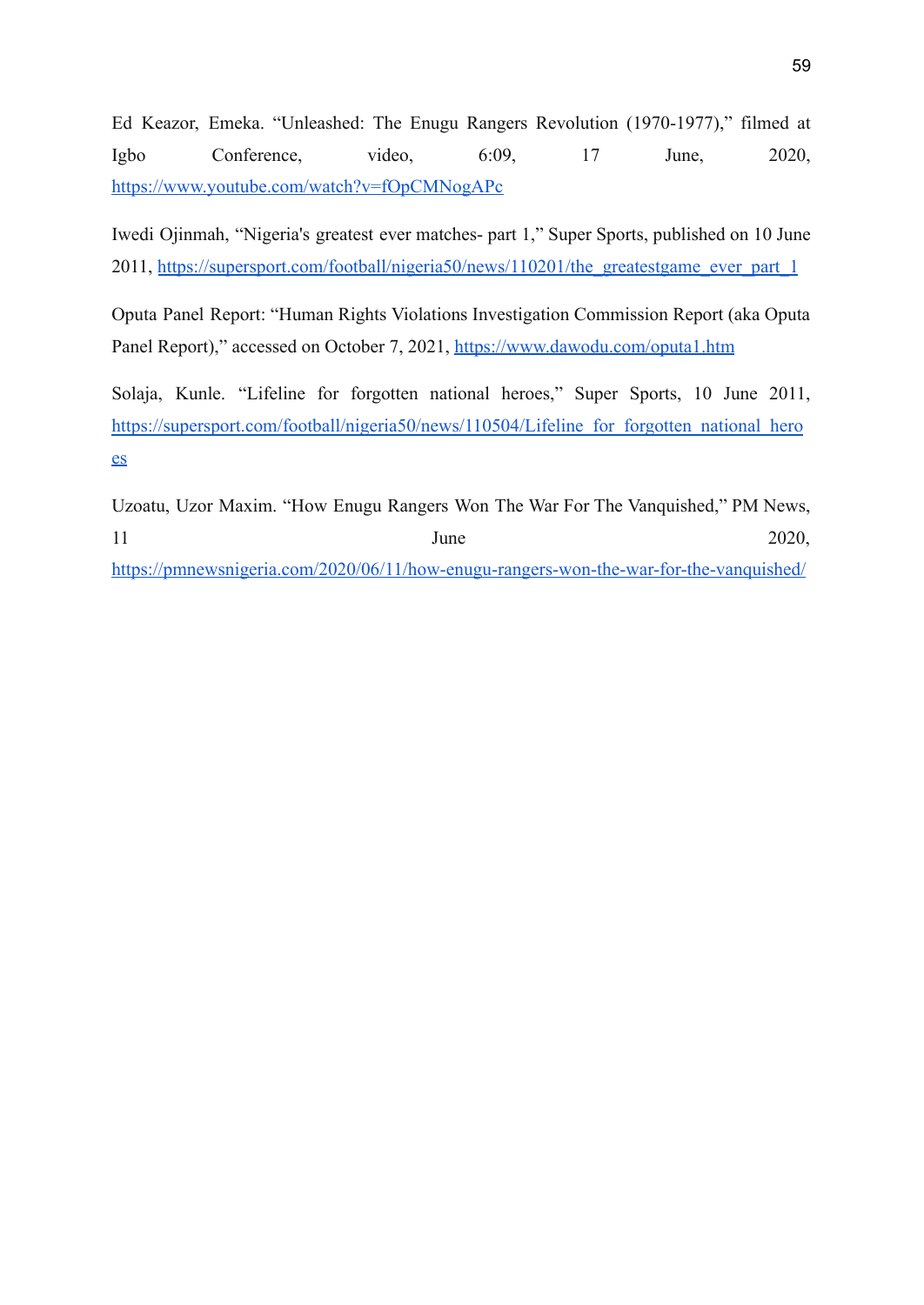Ed Keazor, Emeka. “Unleashed: The Enugu Rangers Revolution (1970-1977),” filmed at Igbo Conference, video, 6:09, 17 June, 2020, https://www.youtube.com/watch?v=fOpCMNogAPc

Iwedi Ojinmah, “Nigeria's greatest ever matches- part 1,” Super Sports, published on 10 June 2011, https://supersport.com/football/nigeria50/news/110201/the_greatestgame_ever_part_1

Oputa Panel Report: “Human Rights Violations Investigation Commission Report (aka Oputa Panel Report),” accessed on October 7, 2021, https://www.dawodu.com/oputa1.htm

Solaja, Kunle. “Lifeline for forgotten national heroes,” Super Sports, 10 June 2011, https://supersport.com/football/nigeria50/news/110504/Lifeline_for_forgotten_national_heroes

Uzoatu, Uzor Maxim. “How Enugu Rangers Won The War For The Vanquished,” PM News, 11 June 2020, https://pmnewsnigeria.com/2020/06/11/how-enugu-rangers-won-the-war-for-the-vanquished/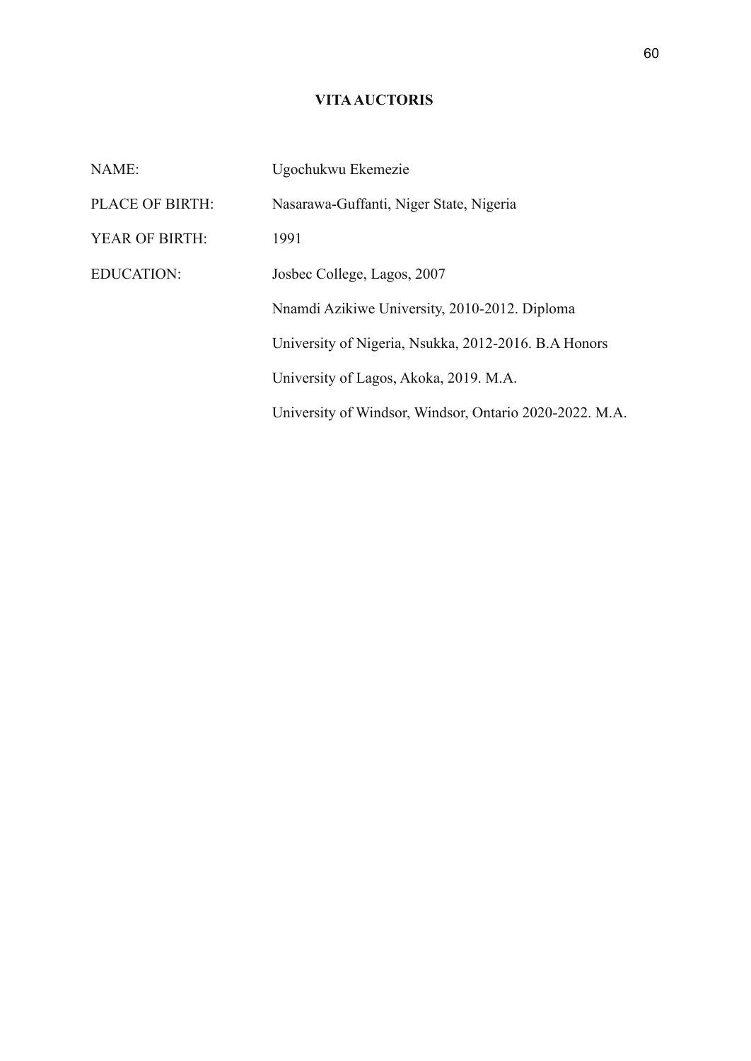## VITA AUCTORIS

| | |
|---|---|
| NAME: | Ugochukwu Ekemezie |
| PLACE OF BIRTH: | Nasarawa-Guffanti, Niger State, Nigeria |
| YEAR OF BIRTH: | 1991 |
| EDUCATION: | Josbec College, Lagos, 2007 |
| | Nnamdi Azikiwe University, 2010-2012. Diploma |
| | University of Nigeria, Nsukka, 2012-2016. B.A Honors |
| | University of Lagos, Akoka, 2019. M.A. |
| | University of Windsor, Windsor, Ontario 2020-2022. M.A. |